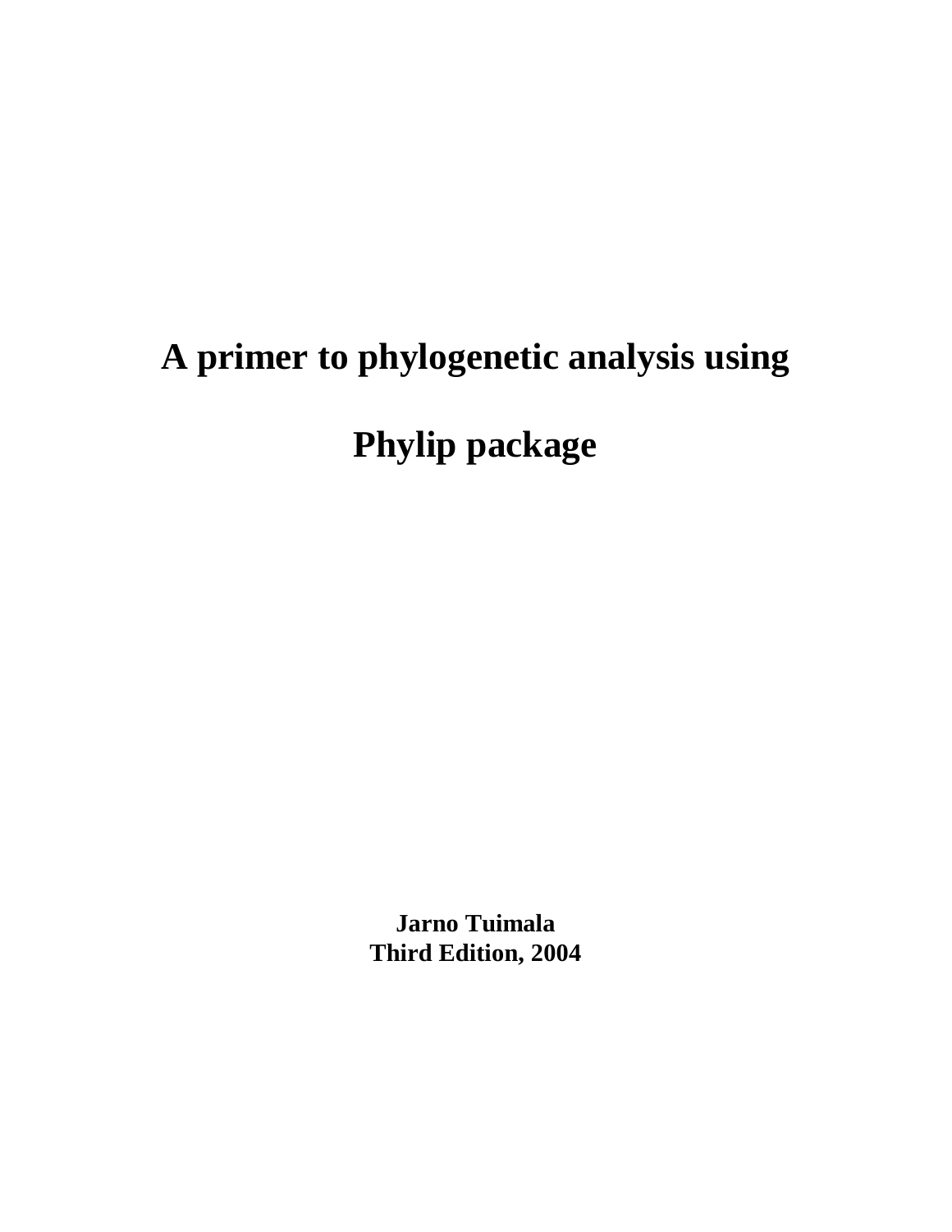# A primer to phylogenetic analysis using Phylip package

**Jarno Tuimala**
**Third Edition, 2004**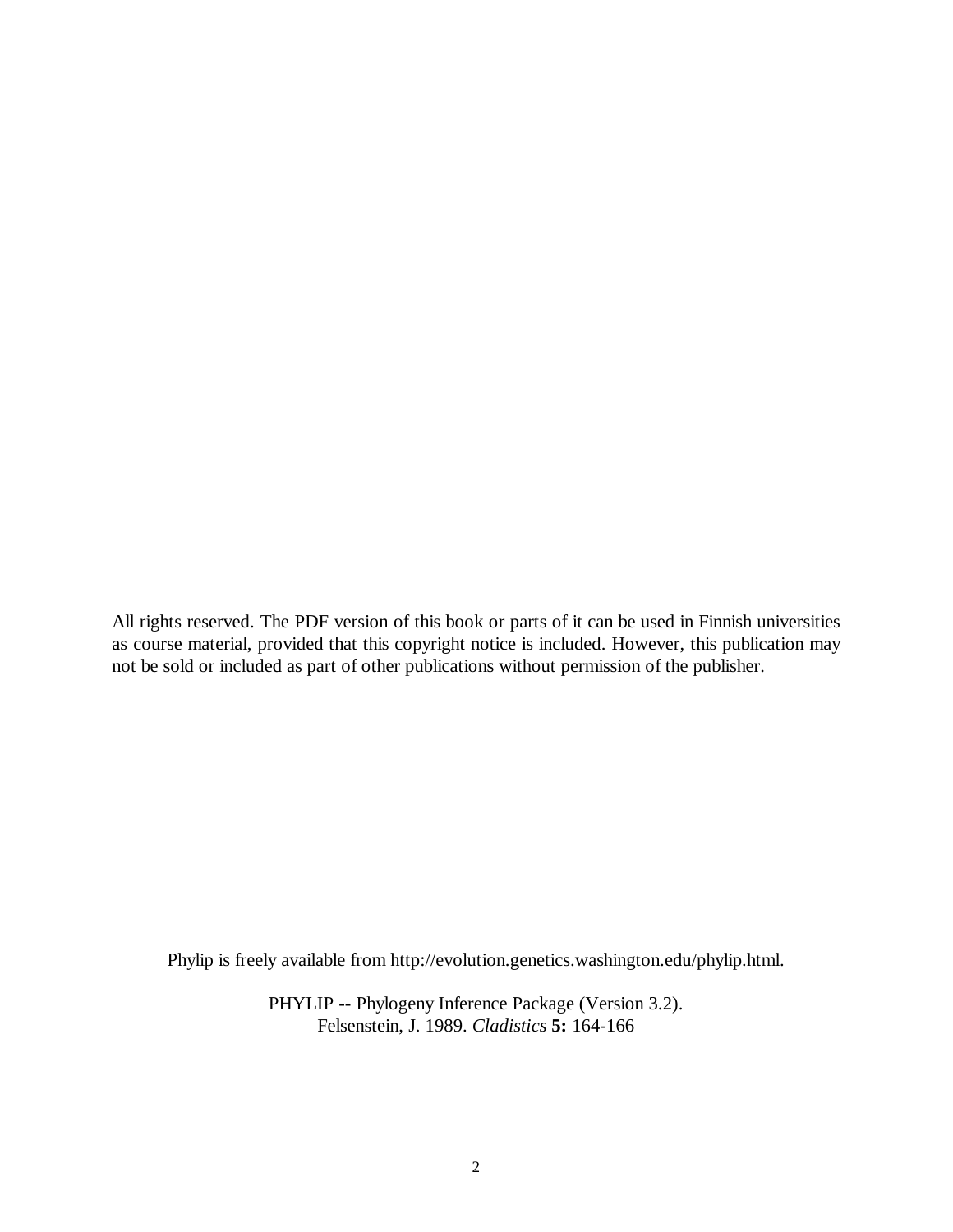All rights reserved. The PDF version of this book or parts of it can be used in Finnish universities as course material, provided that this copyright notice is included. However, this publication may not be sold or included as part of other publications without permission of the publisher.

Phylip is freely available from http://evolution.genetics.washington.edu/phylip.html.

PHYLIP -- Phylogeny Inference Package (Version 3.2).
Felsenstein, J. 1989. *Cladistics* **5:** 164-166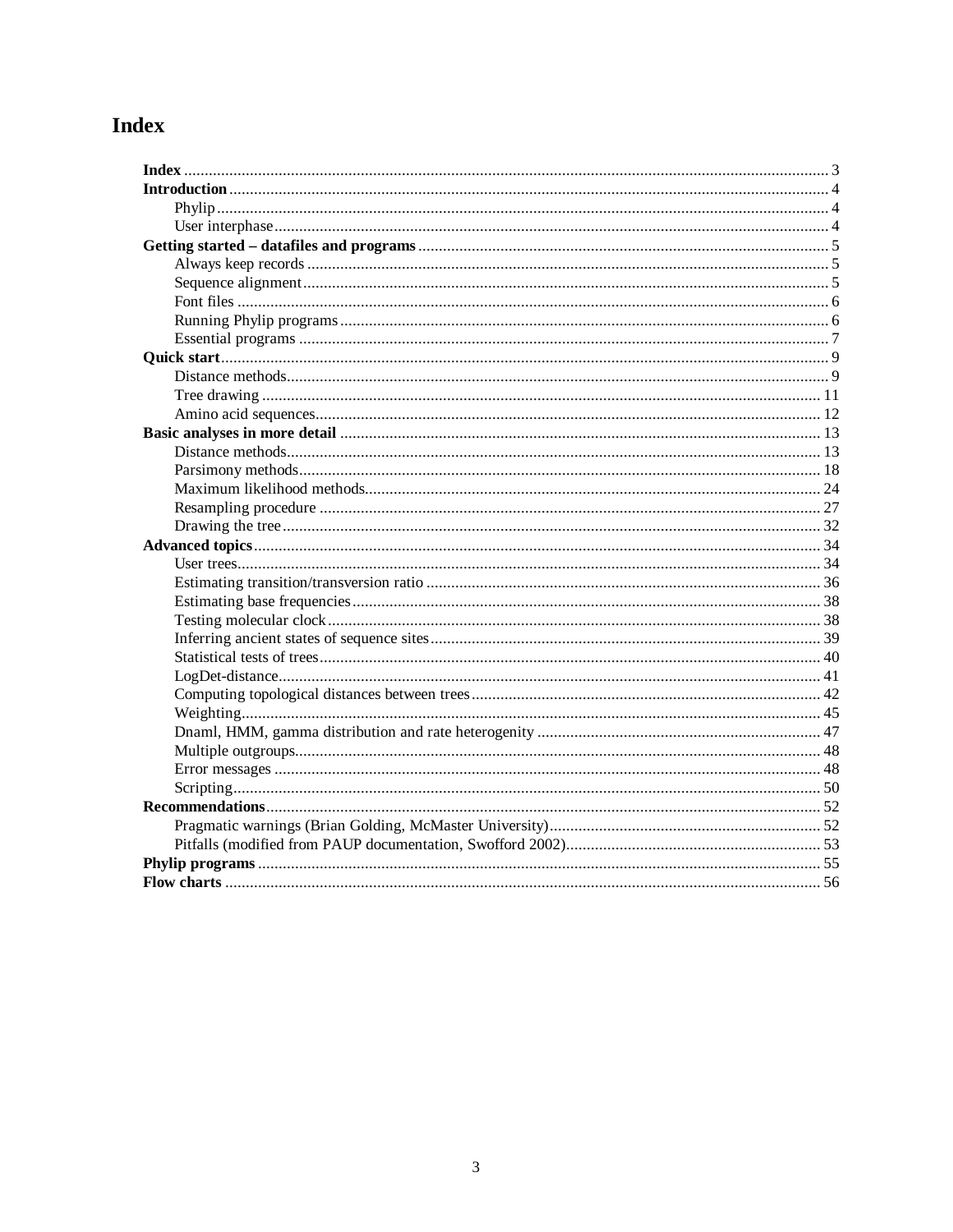# Index

**Index** .......... 3
**Introduction** .......... 4
- Phylip .......... 4
- User interphase .......... 4

**Getting started – datafiles and programs** .......... 5
- Always keep records .......... 5
- Sequence alignment .......... 5
- Font files .......... 6
- Running Phylip programs .......... 6
- Essential programs .......... 7

**Quick start** .......... 9
- Distance methods .......... 9
- Tree drawing .......... 11
- Amino acid sequences .......... 12

**Basic analyses in more detail** .......... 13
- Distance methods .......... 13
- Parsimony methods .......... 18
- Maximum likelihood methods .......... 24
- Resampling procedure .......... 27
- Drawing the tree .......... 32

**Advanced topics** .......... 34
- User trees .......... 34
- Estimating transition/transversion ratio .......... 36
- Estimating base frequencies .......... 38
- Testing molecular clock .......... 38
- Inferring ancient states of sequence sites .......... 39
- Statistical tests of trees .......... 40
- LogDet-distance .......... 41
- Computing topological distances between trees .......... 42
- Weighting .......... 45
- Dnaml, HMM, gamma distribution and rate heterogenity .......... 47
- Multiple outgroups .......... 48
- Error messages .......... 48
- Scripting .......... 50

**Recommendations** .......... 52
- Pragmatic warnings (Brian Golding, McMaster University) .......... 52
- Pitfalls (modified from PAUP documentation, Swofford 2002) .......... 53

**Phylip programs** .......... 55
**Flow charts** .......... 56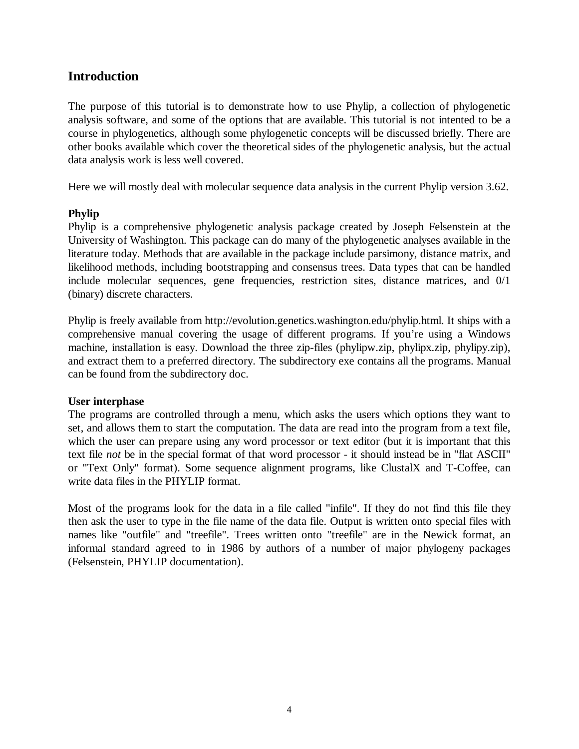# Introduction

The purpose of this tutorial is to demonstrate how to use Phylip, a collection of phylogenetic analysis software, and some of the options that are available. This tutorial is not intented to be a course in phylogenetics, although some phylogenetic concepts will be discussed briefly. There are other books available which cover the theoretical sides of the phylogenetic analysis, but the actual data analysis work is less well covered.

Here we will mostly deal with molecular sequence data analysis in the current Phylip version 3.62.

**Phylip**

Phylip is a comprehensive phylogenetic analysis package created by Joseph Felsenstein at the University of Washington. This package can do many of the phylogenetic analyses available in the literature today. Methods that are available in the package include parsimony, distance matrix, and likelihood methods, including bootstrapping and consensus trees. Data types that can be handled include molecular sequences, gene frequencies, restriction sites, distance matrices, and 0/1 (binary) discrete characters.

Phylip is freely available from http://evolution.genetics.washington.edu/phylip.html. It ships with a comprehensive manual covering the usage of different programs. If you're using a Windows machine, installation is easy. Download the three zip-files (phylipw.zip, phylipx.zip, phylipy.zip), and extract them to a preferred directory. The subdirectory exe contains all the programs. Manual can be found from the subdirectory doc.

**User interphase**

The programs are controlled through a menu, which asks the users which options they want to set, and allows them to start the computation. The data are read into the program from a text file, which the user can prepare using any word processor or text editor (but it is important that this text file *not* be in the special format of that word processor - it should instead be in "flat ASCII" or "Text Only" format). Some sequence alignment programs, like ClustalX and T-Coffee, can write data files in the PHYLIP format.

Most of the programs look for the data in a file called "infile". If they do not find this file they then ask the user to type in the file name of the data file. Output is written onto special files with names like "outfile" and "treefile". Trees written onto "treefile" are in the Newick format, an informal standard agreed to in 1986 by authors of a number of major phylogeny packages (Felsenstein, PHYLIP documentation).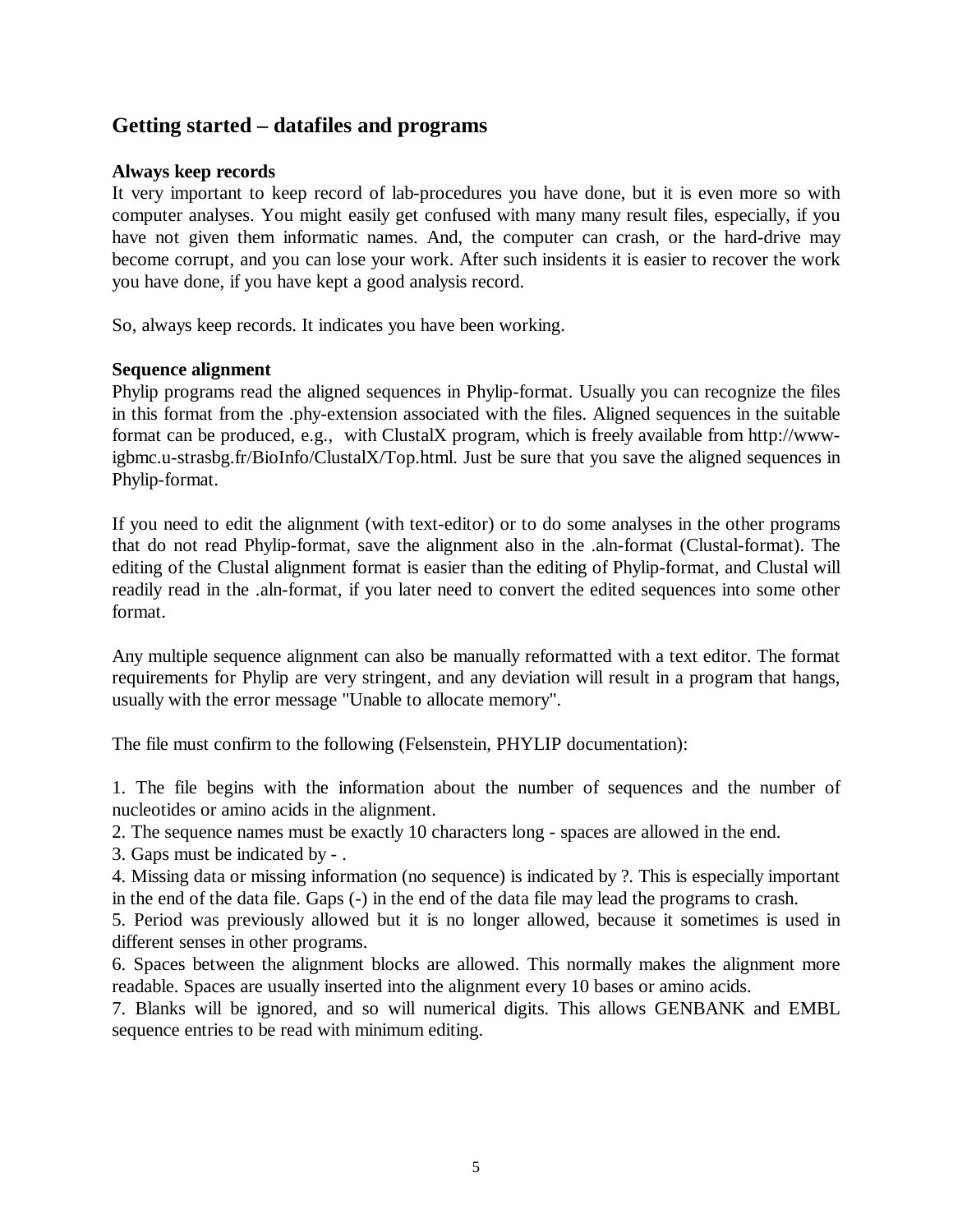## Getting started – datafiles and programs

**Always keep records**

It very important to keep record of lab-procedures you have done, but it is even more so with computer analyses. You might easily get confused with many many result files, especially, if you have not given them informatic names. And, the computer can crash, or the hard-drive may become corrupt, and you can lose your work. After such insidents it is easier to recover the work you have done, if you have kept a good analysis record.

So, always keep records. It indicates you have been working.

**Sequence alignment**

Phylip programs read the aligned sequences in Phylip-format. Usually you can recognize the files in this format from the .phy-extension associated with the files. Aligned sequences in the suitable format can be produced, e.g., with ClustalX program, which is freely available from http://www-igbmc.u-strasbg.fr/BioInfo/ClustalX/Top.html. Just be sure that you save the aligned sequences in Phylip-format.

If you need to edit the alignment (with text-editor) or to do some analyses in the other programs that do not read Phylip-format, save the alignment also in the .aln-format (Clustal-format). The editing of the Clustal alignment format is easier than the editing of Phylip-format, and Clustal will readily read in the .aln-format, if you later need to convert the edited sequences into some other format.

Any multiple sequence alignment can also be manually reformatted with a text editor. The format requirements for Phylip are very stringent, and any deviation will result in a program that hangs, usually with the error message "Unable to allocate memory".

The file must confirm to the following (Felsenstein, PHYLIP documentation):

1. The file begins with the information about the number of sequences and the number of nucleotides or amino acids in the alignment.
2. The sequence names must be exactly 10 characters long - spaces are allowed in the end.
3. Gaps must be indicated by - .
4. Missing data or missing information (no sequence) is indicated by ?. This is especially important in the end of the data file. Gaps (-) in the end of the data file may lead the programs to crash.
5. Period was previously allowed but it is no longer allowed, because it sometimes is used in different senses in other programs.
6. Spaces between the alignment blocks are allowed. This normally makes the alignment more readable. Spaces are usually inserted into the alignment every 10 bases or amino acids.
7. Blanks will be ignored, and so will numerical digits. This allows GENBANK and EMBL sequence entries to be read with minimum editing.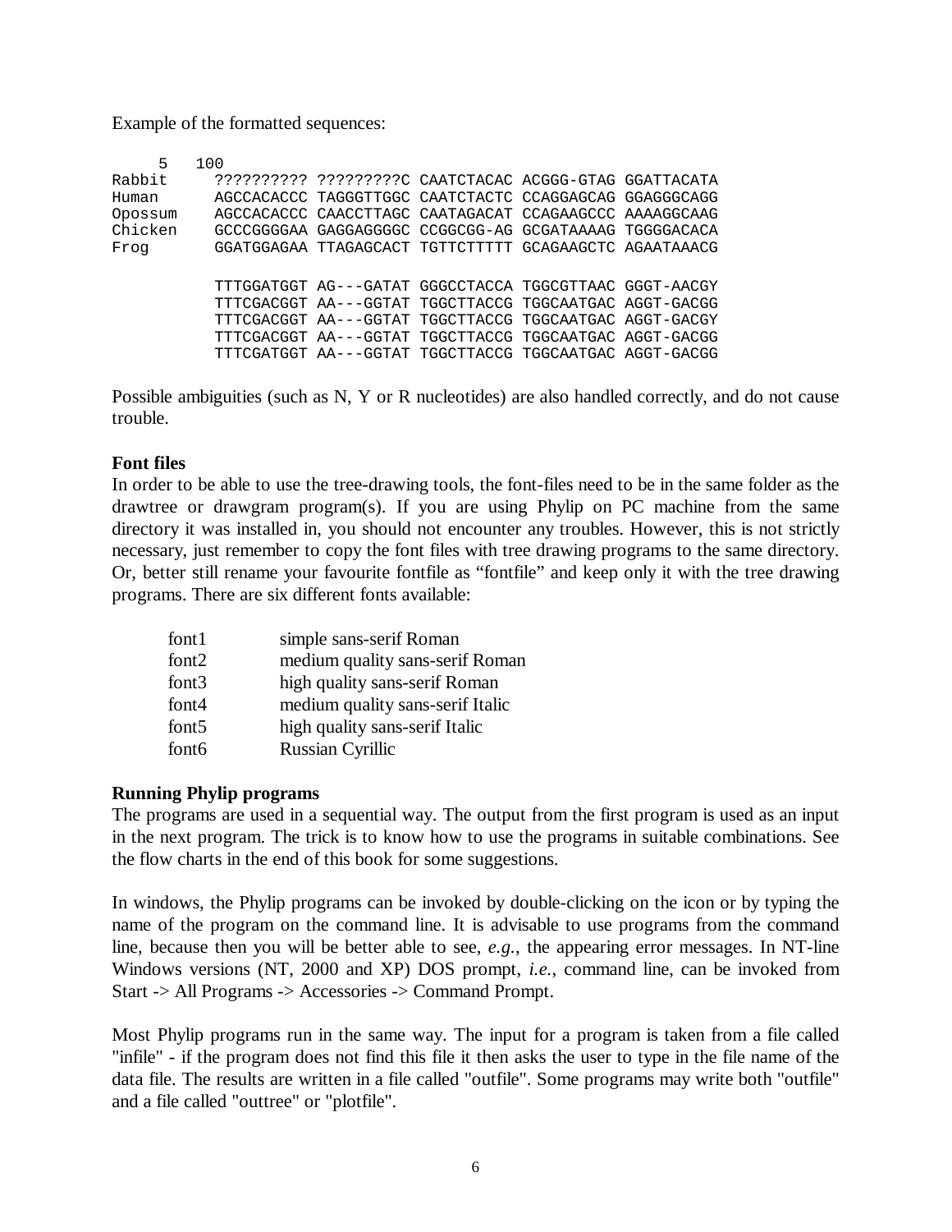Example of the formatted sequences:

```
     5   100
Rabbit     ?????????? ?????????C CAATCTACAC ACGGG-GTAG GGATTACATA
Human      AGCCACACCC TAGGGTTGGC CAATCTACTC CCAGGAGCAG GGAGGGCAGG
Opossum    AGCCACACCC CAACCTTAGC CAATAGACAT CCAGAAGCCC AAAAGGCAAG
Chicken    GCCCGGGGAA GAGGAGGGGC CCGGCGG-AG GCGATAAAAG TGGGGACACA
Frog       GGATGGAGAA TTAGAGCACT TGTTCTTTTT GCAGAAGCTC AGAATAAACG

           TTTGGATGGT AG---GATAT GGGCCTACCA TGGCGTTAAC GGGT-AACGY
           TTTCGACGGT AA---GGTAT TGGCTTACCG TGGCAATGAC AGGT-GACGG
           TTTCGACGGT AA---GGTAT TGGCTTACCG TGGCAATGAC AGGT-GACGY
           TTTCGACGGT AA---GGTAT TGGCTTACCG TGGCAATGAC AGGT-GACGG
           TTTCGATGGT AA---GGTAT TGGCTTACCG TGGCAATGAC AGGT-GACGG
```

Possible ambiguities (such as N, Y or R nucleotides) are also handled correctly, and do not cause trouble.

**Font files**

In order to be able to use the tree-drawing tools, the font-files need to be in the same folder as the drawtree or drawgram program(s). If you are using Phylip on PC machine from the same directory it was installed in, you should not encounter any troubles. However, this is not strictly necessary, just remember to copy the font files with tree drawing programs to the same directory. Or, better still rename your favourite fontfile as "fontfile" and keep only it with the tree drawing programs. There are six different fonts available:

| | |
|---|---|
| font1 | simple sans-serif Roman |
| font2 | medium quality sans-serif Roman |
| font3 | high quality sans-serif Roman |
| font4 | medium quality sans-serif Italic |
| font5 | high quality sans-serif Italic |
| font6 | Russian Cyrillic |

**Running Phylip programs**

The programs are used in a sequential way. The output from the first program is used as an input in the next program. The trick is to know how to use the programs in suitable combinations. See the flow charts in the end of this book for some suggestions.

In windows, the Phylip programs can be invoked by double-clicking on the icon or by typing the name of the program on the command line. It is advisable to use programs from the command line, because then you will be better able to see, *e.g.*, the appearing error messages. In NT-line Windows versions (NT, 2000 and XP) DOS prompt, *i.e.*, command line, can be invoked from Start -> All Programs -> Accessories -> Command Prompt.

Most Phylip programs run in the same way. The input for a program is taken from a file called "infile" - if the program does not find this file it then asks the user to type in the file name of the data file. The results are written in a file called "outfile". Some programs may write both "outfile" and a file called "outtree" or "plotfile".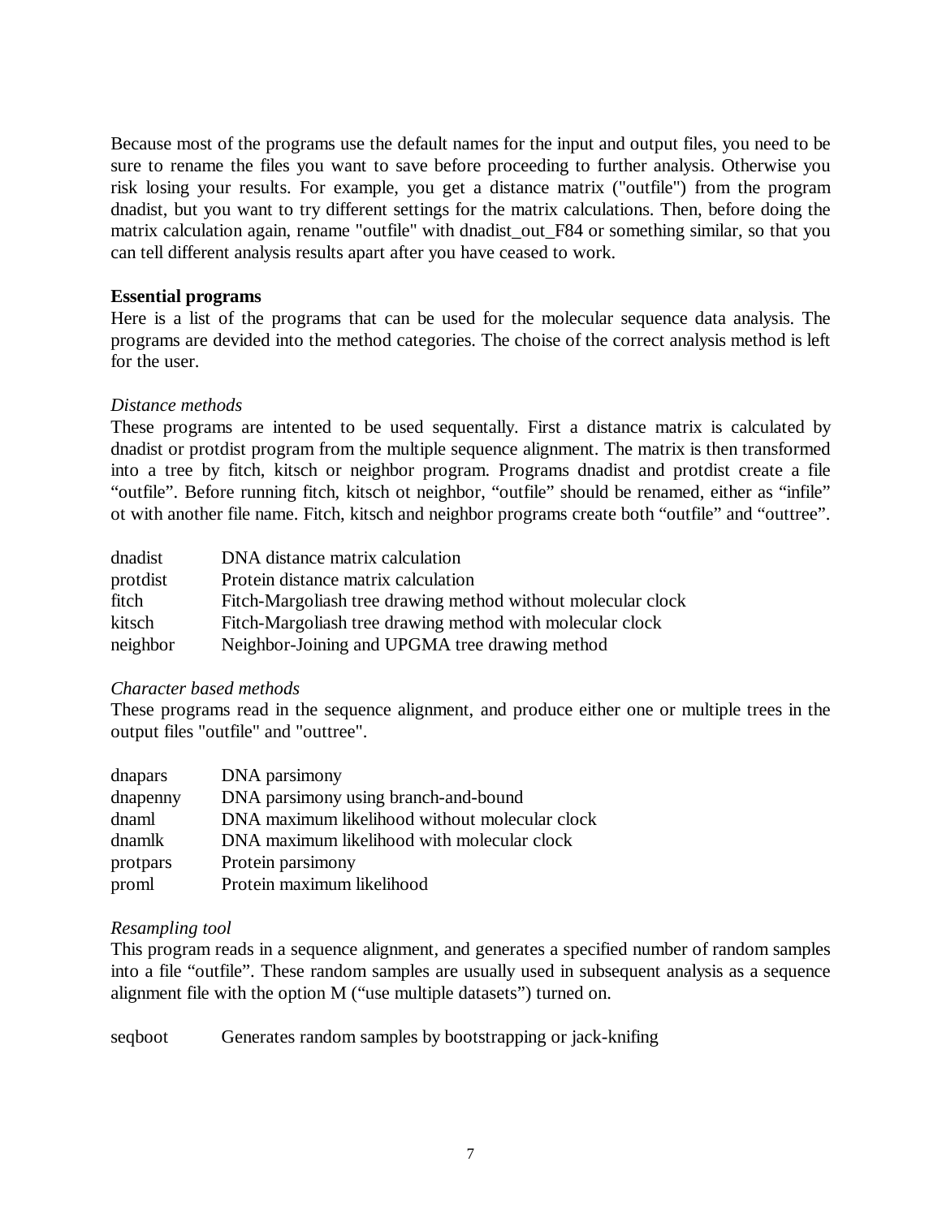Because most of the programs use the default names for the input and output files, you need to be sure to rename the files you want to save before proceeding to further analysis. Otherwise you risk losing your results. For example, you get a distance matrix ("outfile") from the program dnadist, but you want to try different settings for the matrix calculations. Then, before doing the matrix calculation again, rename "outfile" with dnadist_out_F84 or something similar, so that you can tell different analysis results apart after you have ceased to work.

**Essential programs**

Here is a list of the programs that can be used for the molecular sequence data analysis. The programs are devided into the method categories. The choise of the correct analysis method is left for the user.

*Distance methods*

These programs are intented to be used sequentally. First a distance matrix is calculated by dnadist or protdist program from the multiple sequence alignment. The matrix is then transformed into a tree by fitch, kitsch or neighbor program. Programs dnadist and protdist create a file “outfile”. Before running fitch, kitsch ot neighbor, “outfile” should be renamed, either as “infile” ot with another file name. Fitch, kitsch and neighbor programs create both “outfile” and “outtree”.

| | |
|---|---|
| dnadist | DNA distance matrix calculation |
| protdist | Protein distance matrix calculation |
| fitch | Fitch-Margoliash tree drawing method without molecular clock |
| kitsch | Fitch-Margoliash tree drawing method with molecular clock |
| neighbor | Neighbor-Joining and UPGMA tree drawing method |

*Character based methods*

These programs read in the sequence alignment, and produce either one or multiple trees in the output files "outfile" and "outtree".

| | |
|---|---|
| dnapars | DNA parsimony |
| dnapenny | DNA parsimony using branch-and-bound |
| dnaml | DNA maximum likelihood without molecular clock |
| dnamlk | DNA maximum likelihood with molecular clock |
| protpars | Protein parsimony |
| proml | Protein maximum likelihood |

*Resampling tool*

This program reads in a sequence alignment, and generates a specified number of random samples into a file “outfile”. These random samples are usually used in subsequent analysis as a sequence alignment file with the option M (“use multiple datasets”) turned on.

| | |
|---|---|
| seqboot | Generates random samples by bootstrapping or jack-knifing |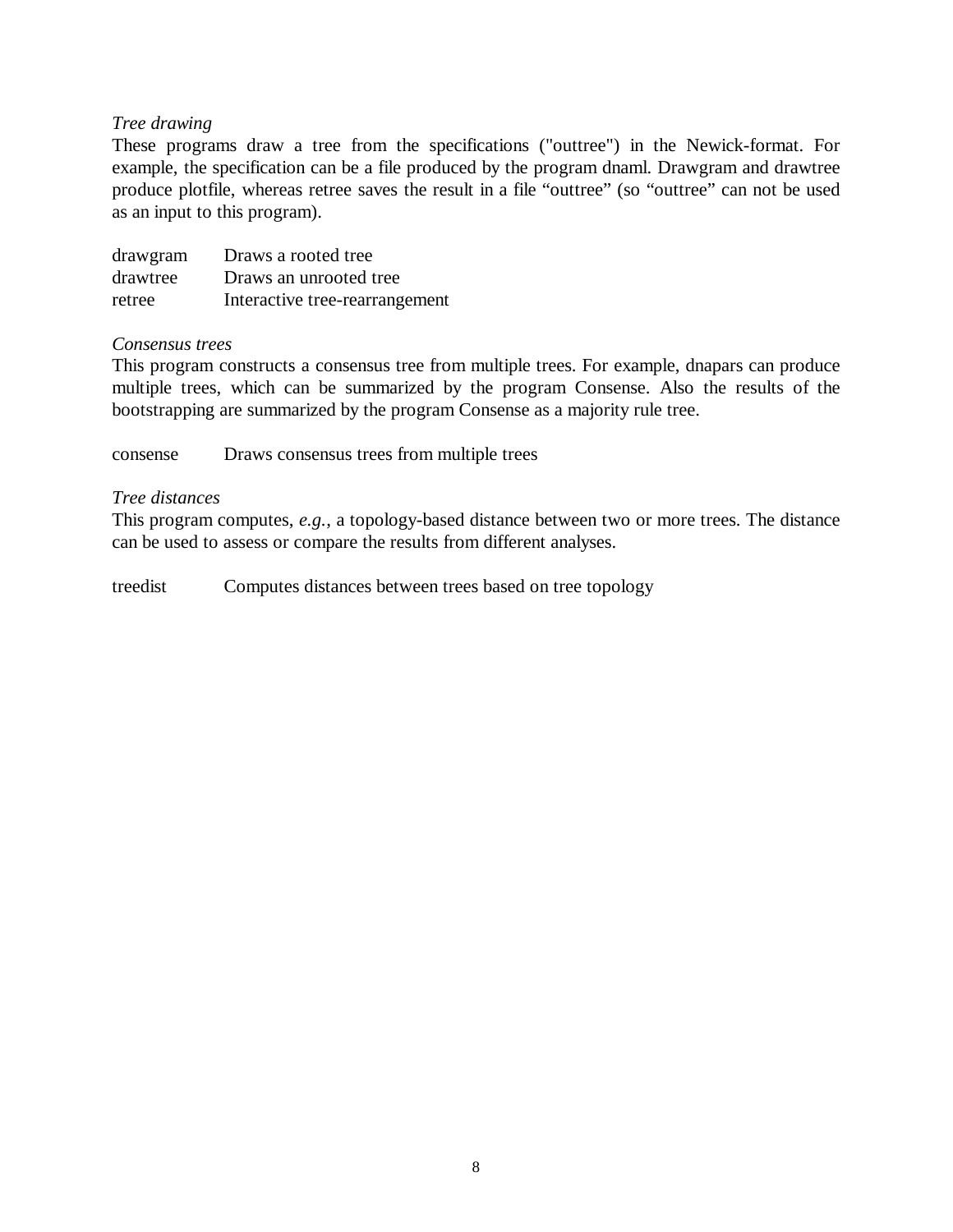*Tree drawing*

These programs draw a tree from the specifications ("outtree") in the Newick-format. For example, the specification can be a file produced by the program dnaml. Drawgram and drawtree produce plotfile, whereas retree saves the result in a file “outtree” (so “outtree” can not be used as an input to this program).

| | |
|---|---|
| drawgram | Draws a rooted tree |
| drawtree | Draws an unrooted tree |
| retree | Interactive tree-rearrangement |

*Consensus trees*

This program constructs a consensus tree from multiple trees. For example, dnapars can produce multiple trees, which can be summarized by the program Consense. Also the results of the bootstrapping are summarized by the program Consense as a majority rule tree.

| | |
|---|---|
| consense | Draws consensus trees from multiple trees |

*Tree distances*

This program computes, *e.g.*, a topology-based distance between two or more trees. The distance can be used to assess or compare the results from different analyses.

| | |
|---|---|
| treedist | Computes distances between trees based on tree topology |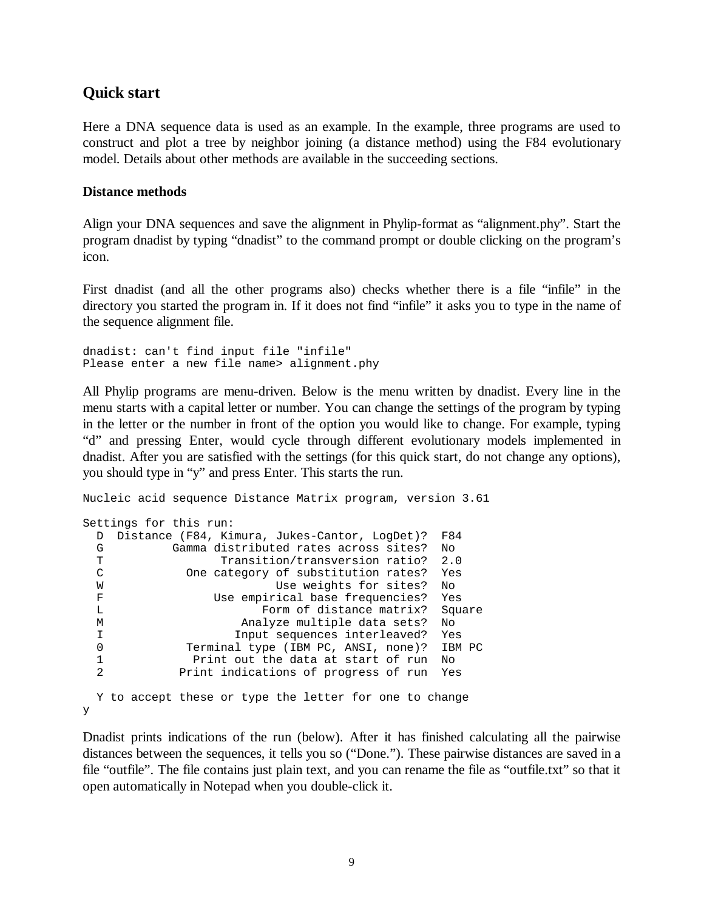## Quick start

Here a DNA sequence data is used as an example. In the example, three programs are used to construct and plot a tree by neighbor joining (a distance method) using the F84 evolutionary model. Details about other methods are available in the succeeding sections.

### Distance methods

Align your DNA sequences and save the alignment in Phylip-format as “alignment.phy”. Start the program dnadist by typing “dnadist” to the command prompt or double clicking on the program’s icon.

First dnadist (and all the other programs also) checks whether there is a file “infile” in the directory you started the program in. If it does not find “infile” it asks you to type in the name of the sequence alignment file.

```
dnadist: can't find input file "infile"
Please enter a new file name> alignment.phy
```

All Phylip programs are menu-driven. Below is the menu written by dnadist. Every line in the menu starts with a capital letter or number. You can change the settings of the program by typing in the letter or the number in front of the option you would like to change. For example, typing “d” and pressing Enter, would cycle through different evolutionary models implemented in dnadist. After you are satisfied with the settings (for this quick start, do not change any options), you should type in “y” and press Enter. This starts the run.

```
Nucleic acid sequence Distance Matrix program, version 3.61

Settings for this run:
  D  Distance (F84, Kimura, Jukes-Cantor, LogDet)?  F84
  G          Gamma distributed rates across sites?  No
  T                 Transition/transversion ratio?  2.0
  C            One category of substitution rates?  Yes
  W                         Use weights for sites?  No
  F                Use empirical base frequencies?  Yes
  L                       Form of distance matrix?  Square
  M                    Analyze multiple data sets?  No
  I                   Input sequences interleaved?  Yes
  0            Terminal type (IBM PC, ANSI, none)?  IBM PC
  1             Print out the data at start of run  No
  2           Print indications of progress of run  Yes

  Y to accept these or type the letter for one to change
y
```

Dnadist prints indications of the run (below). After it has finished calculating all the pairwise distances between the sequences, it tells you so (“Done.”). These pairwise distances are saved in a file “outfile”. The file contains just plain text, and you can rename the file as “outfile.txt” so that it open automatically in Notepad when you double-click it.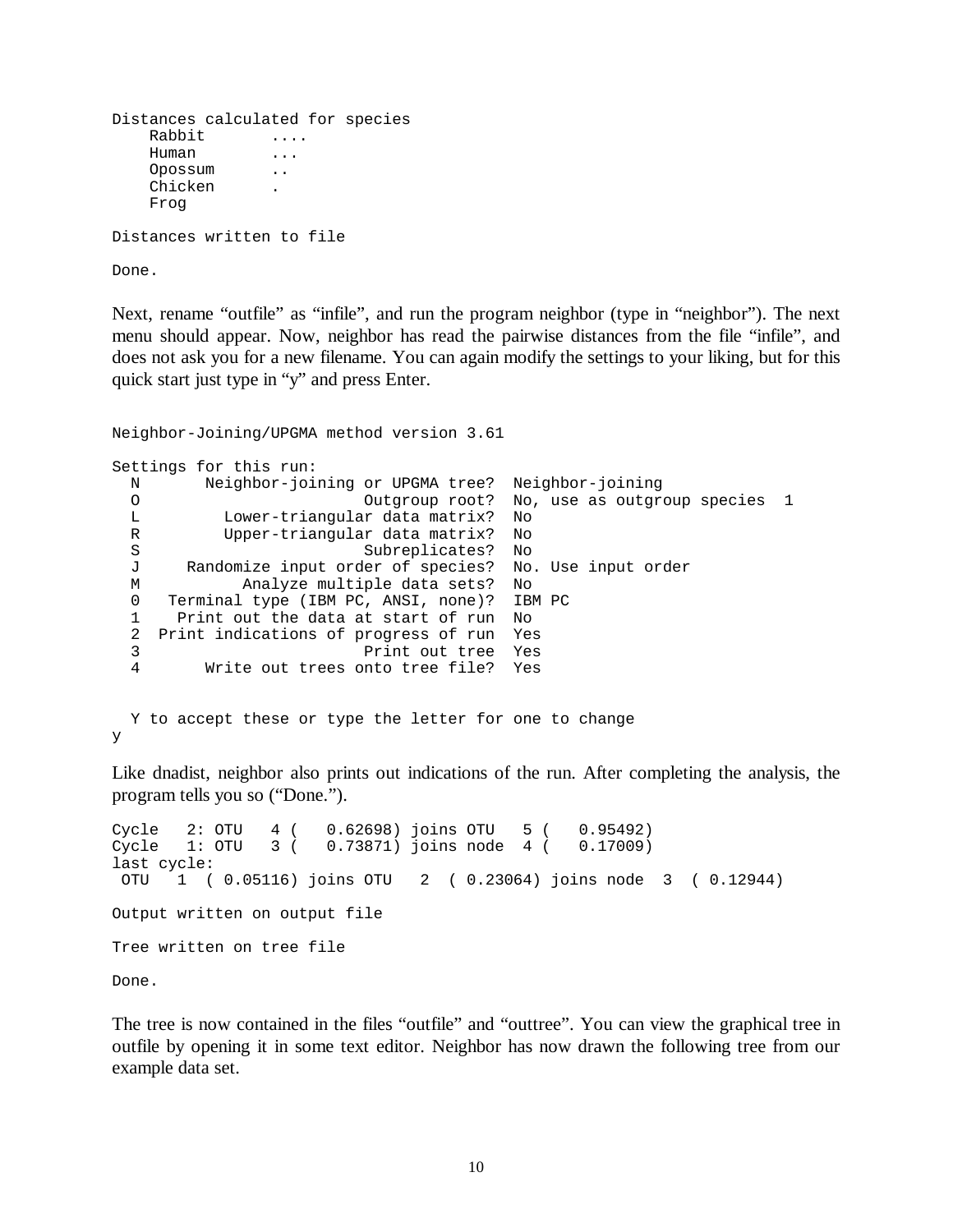```
Distances calculated for species
    Rabbit       ....
    Human        ...
    Opossum      ..
    Chicken      .
    Frog

Distances written to file

Done.
```

Next, rename "outfile" as "infile", and run the program neighbor (type in "neighbor"). The next menu should appear. Now, neighbor has read the pairwise distances from the file "infile", and does not ask you for a new filename. You can again modify the settings to your liking, but for this quick start just type in "y" and press Enter.

```
Neighbor-Joining/UPGMA method version 3.61

Settings for this run:
  N       Neighbor-joining or UPGMA tree?  Neighbor-joining
  O                        Outgroup root?  No, use as outgroup species  1
  L         Lower-triangular data matrix?  No
  R         Upper-triangular data matrix?  No
  S                        Subreplicates?  No
  J     Randomize input order of species?  No. Use input order
  M           Analyze multiple data sets?  No
  0   Terminal type (IBM PC, ANSI, none)?  IBM PC
  1    Print out the data at start of run  No
  2  Print indications of progress of run  Yes
  3                       Print out tree  Yes
  4       Write out trees onto tree file?  Yes


  Y to accept these or type the letter for one to change
y
```

Like dnadist, neighbor also prints out indications of the run. After completing the analysis, the program tells you so ("Done.").

```
Cycle   2: OTU   4 (   0.62698) joins OTU   5 (   0.95492)
Cycle   1: OTU   3 (   0.73871) joins node  4 (   0.17009)
last cycle:
 OTU   1  ( 0.05116) joins OTU   2  ( 0.23064) joins node  3  ( 0.12944)

Output written on output file

Tree written on tree file

Done.
```

The tree is now contained in the files "outfile" and "outtree". You can view the graphical tree in outfile by opening it in some text editor. Neighbor has now drawn the following tree from our example data set.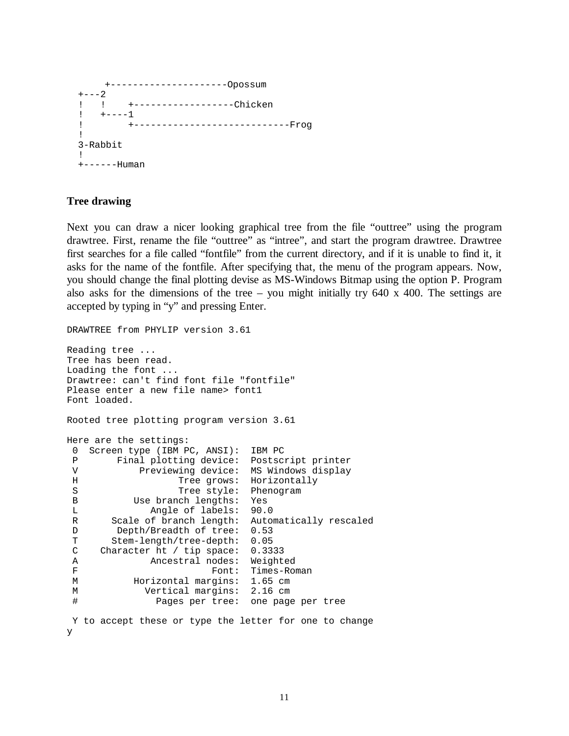```
      +---------------------Opossum
  +---2
  !   !    +------------------Chicken
  !   +----1
  !        +----------------------------Frog
  !
  3-Rabbit
  !
  +------Human
```

### Tree drawing

Next you can draw a nicer looking graphical tree from the file "outtree" using the program drawtree. First, rename the file "outtree" as "intree", and start the program drawtree. Drawtree first searches for a file called "fontfile" from the current directory, and if it is unable to find it, it asks for the name of the fontfile. After specifying that, the menu of the program appears. Now, you should change the final plotting devise as MS-Windows Bitmap using the option P. Program also asks for the dimensions of the tree – you might initially try 640 x 400. The settings are accepted by typing in "y" and pressing Enter.

```
DRAWTREE from PHYLIP version 3.61

Reading tree ...
Tree has been read.
Loading the font ...
Drawtree: can't find font file "fontfile"
Please enter a new file name> font1
Font loaded.

Rooted tree plotting program version 3.61

Here are the settings:
 0  Screen type (IBM PC, ANSI):  IBM PC
 P       Final plotting device:  Postscript printer
 V           Previewing device:  MS Windows display
 H                  Tree grows:  Horizontally
 S                  Tree style:  Phenogram
 B          Use branch lengths:  Yes
 L             Angle of labels:  90.0
 R      Scale of branch length:  Automatically rescaled
 D       Depth/Breadth of tree:  0.53
 T      Stem-length/tree-depth:  0.05
 C    Character ht / tip space:  0.3333
 A             Ancestral nodes:  Weighted
 F                        Font:  Times-Roman
 M          Horizontal margins:  1.65 cm
 M            Vertical margins:  2.16 cm
 #              Pages per tree:  one page per tree

 Y to accept these or type the letter for one to change
y
```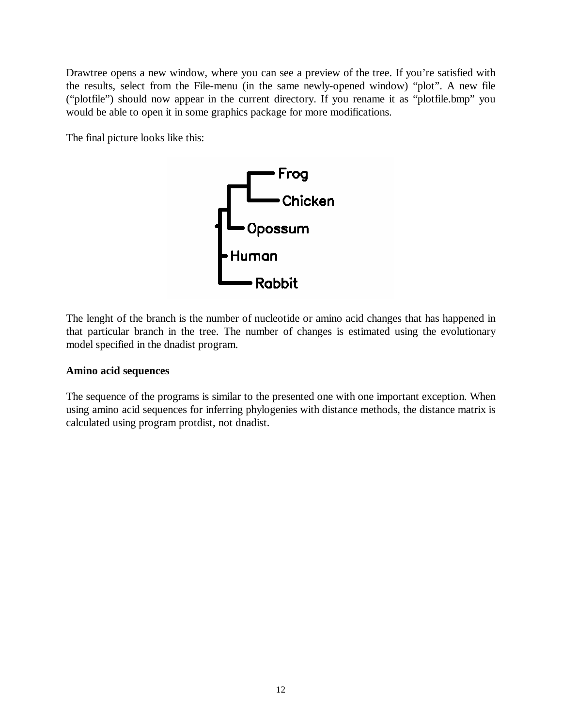Drawtree opens a new window, where you can see a preview of the tree. If you're satisfied with the results, select from the File-menu (in the same newly-opened window) "plot". A new file ("plotfile") should now appear in the current directory. If you rename it as "plotfile.bmp" you would be able to open it in some graphics package for more modifications.

The final picture looks like this:

The lenght of the branch is the number of nucleotide or amino acid changes that has happened in that particular branch in the tree. The number of changes is estimated using the evolutionary model specified in the dnadist program.

**Amino acid sequences**

The sequence of the programs is similar to the presented one with one important exception. When using amino acid sequences for inferring phylogenies with distance methods, the distance matrix is calculated using program protdist, not dnadist.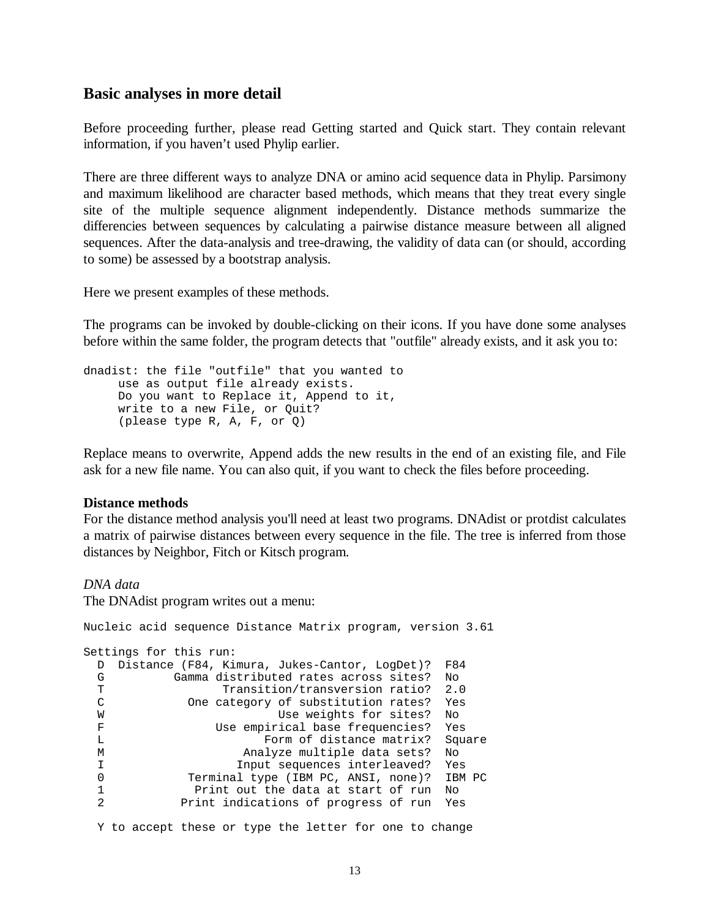## Basic analyses in more detail

Before proceeding further, please read Getting started and Quick start. They contain relevant information, if you haven't used Phylip earlier.

There are three different ways to analyze DNA or amino acid sequence data in Phylip. Parsimony and maximum likelihood are character based methods, which means that they treat every single site of the multiple sequence alignment independently. Distance methods summarize the differencies between sequences by calculating a pairwise distance measure between all aligned sequences. After the data-analysis and tree-drawing, the validity of data can (or should, according to some) be assessed by a bootstrap analysis.

Here we present examples of these methods.

The programs can be invoked by double-clicking on their icons. If you have done some analyses before within the same folder, the program detects that "outfile" already exists, and it ask you to:

```
dnadist: the file "outfile" that you wanted to
     use as output file already exists.
     Do you want to Replace it, Append to it,
     write to a new File, or Quit?
     (please type R, A, F, or Q)
```

Replace means to overwrite, Append adds the new results in the end of an existing file, and File ask for a new file name. You can also quit, if you want to check the files before proceeding.

**Distance methods**

For the distance method analysis you'll need at least two programs. DNAdist or protdist calculates a matrix of pairwise distances between every sequence in the file. The tree is inferred from those distances by Neighbor, Fitch or Kitsch program.

*DNA data*

The DNAdist program writes out a menu:

```
Nucleic acid sequence Distance Matrix program, version 3.61

Settings for this run:
  D  Distance (F84, Kimura, Jukes-Cantor, LogDet)?  F84
  G          Gamma distributed rates across sites?  No
  T                 Transition/transversion ratio?  2.0
  C            One category of substitution rates?  Yes
  W                         Use weights for sites?  No
  F                Use empirical base frequencies?  Yes
  L                       Form of distance matrix?  Square
  M                    Analyze multiple data sets?  No
  I                   Input sequences interleaved?  Yes
  0            Terminal type (IBM PC, ANSI, none)?  IBM PC
  1             Print out the data at start of run  No
  2           Print indications of progress of run  Yes

  Y to accept these or type the letter for one to change
```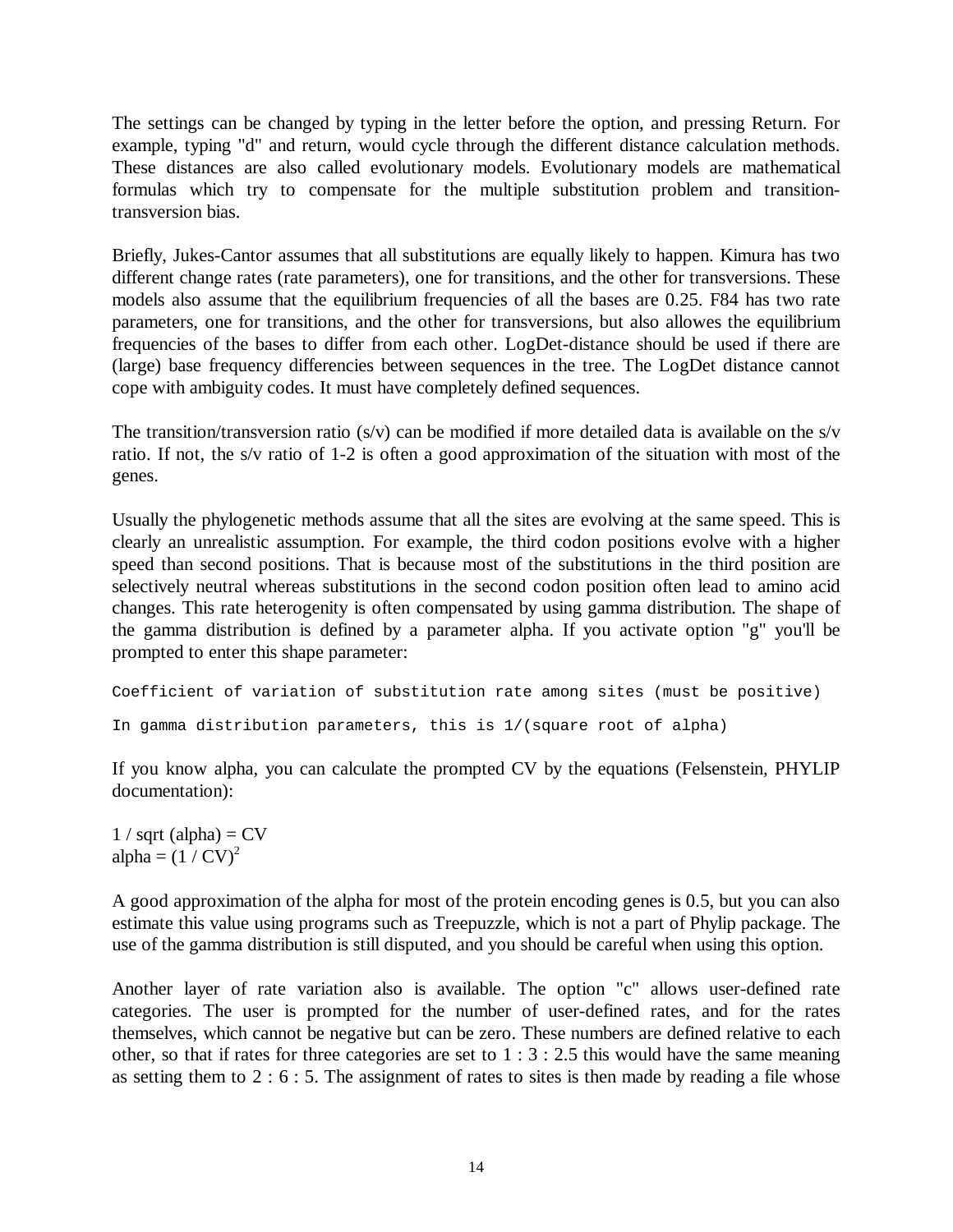The settings can be changed by typing in the letter before the option, and pressing Return. For example, typing "d" and return, would cycle through the different distance calculation methods. These distances are also called evolutionary models. Evolutionary models are mathematical formulas which try to compensate for the multiple substitution problem and transition-transversion bias.

Briefly, Jukes-Cantor assumes that all substitutions are equally likely to happen. Kimura has two different change rates (rate parameters), one for transitions, and the other for transversions. These models also assume that the equilibrium frequencies of all the bases are 0.25. F84 has two rate parameters, one for transitions, and the other for transversions, but also allowes the equilibrium frequencies of the bases to differ from each other. LogDet-distance should be used if there are (large) base frequency differencies between sequences in the tree. The LogDet distance cannot cope with ambiguity codes. It must have completely defined sequences.

The transition/transversion ratio (s/v) can be modified if more detailed data is available on the s/v ratio. If not, the s/v ratio of 1-2 is often a good approximation of the situation with most of the genes.

Usually the phylogenetic methods assume that all the sites are evolving at the same speed. This is clearly an unrealistic assumption. For example, the third codon positions evolve with a higher speed than second positions. That is because most of the substitutions in the third position are selectively neutral whereas substitutions in the second codon position often lead to amino acid changes. This rate heterogenity is often compensated by using gamma distribution. The shape of the gamma distribution is defined by a parameter alpha. If you activate option "g" you'll be prompted to enter this shape parameter:

```
Coefficient of variation of substitution rate among sites (must be positive)

In gamma distribution parameters, this is 1/(square root of alpha)
```

If you know alpha, you can calculate the prompted CV by the equations (Felsenstein, PHYLIP documentation):

$1 / \mathrm{sqrt}(\mathrm{alpha}) = CV$
$\mathrm{alpha} = (1 / CV)^2$

A good approximation of the alpha for most of the protein encoding genes is 0.5, but you can also estimate this value using programs such as Treepuzzle, which is not a part of Phylip package. The use of the gamma distribution is still disputed, and you should be careful when using this option.

Another layer of rate variation also is available. The option "c" allows user-defined rate categories. The user is prompted for the number of user-defined rates, and for the rates themselves, which cannot be negative but can be zero. These numbers are defined relative to each other, so that if rates for three categories are set to 1 : 3 : 2.5 this would have the same meaning as setting them to 2 : 6 : 5. The assignment of rates to sites is then made by reading a file whose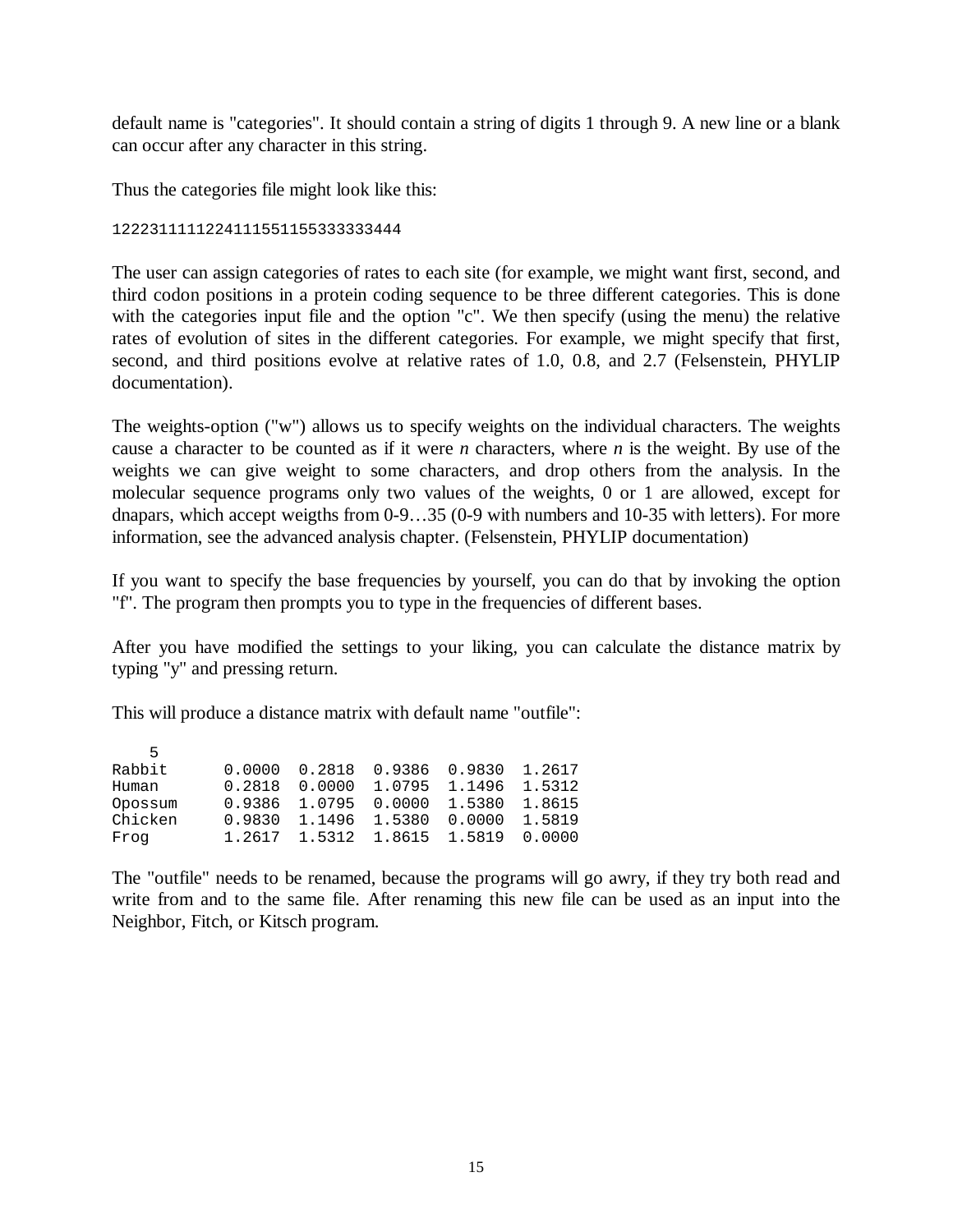default name is "categories". It should contain a string of digits 1 through 9. A new line or a blank can occur after any character in this string.

Thus the categories file might look like this:

```
122231111122411155115533333344​4
```

The user can assign categories of rates to each site (for example, we might want first, second, and third codon positions in a protein coding sequence to be three different categories. This is done with the categories input file and the option "c". We then specify (using the menu) the relative rates of evolution of sites in the different categories. For example, we might specify that first, second, and third positions evolve at relative rates of 1.0, 0.8, and 2.7 (Felsenstein, PHYLIP documentation).

The weights-option ("w") allows us to specify weights on the individual characters. The weights cause a character to be counted as if it were *n* characters, where *n* is the weight. By use of the weights we can give weight to some characters, and drop others from the analysis. In the molecular sequence programs only two values of the weights, 0 or 1 are allowed, except for dnapars, which accept weigths from 0-9…35 (0-9 with numbers and 10-35 with letters). For more information, see the advanced analysis chapter. (Felsenstein, PHYLIP documentation)

If you want to specify the base frequencies by yourself, you can do that by invoking the option "f". The program then prompts you to type in the frequencies of different bases.

After you have modified the settings to your liking, you can calculate the distance matrix by typing "y" and pressing return.

This will produce a distance matrix with default name "outfile":

```
    5
Rabbit      0.0000  0.2818  0.9386  0.9830  1.2617
Human       0.2818  0.0000  1.0795  1.1496  1.5312
Opossum     0.9386  1.0795  0.0000  1.5380  1.8615
Chicken     0.9830  1.1496  1.5380  0.0000  1.5819
Frog        1.2617  1.5312  1.8615  1.5819  0.0000
```

The "outfile" needs to be renamed, because the programs will go awry, if they try both read and write from and to the same file. After renaming this new file can be used as an input into the Neighbor, Fitch, or Kitsch program.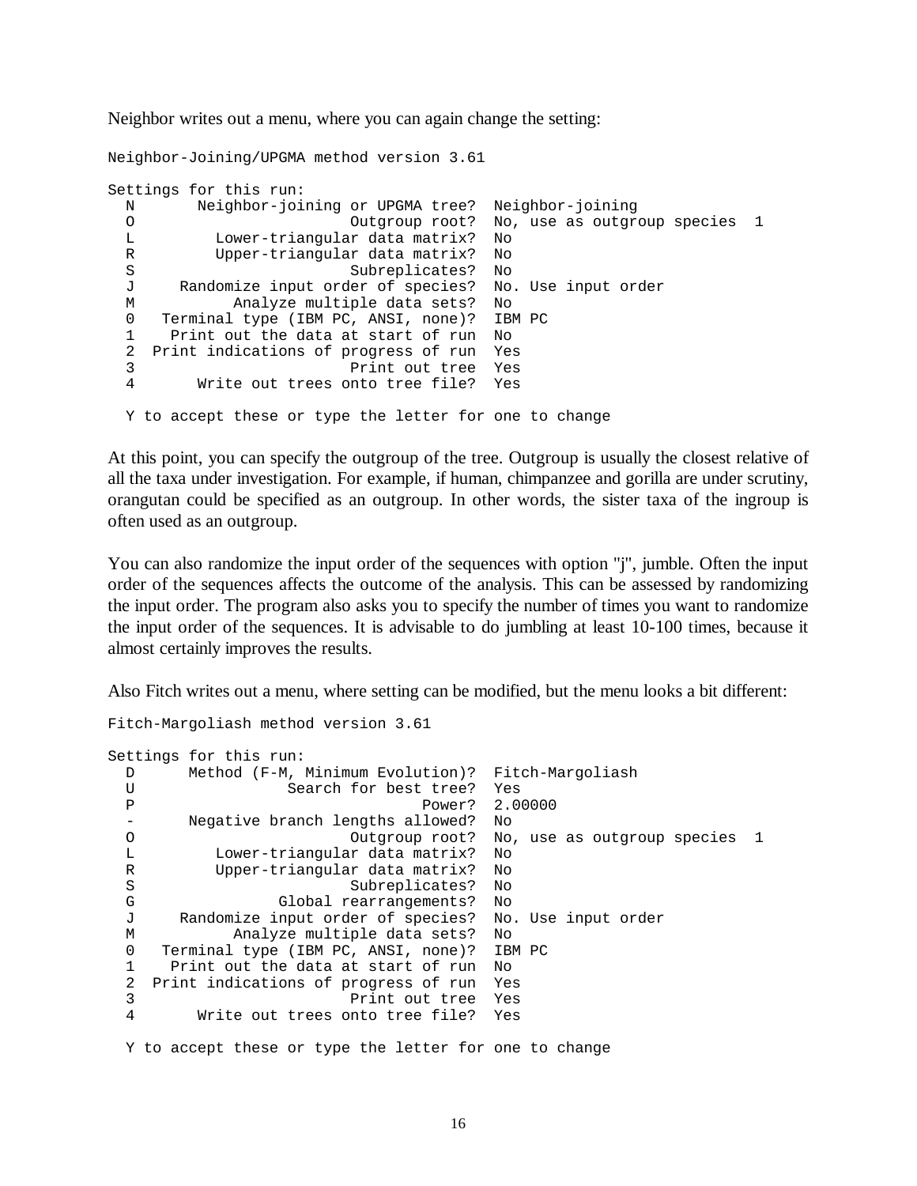Neighbor writes out a menu, where you can again change the setting:

```
Neighbor-Joining/UPGMA method version 3.61

Settings for this run:
  N       Neighbor-joining or UPGMA tree?  Neighbor-joining
  O                        Outgroup root?  No, use as outgroup species  1
  L          Lower-triangular data matrix?  No
  R          Upper-triangular data matrix?  No
  S                        Subreplicates?  No
  J     Randomize input order of species?  No. Use input order
  M           Analyze multiple data sets?  No
  0   Terminal type (IBM PC, ANSI, none)?  IBM PC
  1    Print out the data at start of run  No
  2  Print indications of progress of run  Yes
  3                        Print out tree  Yes
  4       Write out trees onto tree file?  Yes

  Y to accept these or type the letter for one to change
```

At this point, you can specify the outgroup of the tree. Outgroup is usually the closest relative of all the taxa under investigation. For example, if human, chimpanzee and gorilla are under scrutiny, orangutan could be specified as an outgroup. In other words, the sister taxa of the ingroup is often used as an outgroup.

You can also randomize the input order of the sequences with option "j", jumble. Often the input order of the sequences affects the outcome of the analysis. This can be assessed by randomizing the input order. The program also asks you to specify the number of times you want to randomize the input order of the sequences. It is advisable to do jumbling at least 10-100 times, because it almost certainly improves the results.

Also Fitch writes out a menu, where setting can be modified, but the menu looks a bit different:

```
Fitch-Margoliash method version 3.61

Settings for this run:
  D      Method (F-M, Minimum Evolution)?  Fitch-Margoliash
  U                 Search for best tree?  Yes
  P                                Power?  2.00000
  -      Negative branch lengths allowed?  No
  O                        Outgroup root?  No, use as outgroup species  1
  L          Lower-triangular data matrix?  No
  R          Upper-triangular data matrix?  No
  S                        Subreplicates?  No
  G                Global rearrangements?  No
  J     Randomize input order of species?  No. Use input order
  M           Analyze multiple data sets?  No
  0   Terminal type (IBM PC, ANSI, none)?  IBM PC
  1    Print out the data at start of run  No
  2  Print indications of progress of run  Yes
  3                        Print out tree  Yes
  4       Write out trees onto tree file?  Yes

  Y to accept these or type the letter for one to change
```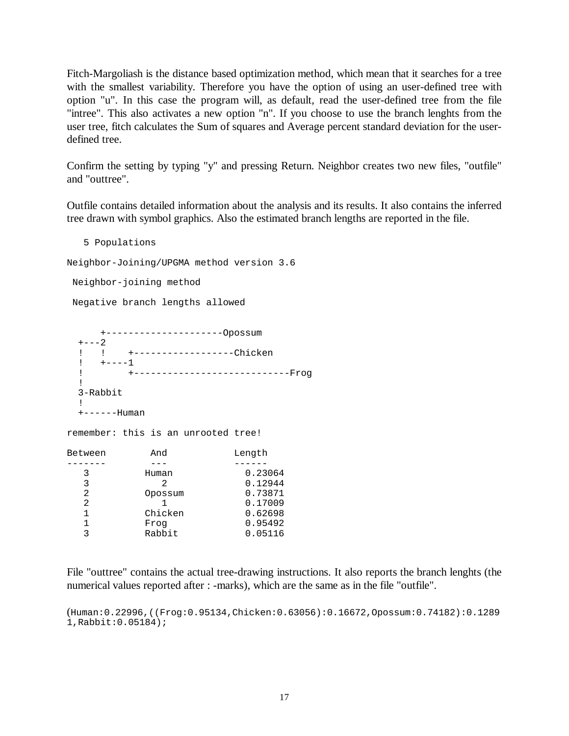Fitch-Margoliash is the distance based optimization method, which mean that it searches for a tree with the smallest variability. Therefore you have the option of using an user-defined tree with option "u". In this case the program will, as default, read the user-defined tree from the file "intree". This also activates a new option "n". If you choose to use the branch lenghts from the user tree, fitch calculates the Sum of squares and Average percent standard deviation for the user-defined tree.

Confirm the setting by typing "y" and pressing Return. Neighbor creates two new files, "outfile" and "outtree".

Outfile contains detailed information about the analysis and its results. It also contains the inferred tree drawn with symbol graphics. Also the estimated branch lengths are reported in the file.

```
   5 Populations

Neighbor-Joining/UPGMA method version 3.6

 Neighbor-joining method

 Negative branch lengths allowed


      +---------------------Opossum
  +---2
  !   !    +------------------Chicken
  !   +----1
  !        +----------------------------Frog
  !
  3-Rabbit
  !
  +------Human

remember: this is an unrooted tree!

Between        And            Length
-------        ---            ------
   3          Human            0.23064
   3            2              0.12944
   2          Opossum          0.73871
   2            1              0.17009
   1          Chicken          0.62698
   1          Frog             0.95492
   3          Rabbit           0.05116
```

File "outtree" contains the actual tree-drawing instructions. It also reports the branch lenghts (the numerical values reported after : -marks), which are the same as in the file "outfile".

```
(Human:0.22996,((Frog:0.95134,Chicken:0.63056):0.16672,Opossum:0.74182):0.1289
1,Rabbit:0.05184);
```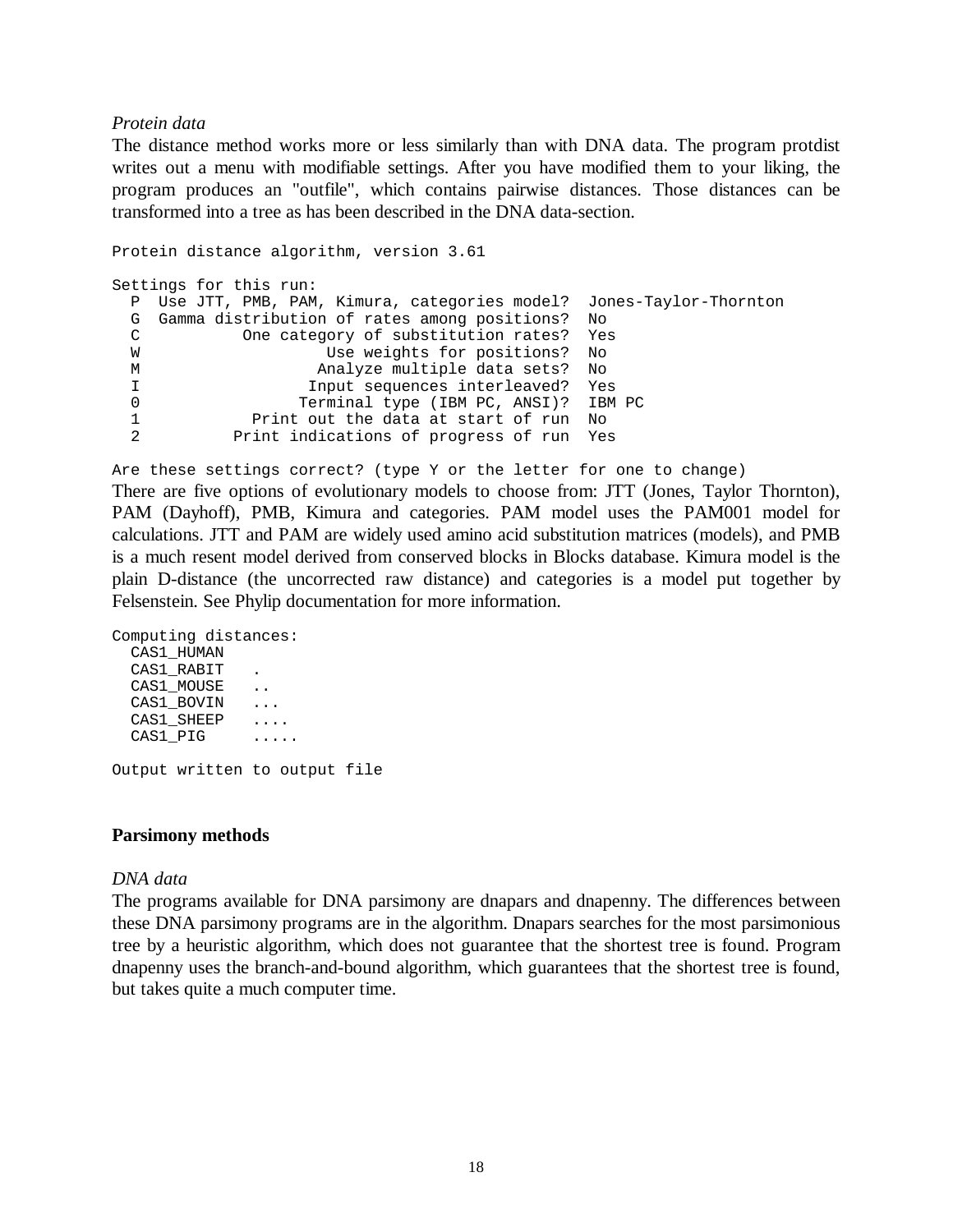*Protein data*

The distance method works more or less similarly than with DNA data. The program protdist writes out a menu with modifiable settings. After you have modified them to your liking, the program produces an "outfile", which contains pairwise distances. Those distances can be transformed into a tree as has been described in the DNA data-section.

```
Protein distance algorithm, version 3.61

Settings for this run:
  P  Use JTT, PMB, PAM, Kimura, categories model?  Jones-Taylor-Thornton
  G  Gamma distribution of rates among positions?  No
  C           One category of substitution rates?  Yes
  W                    Use weights for positions?  No
  M                   Analyze multiple data sets?  No
  I                  Input sequences interleaved?  Yes
  0                 Terminal type (IBM PC, ANSI)?  IBM PC
  1            Print out the data at start of run  No
  2          Print indications of progress of run  Yes

Are these settings correct? (type Y or the letter for one to change)
```

There are five options of evolutionary models to choose from: JTT (Jones, Taylor Thornton), PAM (Dayhoff), PMB, Kimura and categories. PAM model uses the PAM001 model for calculations. JTT and PAM are widely used amino acid substitution matrices (models), and PMB is a much resent model derived from conserved blocks in Blocks database. Kimura model is the plain D-distance (the uncorrected raw distance) and categories is a model put together by Felsenstein. See Phylip documentation for more information.

```
Computing distances:
  CAS1_HUMAN
  CAS1_RABIT   .
  CAS1_MOUSE   ..
  CAS1_BOVIN   ...
  CAS1_SHEEP   ....
  CAS1_PIG     .....

Output written to output file
```

**Parsimony methods**

*DNA data*

The programs available for DNA parsimony are dnapars and dnapenny. The differences between these DNA parsimony programs are in the algorithm. Dnapars searches for the most parsimonious tree by a heuristic algorithm, which does not guarantee that the shortest tree is found. Program dnapenny uses the branch-and-bound algorithm, which guarantees that the shortest tree is found, but takes quite a much computer time.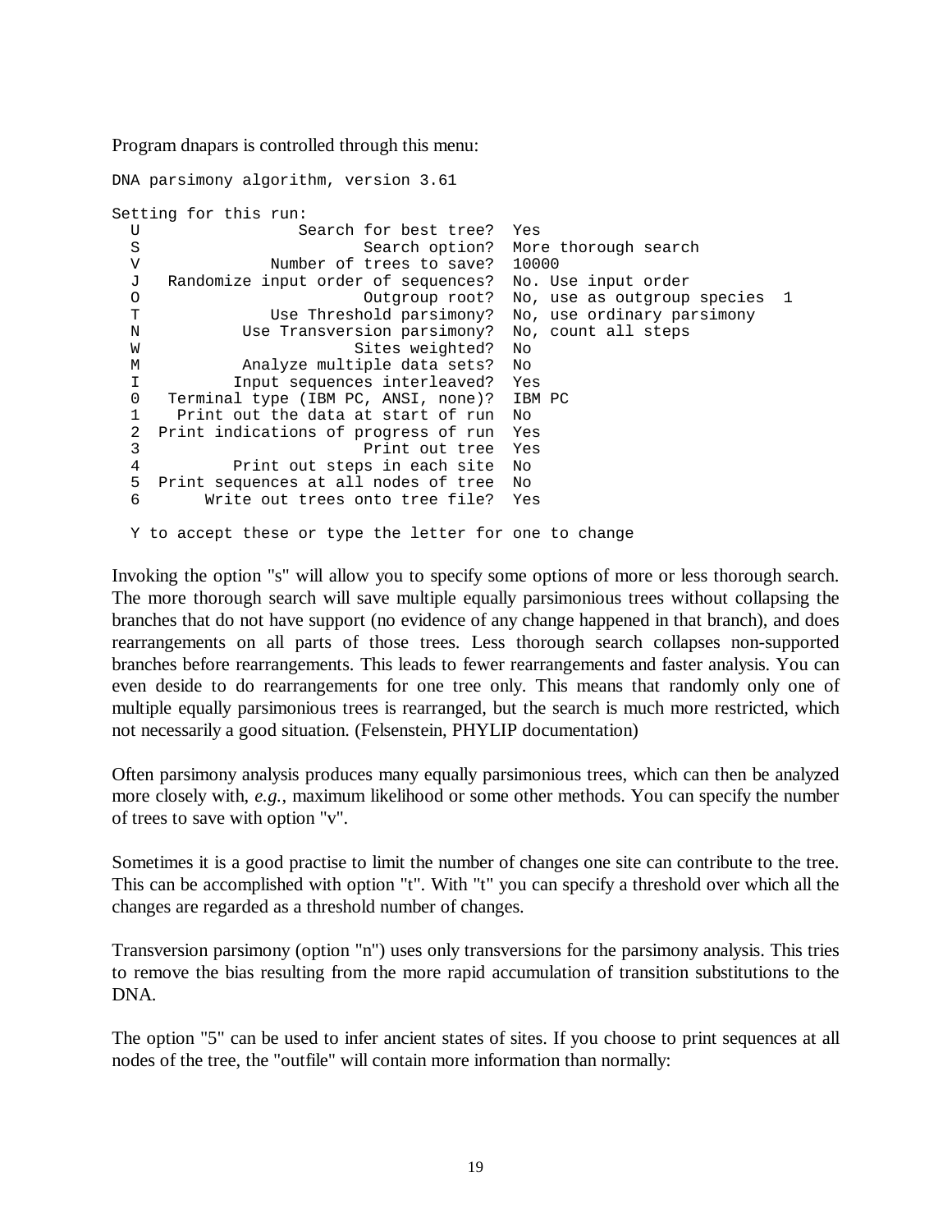Program dnapars is controlled through this menu:

```
DNA parsimony algorithm, version 3.61

Setting for this run:
  U                 Search for best tree?  Yes
  S                        Search option?  More thorough search
  V              Number of trees to save?  10000
  J   Randomize input order of sequences?  No. Use input order
  O                        Outgroup root?  No, use as outgroup species  1
  T              Use Threshold parsimony?  No, use ordinary parsimony
  N           Use Transversion parsimony?  No, count all steps
  W                       Sites weighted?  No
  M           Analyze multiple data sets?  No
  I          Input sequences interleaved?  Yes
  0   Terminal type (IBM PC, ANSI, none)?  IBM PC
  1    Print out the data at start of run  No
  2  Print indications of progress of run  Yes
  3                        Print out tree  Yes
  4          Print out steps in each site  No
  5  Print sequences at all nodes of tree  No
  6       Write out trees onto tree file?  Yes

  Y to accept these or type the letter for one to change
```

Invoking the option "s" will allow you to specify some options of more or less thorough search. The more thorough search will save multiple equally parsimonious trees without collapsing the branches that do not have support (no evidence of any change happened in that branch), and does rearrangements on all parts of those trees. Less thorough search collapses non-supported branches before rearrangements. This leads to fewer rearrangements and faster analysis. You can even deside to do rearrangements for one tree only. This means that randomly only one of multiple equally parsimonious trees is rearranged, but the search is much more restricted, which not necessarily a good situation. (Felsenstein, PHYLIP documentation)

Often parsimony analysis produces many equally parsimonious trees, which can then be analyzed more closely with, *e.g.*, maximum likelihood or some other methods. You can specify the number of trees to save with option "v".

Sometimes it is a good practise to limit the number of changes one site can contribute to the tree. This can be accomplished with option "t". With "t" you can specify a threshold over which all the changes are regarded as a threshold number of changes.

Transversion parsimony (option "n") uses only transversions for the parsimony analysis. This tries to remove the bias resulting from the more rapid accumulation of transition substitutions to the DNA.

The option "5" can be used to infer ancient states of sites. If you choose to print sequences at all nodes of the tree, the "outfile" will contain more information than normally: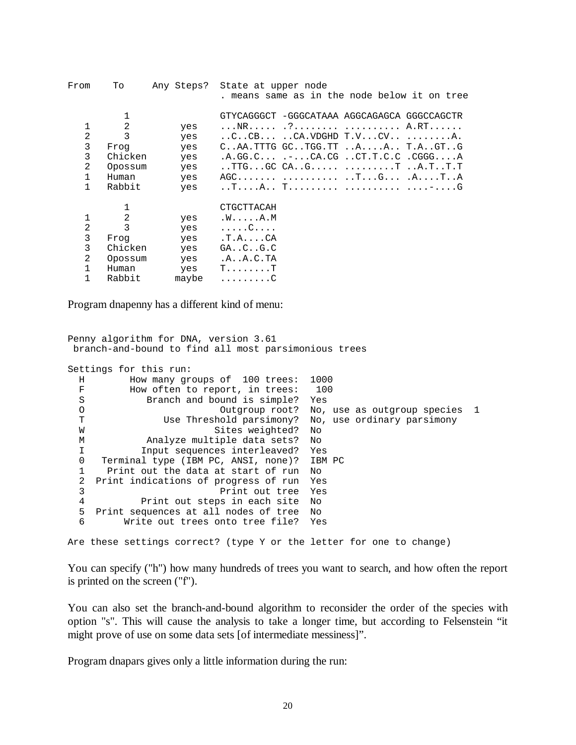```
From    To      Any Steps?  State at upper node
                            . means same as in the node below it on tree

        1                   GTYCAGGGCT -GGGCATAAA AGGCAGAGCA GGGCCAGCTR
   1    2          yes      ...NR..... .?........ .......... A.RT......
   2    3          yes      ..C..CB... ..CA.VDGHD T.V...CV.. ........A.
   3   Frog        yes      C..AA.TTTG GC..TGG.TT ..A....A.. T.A..GT..G
   3   Chicken     yes      .A.GG.C... .-...CA.CG ..CT.T.C.C .CGGG....A
   2   Opossum     yes      ..TTG...GC CA..G..... .........T ..A.T..T.T
   1   Human       yes      AGC....... .......... ..T...G... .A....T..A
   1   Rabbit      yes      ..T....A.. T......... .......... ....-....G

        1                   CTGCTTACAH
   1    2          yes      .W.....A.M
   2    3          yes      .....C....
   3   Frog        yes      .T.A....CA
   3   Chicken     yes      GA..C..G.C
   2   Opossum     yes      .A..A.C.TA
   1   Human       yes      T........T
   1   Rabbit      maybe    .........C
```

Program dnapenny has a different kind of menu:

```
Penny algorithm for DNA, version 3.61
 branch-and-bound to find all most parsimonious trees

Settings for this run:
  H        How many groups of  100 trees:  1000
  F        How often to report, in trees:   100
  S          Branch and bound is simple?  Yes
  O                       Outgroup root?  No, use as outgroup species  1
  T             Use Threshold parsimony?  No, use ordinary parsimony
  W                     Sites weighted?  No
  M          Analyze multiple data sets?  No
  I         Input sequences interleaved?  Yes
  0   Terminal type (IBM PC, ANSI, none)?  IBM PC
  1    Print out the data at start of run  No
  2  Print indications of progress of run  Yes
  3                       Print out tree  Yes
  4          Print out steps in each site  No
  5  Print sequences at all nodes of tree  No
  6       Write out trees onto tree file?  Yes

Are these settings correct? (type Y or the letter for one to change)
```

You can specify ("h") how many hundreds of trees you want to search, and how often the report is printed on the screen ("f").

You can also set the branch-and-bound algorithm to reconsider the order of the species with option "s". This will cause the analysis to take a longer time, but according to Felsenstein "it might prove of use on some data sets [of intermediate messiness]".

Program dnapars gives only a little information during the run: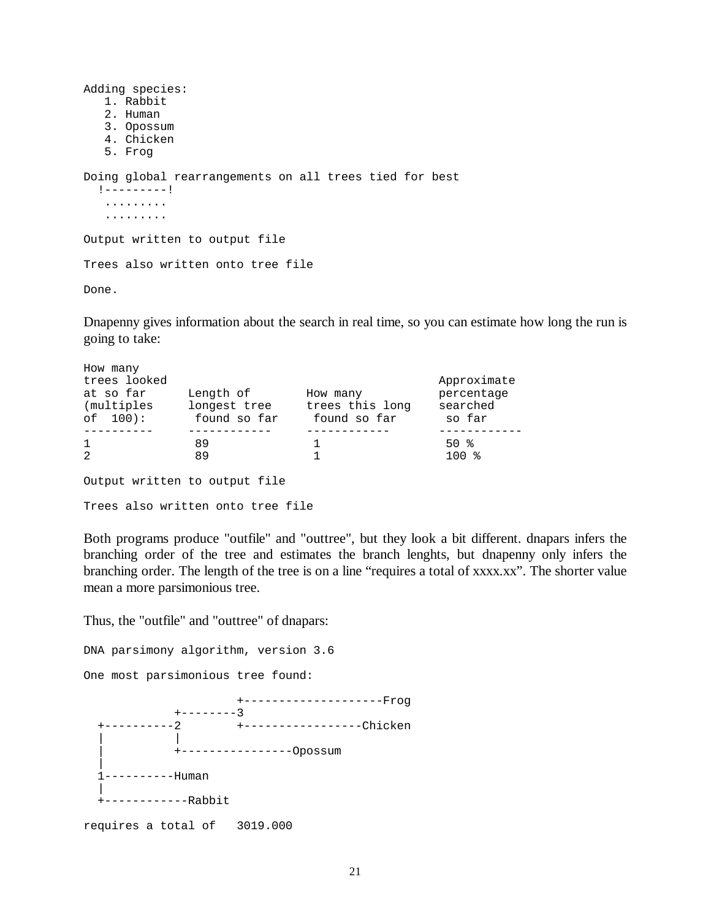```
Adding species:
   1. Rabbit
   2. Human
   3. Opossum
   4. Chicken
   5. Frog

Doing global rearrangements on all trees tied for best
  !---------!
   .........
   .........

Output written to output file

Trees also written onto tree file

Done.
```

Dnapenny gives information about the search in real time, so you can estimate how long the run is going to take:

```
How many
trees looked                                         Approximate
at so far      Length of       How many             percentage
(multiples     longest tree    trees this long      searched
of  100):       found so far    found so far         so far
----------     ------------    ------------         ------------
1               89              1                    50 %
2               89              1                    100 %

Output written to output file

Trees also written onto tree file
```

Both programs produce "outfile" and "outtree", but they look a bit different. dnapars infers the branching order of the tree and estimates the branch lenghts, but dnapenny only infers the branching order. The length of the tree is on a line “requires a total of xxxx.xx”. The shorter value mean a more parsimonious tree.

Thus, the "outfile" and "outtree" of dnapars:

```
DNA parsimony algorithm, version 3.6

One most parsimonious tree found:

                     +--------------------Frog
            +--------3
  +---------2        +-----------------Chicken
  |         |
  |         +----------------Opossum
  |
  1----------Human
  |
  +------------Rabbit

requires a total of   3019.000
```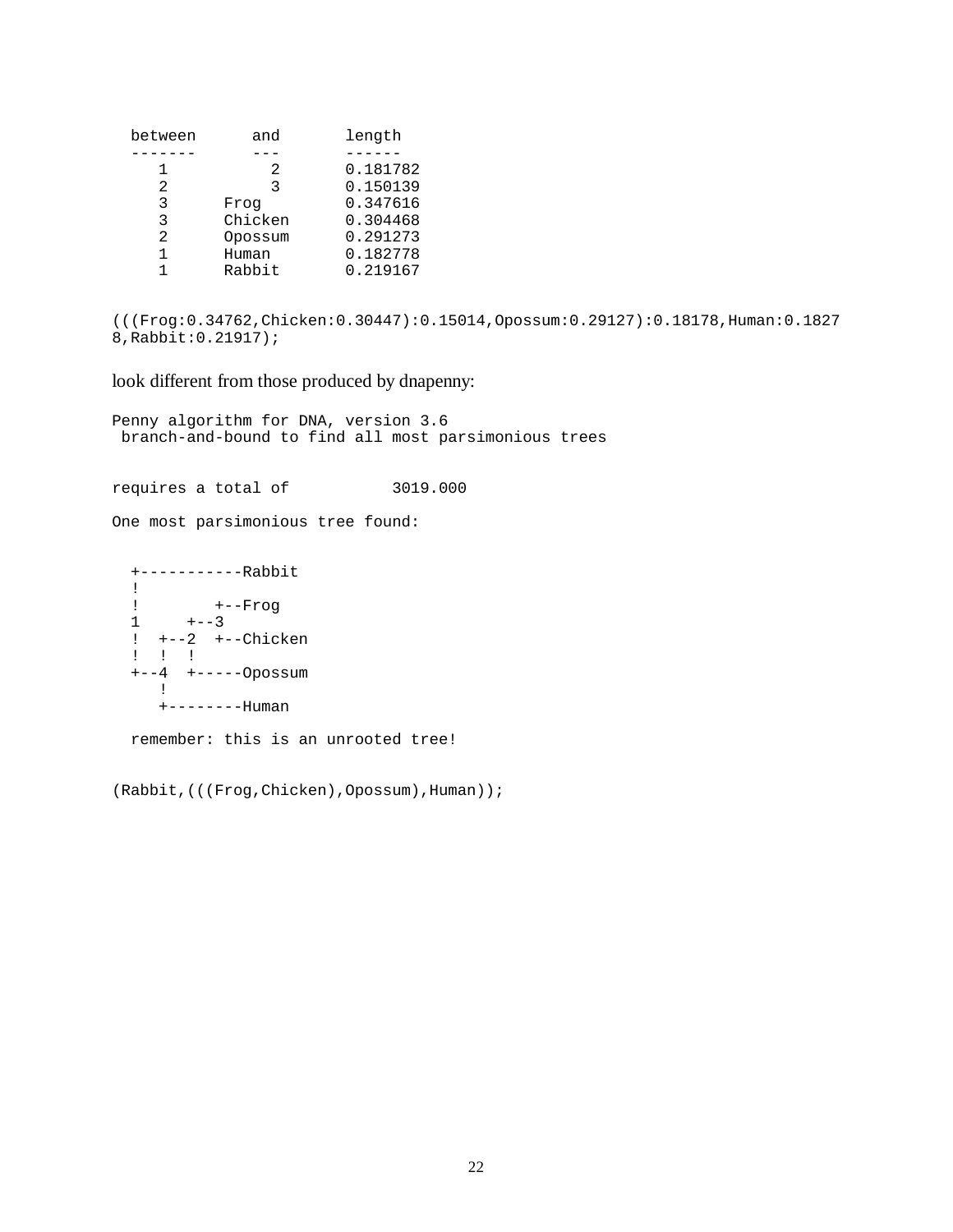```
  between      and       length
  -------      ---       ------
     1           2       0.181782
     2           3       0.150139
     3      Frog         0.347616
     3      Chicken      0.304468
     2      Opossum      0.291273
     1      Human        0.182778
     1      Rabbit       0.219167


(((Frog:0.34762,Chicken:0.30447):0.15014,Opossum:0.29127):0.18178,Human:0.1827
8,Rabbit:0.21917);
```

look different from those produced by dnapenny:

```
Penny algorithm for DNA, version 3.6
 branch-and-bound to find all most parsimonious trees


requires a total of           3019.000

One most parsimonious tree found:


  +-----------Rabbit
  !
  !        +--Frog
  1     +--3
  !  +--2  +--Chicken
  !  !  !
  +--4  +-----Opossum
     !
     +--------Human

  remember: this is an unrooted tree!


(Rabbit,(((Frog,Chicken),Opossum),Human));
```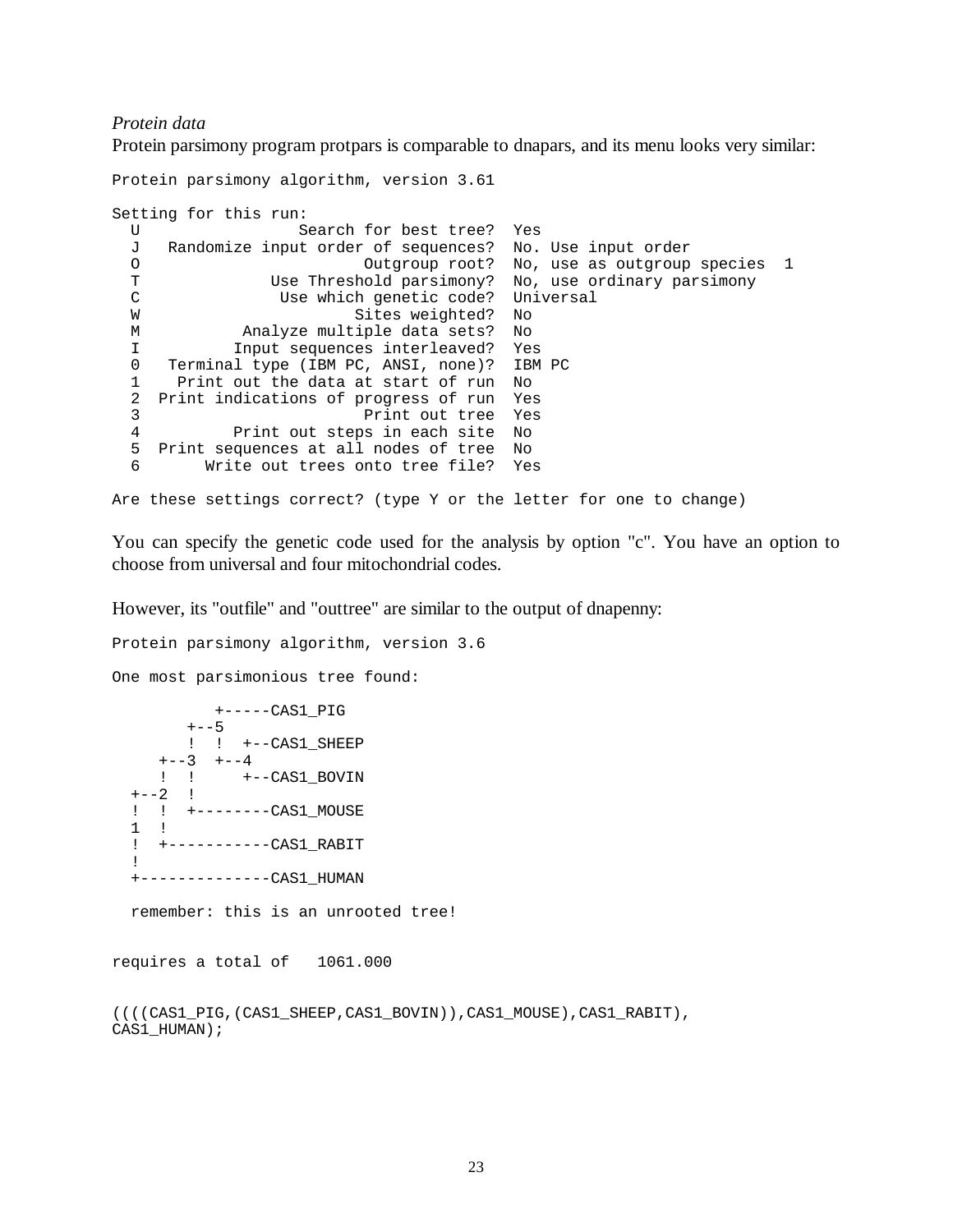*Protein data*

Protein parsimony program protpars is comparable to dnapars, and its menu looks very similar:

```
Protein parsimony algorithm, version 3.61

Setting for this run:
  U                 Search for best tree?  Yes
  J   Randomize input order of sequences?  No. Use input order
  O                        Outgroup root?  No, use as outgroup species  1
  T              Use Threshold parsimony?  No, use ordinary parsimony
  C               Use which genetic code?  Universal
  W                       Sites weighted?  No
  M           Analyze multiple data sets?  No
  I          Input sequences interleaved?  Yes
  0   Terminal type (IBM PC, ANSI, none)?  IBM PC
  1    Print out the data at start of run  No
  2  Print indications of progress of run  Yes
  3                        Print out tree  Yes
  4          Print out steps in each site  No
  5  Print sequences at all nodes of tree  No
  6       Write out trees onto tree file?  Yes

Are these settings correct? (type Y or the letter for one to change)
```

You can specify the genetic code used for the analysis by option "c". You have an option to choose from universal and four mitochondrial codes.

However, its "outfile" and "outtree" are similar to the output of dnapenny:

```
Protein parsimony algorithm, version 3.6

One most parsimonious tree found:

           +-----CAS1_PIG
        +--5
        !  !  +--CAS1_SHEEP
     +--3  +--4
     !  !     +--CAS1_BOVIN
  +--2  !
  !  !  +--------CAS1_MOUSE
  1  !
  !  +-----------CAS1_RABIT
  !
  +--------------CAS1_HUMAN

  remember: this is an unrooted tree!


requires a total of   1061.000


((((CAS1_PIG,(CAS1_SHEEP,CAS1_BOVIN)),CAS1_MOUSE),CAS1_RABIT),
CAS1_HUMAN);
```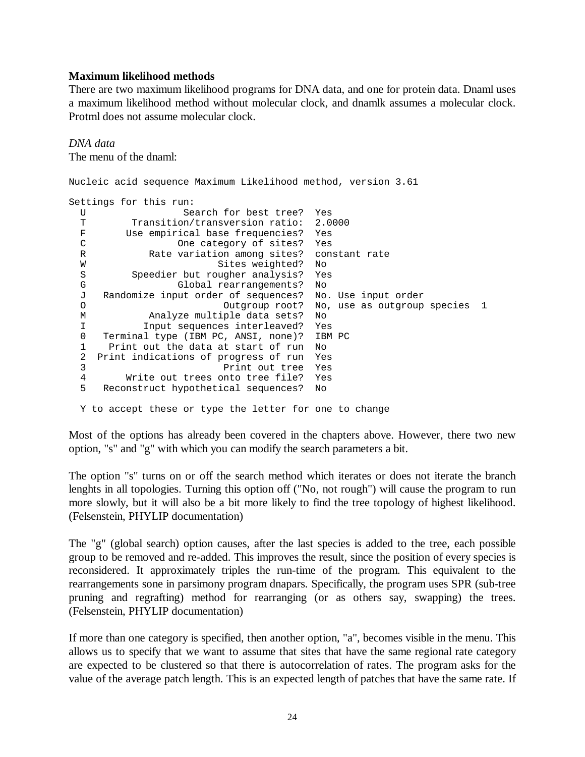**Maximum likelihood methods**

There are two maximum likelihood programs for DNA data, and one for protein data. Dnaml uses a maximum likelihood method without molecular clock, and dnamlk assumes a molecular clock. Protml does not assume molecular clock.

*DNA data*

The menu of the dnaml:

```
Nucleic acid sequence Maximum Likelihood method, version 3.61

Settings for this run:
  U                 Search for best tree?  Yes
  T        Transition/transversion ratio:  2.0000
  F       Use empirical base frequencies?  Yes
  C               One category of sites?  Yes
  R           Rate variation among sites?  constant rate
  W                       Sites weighted?  No
  S        Speedier but rougher analysis?  Yes
  G                Global rearrangements?  No
  J   Randomize input order of sequences?  No. Use input order
  O                        Outgroup root?  No, use as outgroup species  1
  M           Analyze multiple data sets?  No
  I          Input sequences interleaved?  Yes
  0   Terminal type (IBM PC, ANSI, none)?  IBM PC
  1    Print out the data at start of run  No
  2  Print indications of progress of run  Yes
  3                        Print out tree  Yes
  4       Write out trees onto tree file?  Yes
  5   Reconstruct hypothetical sequences?  No

  Y to accept these or type the letter for one to change
```

Most of the options has already been covered in the chapters above. However, there two new option, "s" and "g" with which you can modify the search parameters a bit.

The option "s" turns on or off the search method which iterates or does not iterate the branch lenghts in all topologies. Turning this option off ("No, not rough") will cause the program to run more slowly, but it will also be a bit more likely to find the tree topology of highest likelihood. (Felsenstein, PHYLIP documentation)

The "g" (global search) option causes, after the last species is added to the tree, each possible group to be removed and re-added. This improves the result, since the position of every species is reconsidered. It approximately triples the run-time of the program. This equivalent to the rearrangements sone in parsimony program dnapars. Specifically, the program uses SPR (sub-tree pruning and regrafting) method for rearranging (or as others say, swapping) the trees. (Felsenstein, PHYLIP documentation)

If more than one category is specified, then another option, "a", becomes visible in the menu. This allows us to specify that we want to assume that sites that have the same regional rate category are expected to be clustered so that there is autocorrelation of rates. The program asks for the value of the average patch length. This is an expected length of patches that have the same rate. If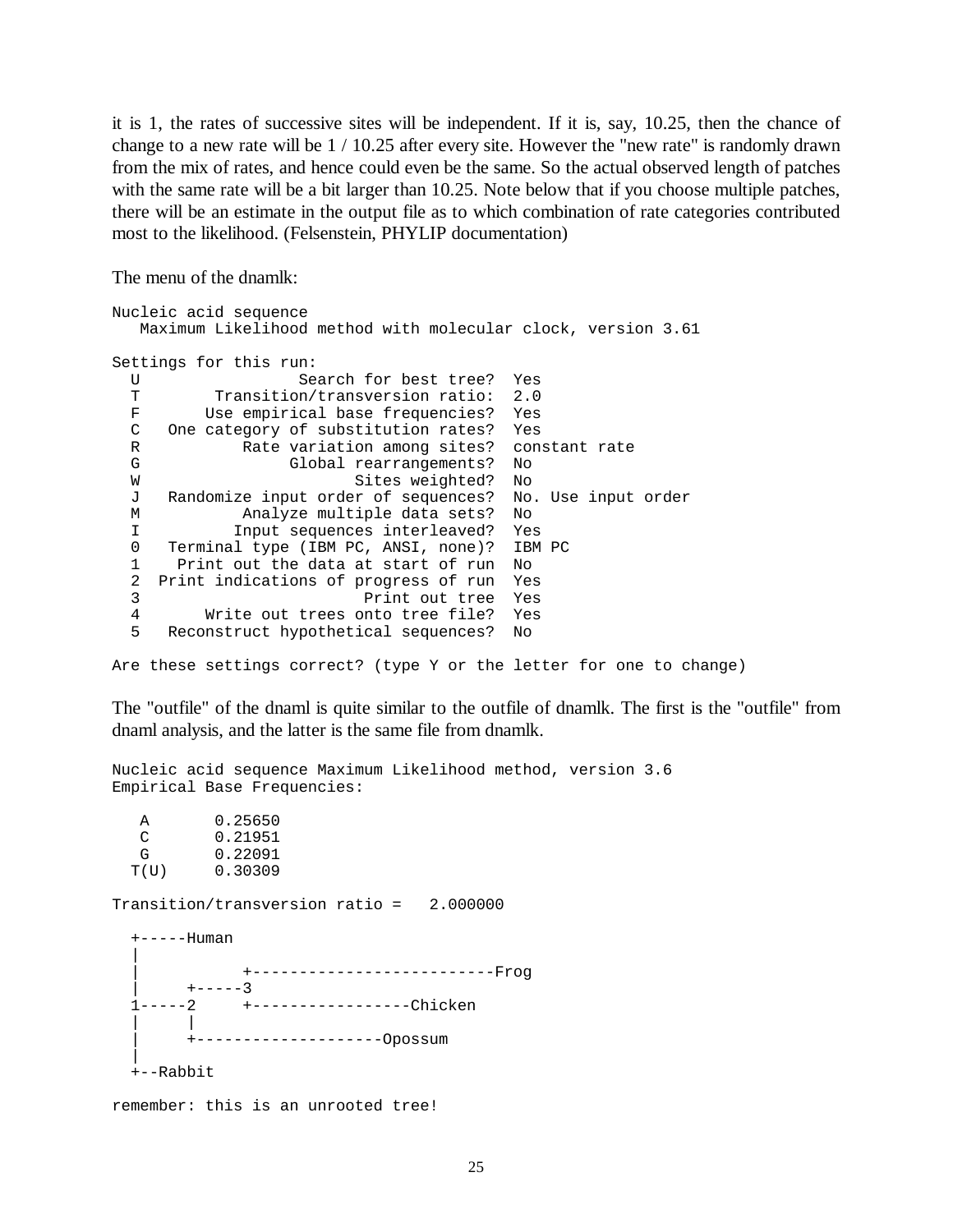it is 1, the rates of successive sites will be independent. If it is, say, 10.25, then the chance of change to a new rate will be 1 / 10.25 after every site. However the "new rate" is randomly drawn from the mix of rates, and hence could even be the same. So the actual observed length of patches with the same rate will be a bit larger than 10.25. Note below that if you choose multiple patches, there will be an estimate in the output file as to which combination of rate categories contributed most to the likelihood. (Felsenstein, PHYLIP documentation)

The menu of the dnamlk:

```
Nucleic acid sequence
   Maximum Likelihood method with molecular clock, version 3.61

Settings for this run:
  U                 Search for best tree?  Yes
  T        Transition/transversion ratio:  2.0
  F       Use empirical base frequencies?  Yes
  C   One category of substitution rates?  Yes
  R           Rate variation among sites?  constant rate
  G                Global rearrangements?  No
  W                       Sites weighted?  No
  J   Randomize input order of sequences?  No. Use input order
  M           Analyze multiple data sets?  No
  I          Input sequences interleaved?  Yes
  0   Terminal type (IBM PC, ANSI, none)?  IBM PC
  1    Print out the data at start of run  No
  2  Print indications of progress of run  Yes
  3                        Print out tree  Yes
  4       Write out trees onto tree file?  Yes
  5   Reconstruct hypothetical sequences?  No

Are these settings correct? (type Y or the letter for one to change)
```

The "outfile" of the dnaml is quite similar to the outfile of dnamlk. The first is the "outfile" from dnaml analysis, and the latter is the same file from dnamlk.

```
Nucleic acid sequence Maximum Likelihood method, version 3.6
Empirical Base Frequencies:

   A       0.25650
   C       0.21951
   G       0.22091
  T(U)     0.30309

Transition/transversion ratio =   2.000000

  +-----Human
  |
  |           +--------------------------Frog
  |     +-----3
  1-----2     +-----------------Chicken
  |     |
  |     +--------------------Opossum
  |
  +--Rabbit

remember: this is an unrooted tree!
```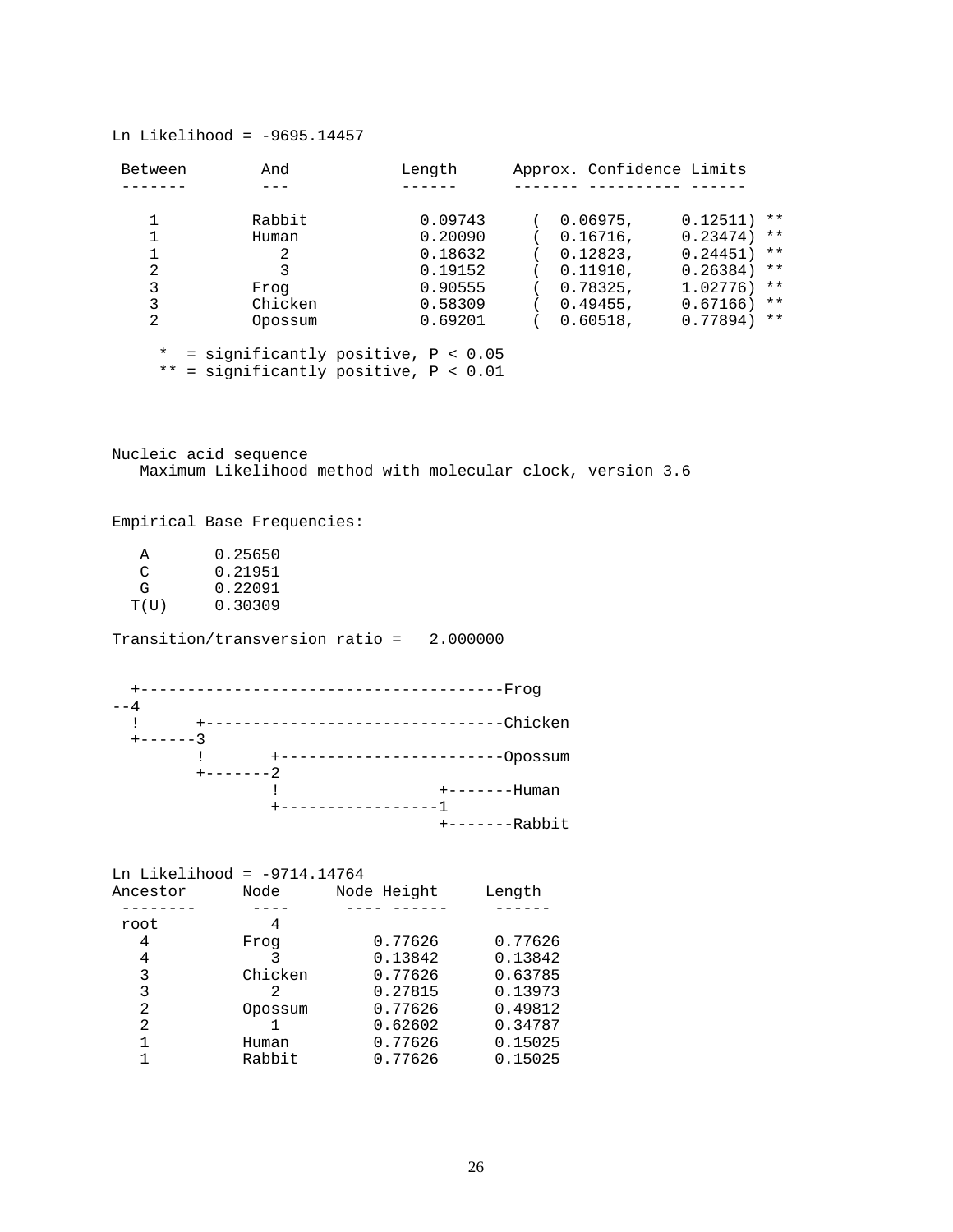```
Ln Likelihood = -9695.14457

 Between        And            Length      Approx. Confidence Limits
 -------        ---            ------      ------- ---------- ------

    1          Rabbit           0.09743     (  0.06975,     0.12511) **
    1          Human            0.20090     (  0.16716,     0.23474) **
    1            2              0.18632     (  0.12823,     0.24451) **
    2            3              0.19152     (  0.11910,     0.26384) **
    3          Frog             0.90555     (  0.78325,     1.02776) **
    3          Chicken          0.58309     (  0.49455,     0.67166) **
    2          Opossum          0.69201     (  0.60518,     0.77894) **

     *  = significantly positive, P < 0.05
     ** = significantly positive, P < 0.01
```

```
Nucleic acid sequence
   Maximum Likelihood method with molecular clock, version 3.6


Empirical Base Frequencies:

   A       0.25650
   C       0.21951
   G       0.22091
  T(U)     0.30309

Transition/transversion ratio =   2.000000


  +---------------------------------------Frog
--4
  !      +--------------------------------Chicken
  +------3
         !       +------------------------Opossum
         +-------2
                 !                +-------Human
                 +----------------1
                                  +-------Rabbit


Ln Likelihood = -9714.14764
Ancestor      Node      Node Height     Length
 --------      ----      ---- ------     ------
 root           4
   4          Frog         0.77626      0.77626
   4            3          0.13842      0.13842
   3          Chicken      0.77626      0.63785
   3            2          0.27815      0.13973
   2          Opossum      0.77626      0.49812
   2            1          0.62602      0.34787
   1          Human        0.77626      0.15025
   1          Rabbit       0.77626      0.15025
```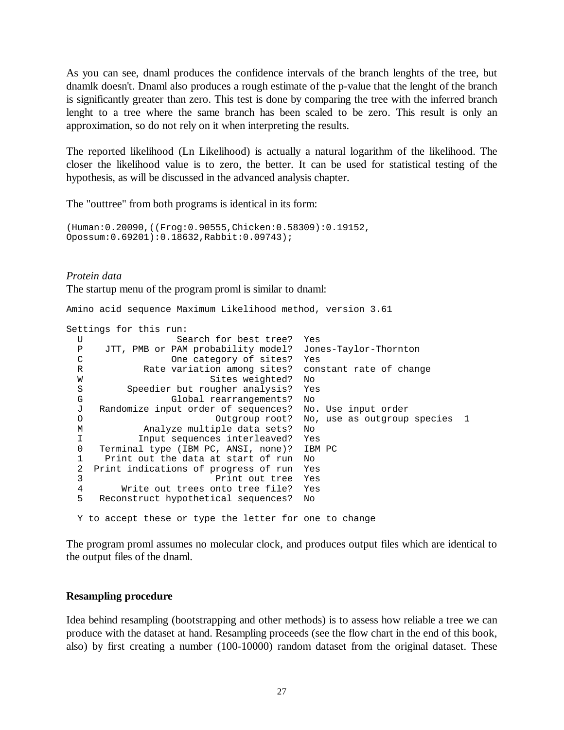As you can see, dnaml produces the confidence intervals of the branch lenghts of the tree, but dnamlk doesn't. Dnaml also produces a rough estimate of the p-value that the lenght of the branch is significantly greater than zero. This test is done by comparing the tree with the inferred branch lenght to a tree where the same branch has been scaled to be zero. This result is only an approximation, so do not rely on it when interpreting the results.

The reported likelihood (Ln Likelihood) is actually a natural logarithm of the likelihood. The closer the likelihood value is to zero, the better. It can be used for statistical testing of the hypothesis, as will be discussed in the advanced analysis chapter.

The "outtree" from both programs is identical in its form:

```
(Human:0.20090,((Frog:0.90555,Chicken:0.58309):0.19152,
Opossum:0.69201):0.18632,Rabbit:0.09743);
```

*Protein data*

The startup menu of the program proml is similar to dnaml:

```
Amino acid sequence Maximum Likelihood method, version 3.61

Settings for this run:
  U                 Search for best tree?  Yes
  P    JTT, PMB or PAM probability model?  Jones-Taylor-Thornton
  C               One category of sites?  Yes
  R          Rate variation among sites?  constant rate of change
  W                      Sites weighted?  No
  S       Speedier but rougher analysis?  Yes
  G               Global rearrangements?  No
  J   Randomize input order of sequences?  No. Use input order
  O                       Outgroup root?  No, use as outgroup species  1
  M          Analyze multiple data sets?  No
  I         Input sequences interleaved?  Yes
  0   Terminal type (IBM PC, ANSI, none)?  IBM PC
  1    Print out the data at start of run  No
  2  Print indications of progress of run  Yes
  3                      Print out tree  Yes
  4       Write out trees onto tree file?  Yes
  5   Reconstruct hypothetical sequences?  No

  Y to accept these or type the letter for one to change
```

The program proml assumes no molecular clock, and produces output files which are identical to the output files of the dnaml.

**Resampling procedure**

Idea behind resampling (bootstrapping and other methods) is to assess how reliable a tree we can produce with the dataset at hand. Resampling proceeds (see the flow chart in the end of this book, also) by first creating a number (100-10000) random dataset from the original dataset. These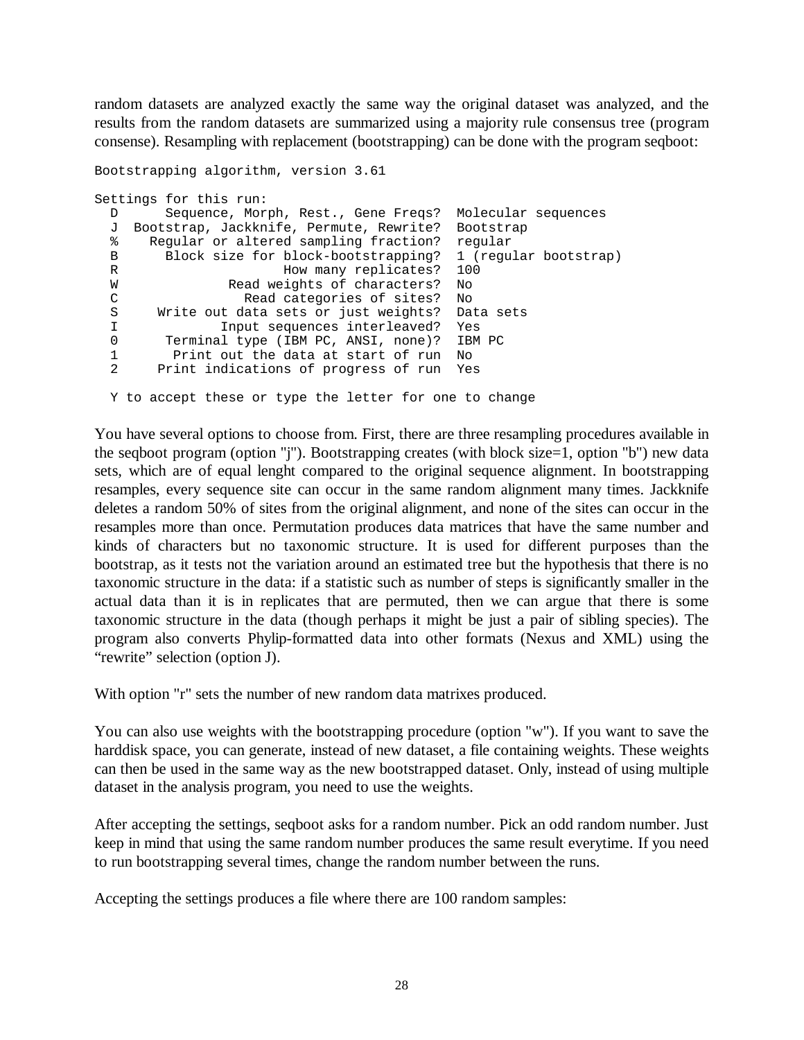random datasets are analyzed exactly the same way the original dataset was analyzed, and the results from the random datasets are summarized using a majority rule consensus tree (program consense). Resampling with replacement (bootstrapping) can be done with the program seqboot:

```
Bootstrapping algorithm, version 3.61

Settings for this run:
  D      Sequence, Morph, Rest., Gene Freqs?  Molecular sequences
  J  Bootstrap, Jackknife, Permute, Rewrite?  Bootstrap
  %    Regular or altered sampling fraction?  regular
  B      Block size for block-bootstrapping?  1 (regular bootstrap)
  R                     How many replicates?  100
  W              Read weights of characters?  No
  C                Read categories of sites?  No
  S     Write out data sets or just weights?  Data sets
  I            Input sequences interleaved?  Yes
  0      Terminal type (IBM PC, ANSI, none)?  IBM PC
  1       Print out the data at start of run  No
  2     Print indications of progress of run  Yes

  Y to accept these or type the letter for one to change
```

You have several options to choose from. First, there are three resampling procedures available in the seqboot program (option "j"). Bootstrapping creates (with block size=1, option "b") new data sets, which are of equal lenght compared to the original sequence alignment. In bootstrapping resamples, every sequence site can occur in the same random alignment many times. Jackknife deletes a random 50% of sites from the original alignment, and none of the sites can occur in the resamples more than once. Permutation produces data matrices that have the same number and kinds of characters but no taxonomic structure. It is used for different purposes than the bootstrap, as it tests not the variation around an estimated tree but the hypothesis that there is no taxonomic structure in the data: if a statistic such as number of steps is significantly smaller in the actual data than it is in replicates that are permuted, then we can argue that there is some taxonomic structure in the data (though perhaps it might be just a pair of sibling species). The program also converts Phylip-formatted data into other formats (Nexus and XML) using the "rewrite" selection (option J).

With option "r" sets the number of new random data matrixes produced.

You can also use weights with the bootstrapping procedure (option "w"). If you want to save the harddisk space, you can generate, instead of new dataset, a file containing weights. These weights can then be used in the same way as the new bootstrapped dataset. Only, instead of using multiple dataset in the analysis program, you need to use the weights.

After accepting the settings, seqboot asks for a random number. Pick an odd random number. Just keep in mind that using the same random number produces the same result everytime. If you need to run bootstrapping several times, change the random number between the runs.

Accepting the settings produces a file where there are 100 random samples: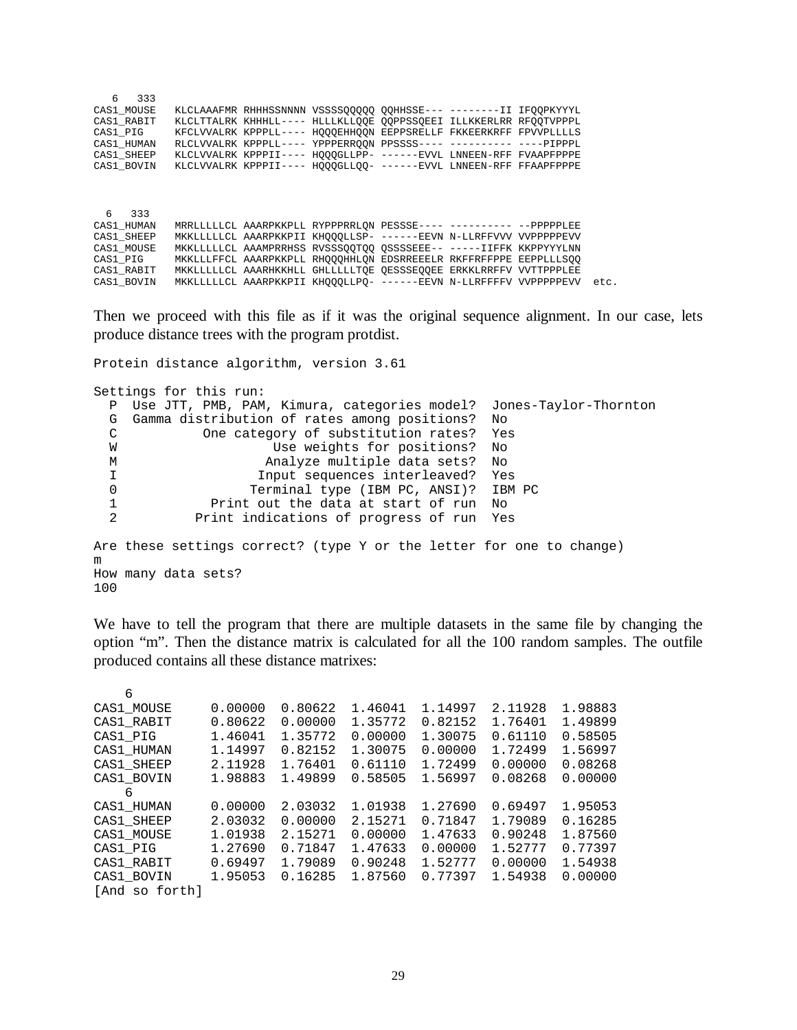```
  6   333
CAS1_MOUSE   KLCLAAAFMR RHHHSSNNNN VSSSSQQQQQ QQHHSSE--- --------II IFQQPKYYYL
CAS1_RABIT   KLCLTTALRK KHHHLL---- HLLLKLLQQE QQPPSSQEEI ILLKKERLRR RFQQTVPPPL
CAS1_PIG     KFCLVVALRK KPPPLL---- HQQQEHHQQN EEPPSRELLF FKKEERKRFF FPVVPLLLLS
CAS1_HUMAN   RLCLVVALRK KPPPLL---- YPPPERRQQN PPSSSS---- ---------- ----PIPPPL
CAS1_SHEEP   KLCLVVALRK KPPPII---- HQQQGLLPP- ------EVVL LNNEEN-RFF FVAAPFPPPE
CAS1_BOVIN   KLCLVVALRK KPPPII---- HQQQGLLQQ- ------EVVL LNNEEN-RFF FFAAPFPPPE


  6   333
CAS1_HUMAN   MRRLLLLLCL AAARPKKPLL RYPPPRRLQN PESSSE---- ---------- --PPPPPLEE
CAS1_SHEEP   MKKLLLLLCL AAARPKKPII KHQQQLLSP- ------EEVN N-LLRFFVVV VVPPPPPEVV
CAS1_MOUSE   MKKLLLLLCL AAAMPRRHSS RVSSSQQTQQ QSSSSEEE-- -----IIFFK KKPPYYYLNN
CAS1_PIG     MKKLLLFFCL AAARPKKPLL RHQQQHHLQN EDSRREEELR RKFFRFFPPE EEPPLLLSQQ
CAS1_RABIT   MKKLLLLLCL AAARHKKHLL GHLLLLLTQE QESSSEQQEE ERKKLRRFFV VVTTPPPLEE
CAS1_BOVIN   MKKLLLLLCL AAARPKKPII KHQQQLLPQ- ------EEVN N-LLRFFFFV VVPPPPPEVV  etc.
```

Then we proceed with this file as if it was the original sequence alignment. In our case, lets produce distance trees with the program protdist.

```
Protein distance algorithm, version 3.61

Settings for this run:
  P  Use JTT, PMB, PAM, Kimura, categories model?  Jones-Taylor-Thornton
  G  Gamma distribution of rates among positions?  No
  C           One category of substitution rates?  Yes
  W                    Use weights for positions?  No
  M                   Analyze multiple data sets?  No
  I                  Input sequences interleaved?  Yes
  0                Terminal type (IBM PC, ANSI)?  IBM PC
  1            Print out the data at start of run  No
  2          Print indications of progress of run  Yes

Are these settings correct? (type Y or the letter for one to change)
m
How many data sets?
100
```

We have to tell the program that there are multiple datasets in the same file by changing the option "m". Then the distance matrix is calculated for all the 100 random samples. The outfile produced contains all these distance matrixes:

```
    6
CAS1_MOUSE     0.00000  0.80622  1.46041  1.14997  2.11928  1.98883
CAS1_RABIT     0.80622  0.00000  1.35772  0.82152  1.76401  1.49899
CAS1_PIG       1.46041  1.35772  0.00000  1.30075  0.61110  0.58505
CAS1_HUMAN     1.14997  0.82152  1.30075  0.00000  1.72499  1.56997
CAS1_SHEEP     2.11928  1.76401  0.61110  1.72499  0.00000  0.08268
CAS1_BOVIN     1.98883  1.49899  0.58505  1.56997  0.08268  0.00000
    6
CAS1_HUMAN     0.00000  2.03032  1.01938  1.27690  0.69497  1.95053
CAS1_SHEEP     2.03032  0.00000  2.15271  0.71847  1.79089  0.16285
CAS1_MOUSE     1.01938  2.15271  0.00000  1.47633  0.90248  1.87560
CAS1_PIG       1.27690  0.71847  1.47633  0.00000  1.52777  0.77397
CAS1_RABIT     0.69497  1.79089  0.90248  1.52777  0.00000  1.54938
CAS1_BOVIN     1.95053  0.16285  1.87560  0.77397  1.54938  0.00000
[And so forth]
```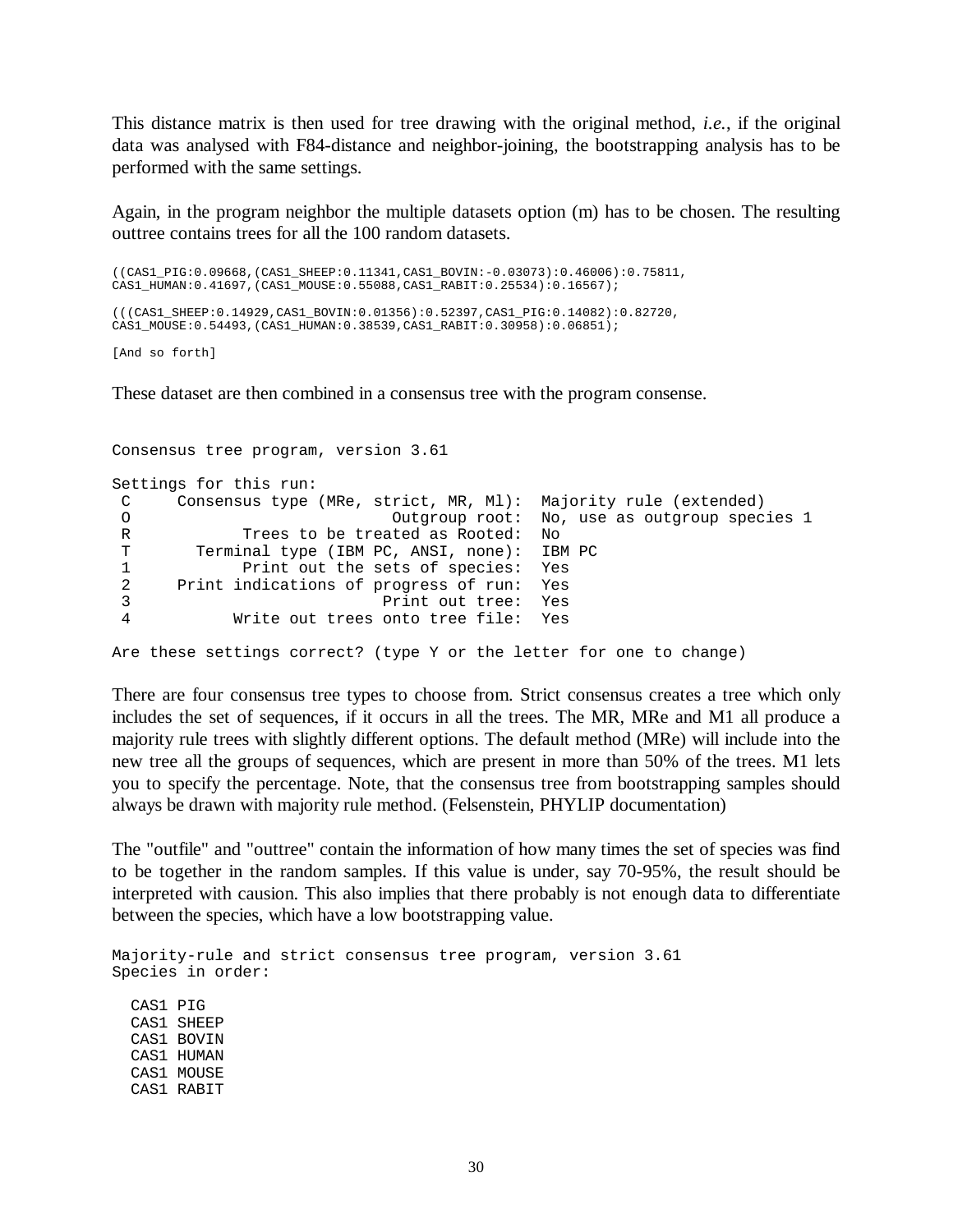This distance matrix is then used for tree drawing with the original method, *i.e.*, if the original data was analysed with F84-distance and neighbor-joining, the bootstrapping analysis has to be performed with the same settings.

Again, in the program neighbor the multiple datasets option (m) has to be chosen. The resulting outtree contains trees for all the 100 random datasets.

```
((CAS1_PIG:0.09668,(CAS1_SHEEP:0.11341,CAS1_BOVIN:-0.03073):0.46006):0.75811,
CAS1_HUMAN:0.41697,(CAS1_MOUSE:0.55088,CAS1_RABIT:0.25534):0.16567);

(((CAS1_SHEEP:0.14929,CAS1_BOVIN:0.01356):0.52397,CAS1_PIG:0.14082):0.82720,
CAS1_MOUSE:0.54493,(CAS1_HUMAN:0.38539,CAS1_RABIT:0.30958):0.06851);

[And so forth]
```

These dataset are then combined in a consensus tree with the program consense.

```
Consensus tree program, version 3.61

Settings for this run:
 C     Consensus type (MRe, strict, MR, Ml):  Majority rule (extended)
 O                         Outgroup root:  No, use as outgroup species 1
 R            Trees to be treated as Rooted:  No
 T       Terminal type (IBM PC, ANSI, none):  IBM PC
 1            Print out the sets of species:  Yes
 2     Print indications of progress of run:  Yes
 3                           Print out tree:  Yes
 4          Write out trees onto tree file:  Yes

Are these settings correct? (type Y or the letter for one to change)
```

There are four consensus tree types to choose from. Strict consensus creates a tree which only includes the set of sequences, if it occurs in all the trees. The MR, MRe and M1 all produce a majority rule trees with slightly different options. The default method (MRe) will include into the new tree all the groups of sequences, which are present in more than 50% of the trees. M1 lets you to specify the percentage. Note, that the consensus tree from bootstrapping samples should always be drawn with majority rule method. (Felsenstein, PHYLIP documentation)

The "outfile" and "outtree" contain the information of how many times the set of species was find to be together in the random samples. If this value is under, say 70-95%, the result should be interpreted with causion. This also implies that there probably is not enough data to differentiate between the species, which have a low bootstrapping value.

```
Majority-rule and strict consensus tree program, version 3.61
Species in order:

  CAS1 PIG
  CAS1 SHEEP
  CAS1 BOVIN
  CAS1 HUMAN
  CAS1 MOUSE
  CAS1 RABIT
```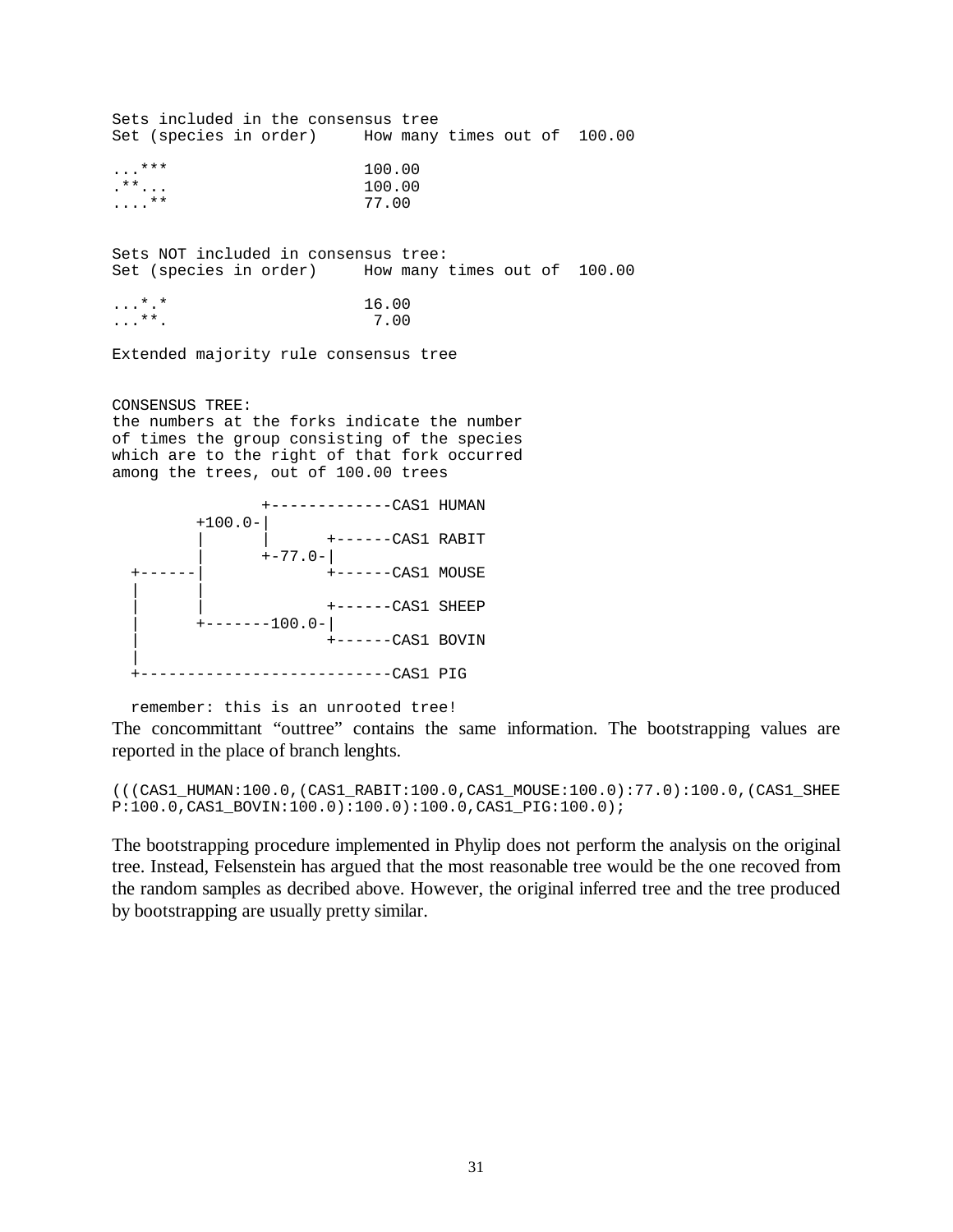```
Sets included in the consensus tree
Set (species in order)     How many times out of  100.00

...***                     100.00
.**...                     100.00
....**                     77.00


Sets NOT included in consensus tree:
Set (species in order)     How many times out of  100.00

...*.*                     16.00
...**.                      7.00

Extended majority rule consensus tree


CONSENSUS TREE:
the numbers at the forks indicate the number
of times the group consisting of the species
which are to the right of that fork occurred
among the trees, out of 100.00 trees

              +-------------CAS1 HUMAN
        +100.0-|
        |      |      +------CAS1 RABIT
        |      +-77.0-|
  +------|             +------CAS1 MOUSE
  |      |
  |      |             +------CAS1 SHEEP
  |      +-------100.0-|
  |                    +------CAS1 BOVIN
  |
  +---------------------------CAS1 PIG

  remember: this is an unrooted tree!
```

The concommittant "outtree" contains the same information. The bootstrapping values are reported in the place of branch lenghts.

```
(((CAS1_HUMAN:100.0,(CAS1_RABIT:100.0,CAS1_MOUSE:100.0):77.0):100.0,(CAS1_SHEEP:100.0,CAS1_BOVIN:100.0):100.0):100.0,CAS1_PIG:100.0);
```

The bootstrapping procedure implemented in Phylip does not perform the analysis on the original tree. Instead, Felsenstein has argued that the most reasonable tree would be the one recoved from the random samples as decribed above. However, the original inferred tree and the tree produced by bootstrapping are usually pretty similar.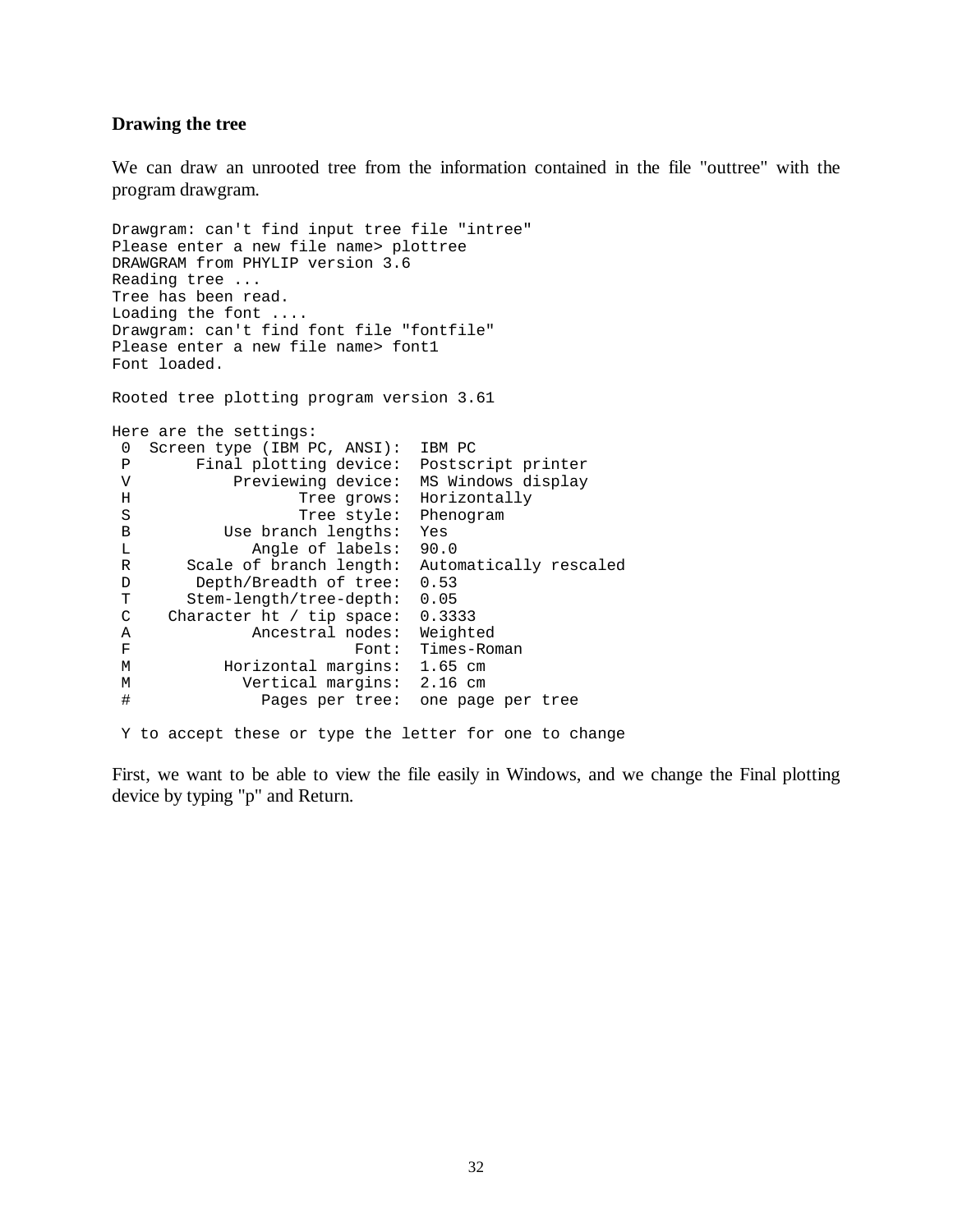### Drawing the tree

We can draw an unrooted tree from the information contained in the file "outtree" with the program drawgram.

```
Drawgram: can't find input tree file "intree"
Please enter a new file name> plottree
DRAWGRAM from PHYLIP version 3.6
Reading tree ...
Tree has been read.
Loading the font ....
Drawgram: can't find font file "fontfile"
Please enter a new file name> font1
Font loaded.

Rooted tree plotting program version 3.61

Here are the settings:
 0  Screen type (IBM PC, ANSI):  IBM PC
 P       Final plotting device:  Postscript printer
 V          Previewing device:  MS Windows display
 H                 Tree grows:  Horizontally
 S                 Tree style:  Phenogram
 B         Use branch lengths:  Yes
 L            Angle of labels:  90.0
 R      Scale of branch length:  Automatically rescaled
 D       Depth/Breadth of tree:  0.53
 T      Stem-length/tree-depth:  0.05
 C    Character ht / tip space:  0.3333
 A            Ancestral nodes:  Weighted
 F                       Font:  Times-Roman
 M          Horizontal margins:  1.65 cm
 M            Vertical margins:  2.16 cm
 #              Pages per tree:  one page per tree

 Y to accept these or type the letter for one to change
```

First, we want to be able to view the file easily in Windows, and we change the Final plotting device by typing "p" and Return.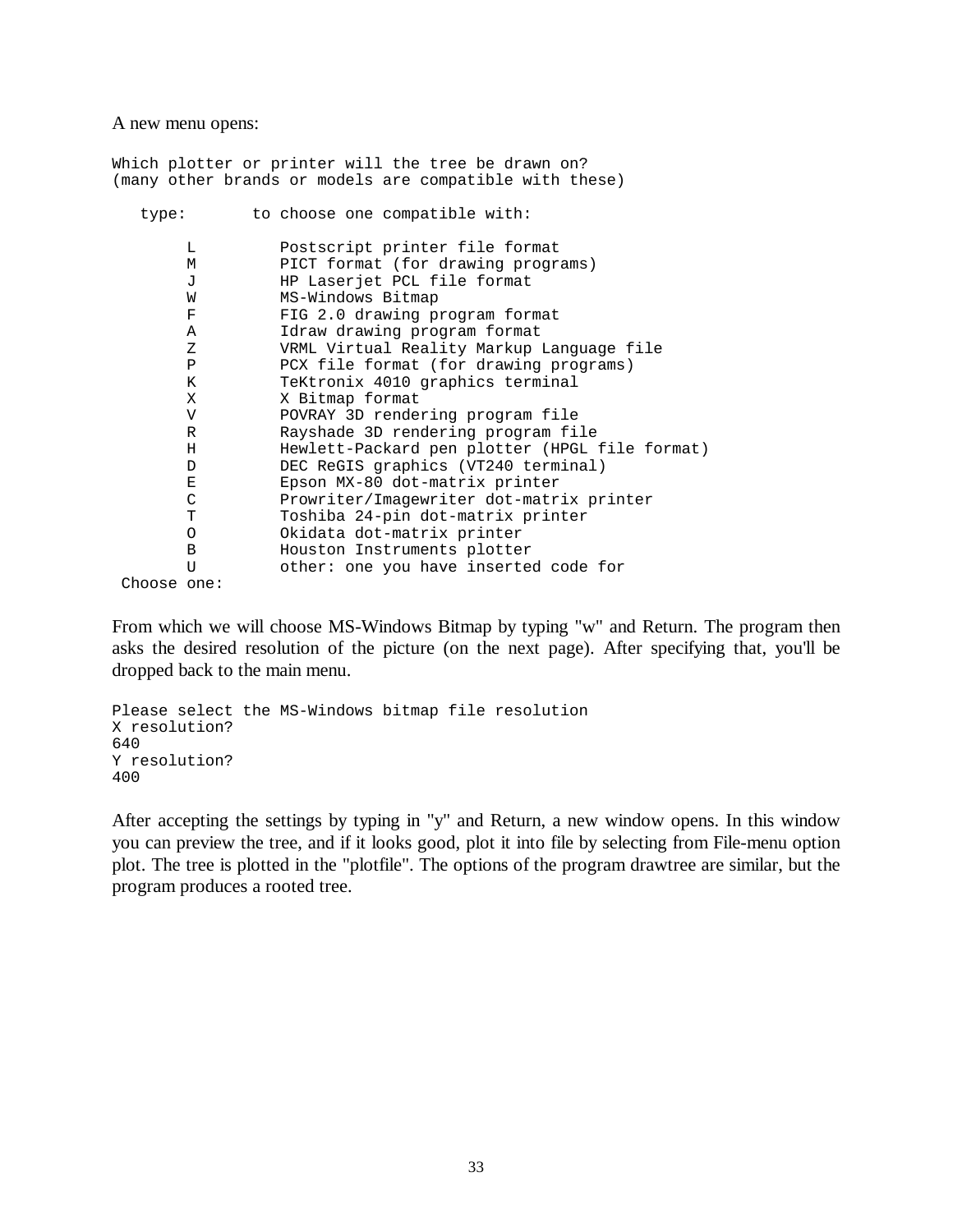A new menu opens:

```
Which plotter or printer will the tree be drawn on?
(many other brands or models are compatible with these)

   type:       to choose one compatible with:

        L         Postscript printer file format
        M         PICT format (for drawing programs)
        J         HP Laserjet PCL file format
        W         MS-Windows Bitmap
        F         FIG 2.0 drawing program format
        A         Idraw drawing program format
        Z         VRML Virtual Reality Markup Language file
        P         PCX file format (for drawing programs)
        K         TeKtronix 4010 graphics terminal
        X         X Bitmap format
        V         POVRAY 3D rendering program file
        R         Rayshade 3D rendering program file
        H         Hewlett-Packard pen plotter (HPGL file format)
        D         DEC ReGIS graphics (VT240 terminal)
        E         Epson MX-80 dot-matrix printer
        C         Prowriter/Imagewriter dot-matrix printer
        T         Toshiba 24-pin dot-matrix printer
        O         Okidata dot-matrix printer
        B         Houston Instruments plotter
        U         other: one you have inserted code for
 Choose one:
```

From which we will choose MS-Windows Bitmap by typing "w" and Return. The program then asks the desired resolution of the picture (on the next page). After specifying that, you'll be dropped back to the main menu.

```
Please select the MS-Windows bitmap file resolution
X resolution?
640
Y resolution?
400
```

After accepting the settings by typing in "y" and Return, a new window opens. In this window you can preview the tree, and if it looks good, plot it into file by selecting from File-menu option plot. The tree is plotted in the "plotfile". The options of the program drawtree are similar, but the program produces a rooted tree.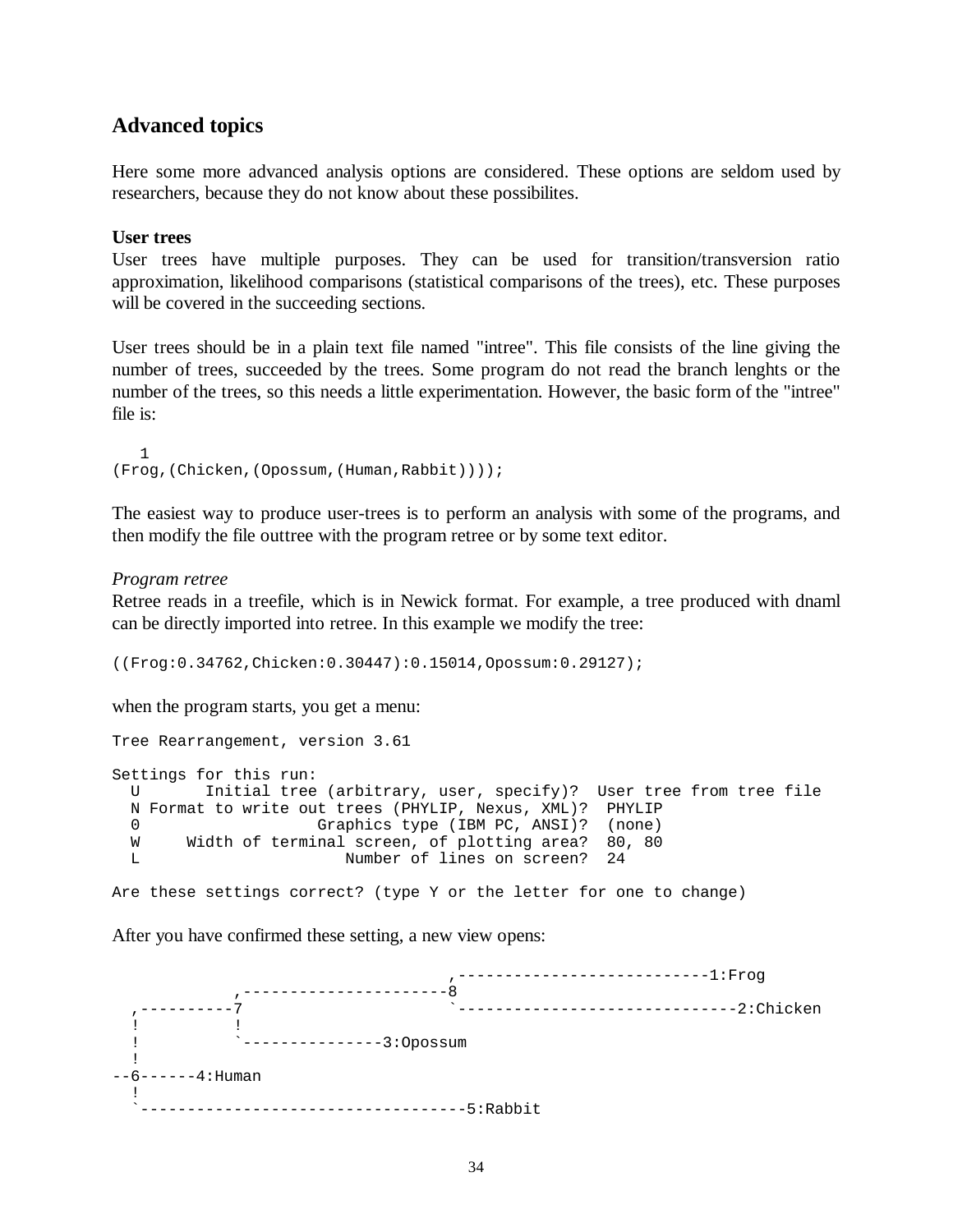## Advanced topics

Here some more advanced analysis options are considered. These options are seldom used by researchers, because they do not know about these possibilites.

**User trees**

User trees have multiple purposes. They can be used for transition/transversion ratio approximation, likelihood comparisons (statistical comparisons of the trees), etc. These purposes will be covered in the succeeding sections.

User trees should be in a plain text file named "intree". This file consists of the line giving the number of trees, succeeded by the trees. Some program do not read the branch lenghts or the number of the trees, so this needs a little experimentation. However, the basic form of the "intree" file is:

```
   1
(Frog,(Chicken,(Opossum,(Human,Rabbit))));
```

The easiest way to produce user-trees is to perform an analysis with some of the programs, and then modify the file outtree with the program retree or by some text editor.

*Program retree*

Retree reads in a treefile, which is in Newick format. For example, a tree produced with dnaml can be directly imported into retree. In this example we modify the tree:

```
((Frog:0.34762,Chicken:0.30447):0.15014,Opossum:0.29127);
```

when the program starts, you get a menu:

```
Tree Rearrangement, version 3.61

Settings for this run:
  U       Initial tree (arbitrary, user, specify)?  User tree from tree file
  N Format to write out trees (PHYLIP, Nexus, XML)?  PHYLIP
  0                  Graphics type (IBM PC, ANSI)?  (none)
  W     Width of terminal screen, of plotting area?  80, 80
  L                       Number of lines on screen?  24

Are these settings correct? (type Y or the letter for one to change)
```

After you have confirmed these setting, a new view opens:

```
                            ,---------------------------1:Frog
           ,----------------------8
  ,----------7                    `------------------------------2:Chicken
  !          !
  !          `---------------3:Opossum
  !
--6------4:Human
  !
  `-----------------------------------5:Rabbit
```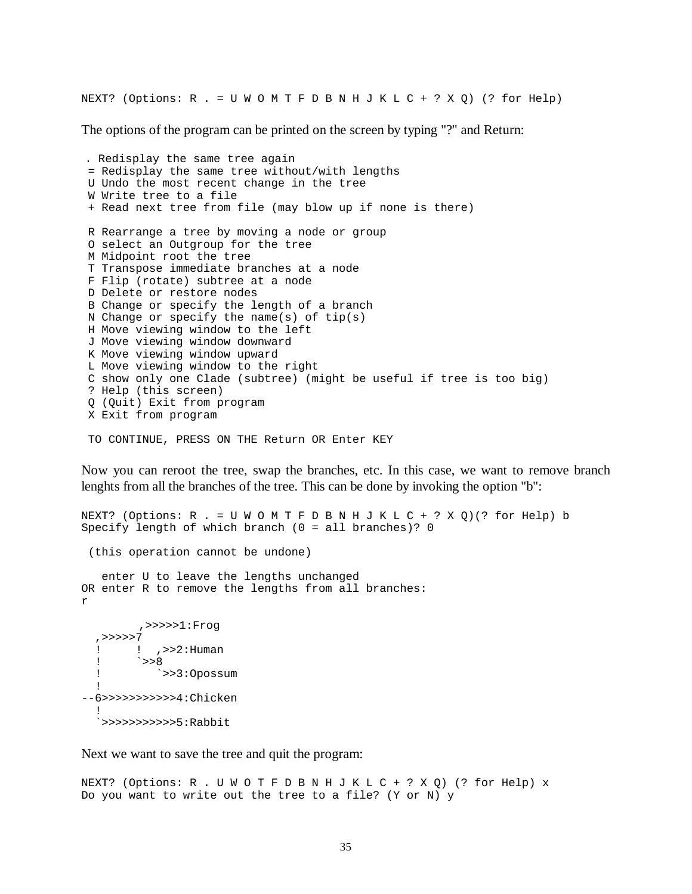```
NEXT? (Options: R . = U W O M T F D B N H J K L C + ? X Q) (? for Help)
```

The options of the program can be printed on the screen by typing "?" and Return:

```
 . Redisplay the same tree again
 = Redisplay the same tree without/with lengths
 U Undo the most recent change in the tree
 W Write tree to a file
 + Read next tree from file (may blow up if none is there)

 R Rearrange a tree by moving a node or group
 O select an Outgroup for the tree
 M Midpoint root the tree
 T Transpose immediate branches at a node
 F Flip (rotate) subtree at a node
 D Delete or restore nodes
 B Change or specify the length of a branch
 N Change or specify the name(s) of tip(s)
 H Move viewing window to the left
 J Move viewing window downward
 K Move viewing window upward
 L Move viewing window to the right
 C show only one Clade (subtree) (might be useful if tree is too big)
 ? Help (this screen)
 Q (Quit) Exit from program
 X Exit from program

 TO CONTINUE, PRESS ON THE Return OR Enter KEY
```

Now you can reroot the tree, swap the branches, etc. In this case, we want to remove branch lenghts from all the branches of the tree. This can be done by invoking the option "b":

```
NEXT? (Options: R . = U W O M T F D B N H J K L C + ? X Q)(? for Help) b
Specify length of which branch (0 = all branches)? 0

 (this operation cannot be undone)

   enter U to leave the lengths unchanged
OR enter R to remove the lengths from all branches:
r

        ,>>>>>1:Frog
  ,>>>>>7
  !     !  ,>>2:Human
  !     `>>8
  !        `>>3:Opossum
  !
--6>>>>>>>>>>>4:Chicken
  !
  `>>>>>>>>>>>5:Rabbit
```

Next we want to save the tree and quit the program:

```
NEXT? (Options: R . U W O T F D B N H J K L C + ? X Q) (? for Help) x
Do you want to write out the tree to a file? (Y or N) y
```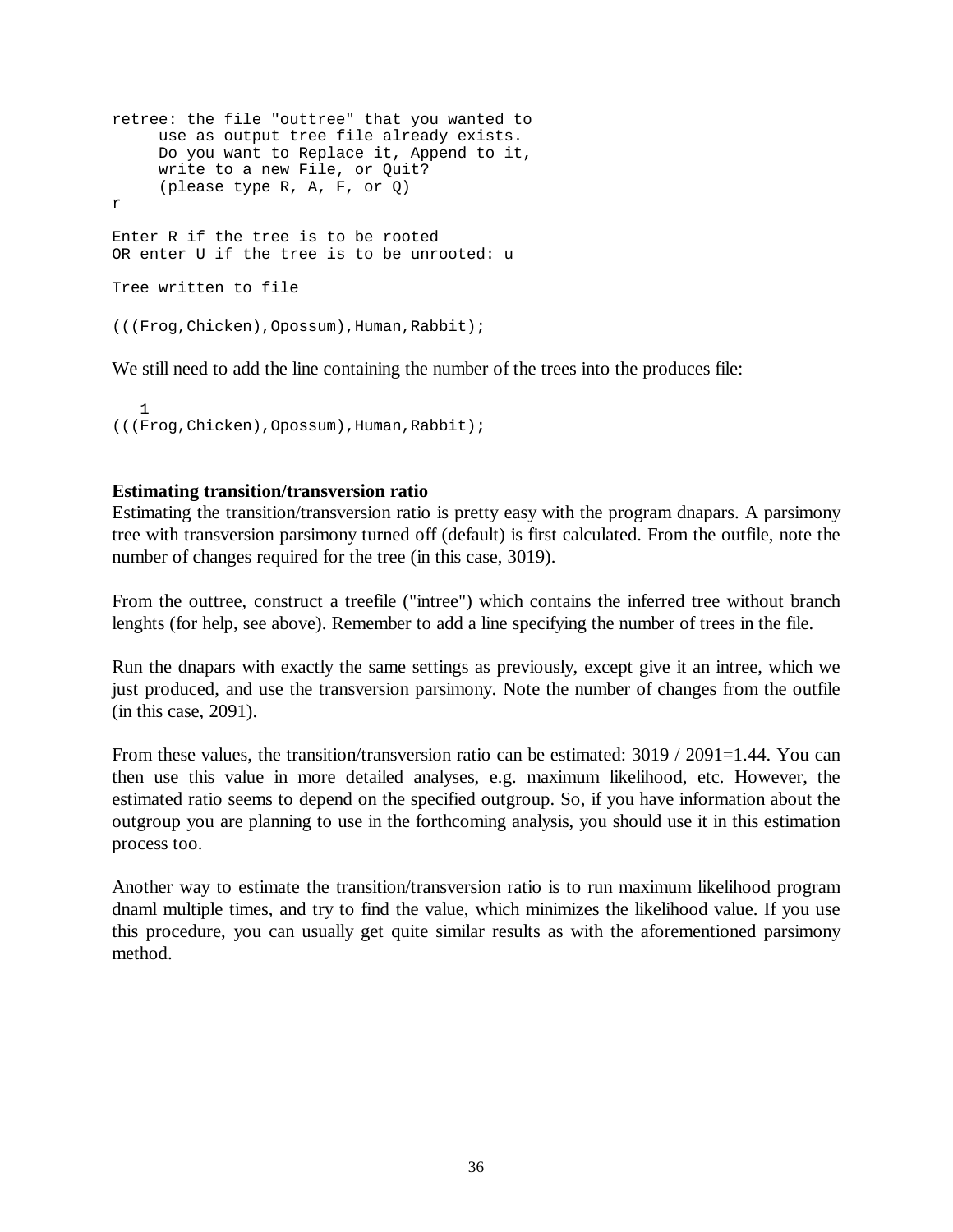```
retree: the file "outtree" that you wanted to
     use as output tree file already exists.
     Do you want to Replace it, Append to it,
     write to a new File, or Quit?
     (please type R, A, F, or Q)
r

Enter R if the tree is to be rooted
OR enter U if the tree is to be unrooted: u

Tree written to file

(((Frog,Chicken),Opossum),Human,Rabbit);
```

We still need to add the line containing the number of the trees into the produces file:

```
    1
(((Frog,Chicken),Opossum),Human,Rabbit);
```

**Estimating transition/transversion ratio**

Estimating the transition/transversion ratio is pretty easy with the program dnapars. A parsimony tree with transversion parsimony turned off (default) is first calculated. From the outfile, note the number of changes required for the tree (in this case, 3019).

From the outtree, construct a treefile ("intree") which contains the inferred tree without branch lenghts (for help, see above). Remember to add a line specifying the number of trees in the file.

Run the dnapars with exactly the same settings as previously, except give it an intree, which we just produced, and use the transversion parsimony. Note the number of changes from the outfile (in this case, 2091).

From these values, the transition/transversion ratio can be estimated: 3019 / 2091=1.44. You can then use this value in more detailed analyses, e.g. maximum likelihood, etc. However, the estimated ratio seems to depend on the specified outgroup. So, if you have information about the outgroup you are planning to use in the forthcoming analysis, you should use it in this estimation process too.

Another way to estimate the transition/transversion ratio is to run maximum likelihood program dnaml multiple times, and try to find the value, which minimizes the likelihood value. If you use this procedure, you can usually get quite similar results as with the aforementioned parsimony method.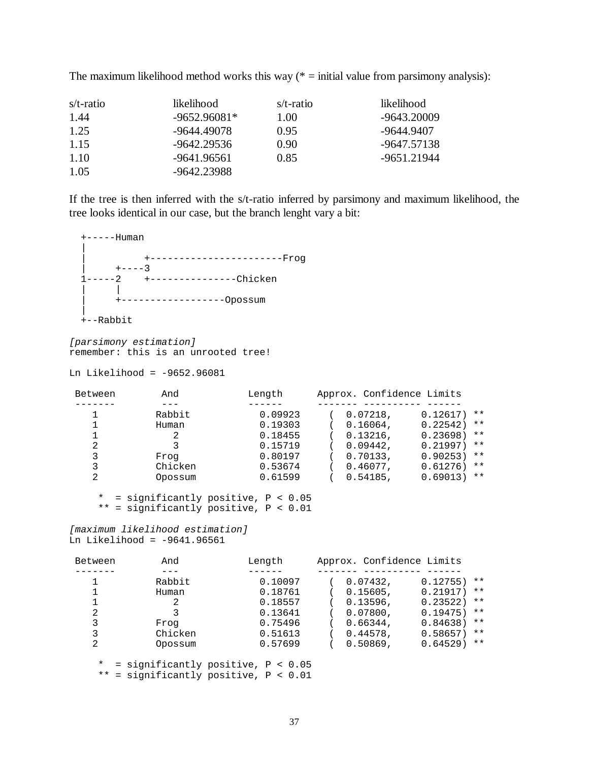The maximum likelihood method works this way (* = initial value from parsimony analysis):

| s/t-ratio | likelihood | s/t-ratio | likelihood |
|---|---|---|---|
| 1.44 | -9652.96081* | 1.00 | -9643.20009 |
| 1.25 | -9644.49078 | 0.95 | -9644.9407 |
| 1.15 | -9642.29536 | 0.90 | -9647.57138 |
| 1.10 | -9641.96561 | 0.85 | -9651.21944 |
| 1.05 | -9642.23988 | | |

If the tree is then inferred with the s/t-ratio inferred by parsimony and maximum likelihood, the tree looks identical in our case, but the branch lenght vary a bit:

```
  +-----Human
  |
  |          +-----------------------Frog
  |     +----3
  1-----2    +---------------Chicken
  |     |
  |     +------------------Opossum
  |
  +--Rabbit
```

*[parsimony estimation]*

```
remember: this is an unrooted tree!

Ln Likelihood = -9652.96081

 Between        And            Length      Approx. Confidence Limits
 -------        ---            ------      ------- ---------- ------
    1          Rabbit           0.09923     (  0.07218,     0.12617) **
    1          Human            0.19303     (  0.16064,     0.22542) **
    1             2             0.18455     (  0.13216,     0.23698) **
    2             3             0.15719     (  0.09442,     0.21997) **
    3          Frog             0.80197     (  0.70133,     0.90253) **
    3          Chicken          0.53674     (  0.46077,     0.61276) **
    2          Opossum          0.61599     (  0.54185,     0.69013) **

     *  = significantly positive, P < 0.05
     ** = significantly positive, P < 0.01
```

*[maximum likelihood estimation]*

```
Ln Likelihood = -9641.96561

 Between        And            Length      Approx. Confidence Limits
 -------        ---            ------      ------- ---------- ------
    1          Rabbit           0.10097     (  0.07432,     0.12755) **
    1          Human            0.18761     (  0.15605,     0.21917) **
    1             2             0.18557     (  0.13596,     0.23522) **
    2             3             0.13641     (  0.07800,     0.19475) **
    3          Frog             0.75496     (  0.66344,     0.84638) **
    3          Chicken          0.51613     (  0.44578,     0.58657) **
    2          Opossum          0.57699     (  0.50869,     0.64529) **

     *  = significantly positive, P < 0.05
     ** = significantly positive, P < 0.01
```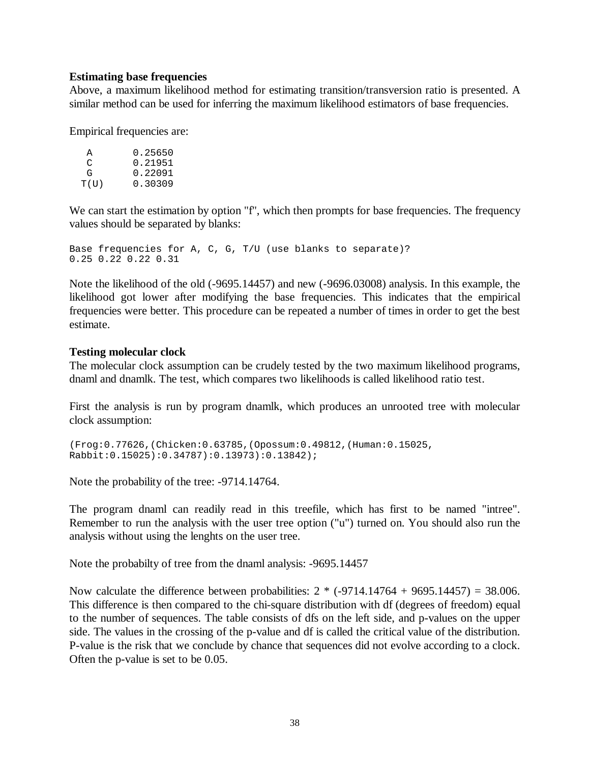**Estimating base frequencies**

Above, a maximum likelihood method for estimating transition/transversion ratio is presented. A similar method can be used for inferring the maximum likelihood estimators of base frequencies.

Empirical frequencies are:

```
  A       0.25650
  C       0.21951
  G       0.22091
 T(U)     0.30309
```

We can start the estimation by option "f", which then prompts for base frequencies. The frequency values should be separated by blanks:

```
Base frequencies for A, C, G, T/U (use blanks to separate)?
0.25 0.22 0.22 0.31
```

Note the likelihood of the old (-9695.14457) and new (-9696.03008) analysis. In this example, the likelihood got lower after modifying the base frequencies. This indicates that the empirical frequencies were better. This procedure can be repeated a number of times in order to get the best estimate.

**Testing molecular clock**

The molecular clock assumption can be crudely tested by the two maximum likelihood programs, dnaml and dnamlk. The test, which compares two likelihoods is called likelihood ratio test.

First the analysis is run by program dnamlk, which produces an unrooted tree with molecular clock assumption:

```
(Frog:0.77626,(Chicken:0.63785,(Opossum:0.49812,(Human:0.15025,
Rabbit:0.15025):0.34787):0.13973):0.13842);
```

Note the probability of the tree: -9714.14764.

The program dnaml can readily read in this treefile, which has first to be named "intree". Remember to run the analysis with the user tree option ("u") turned on. You should also run the analysis without using the lenghts on the user tree.

Note the probabilty of tree from the dnaml analysis: -9695.14457

Now calculate the difference between probabilities: $2 * (-9714.14764 + 9695.14457) = 38.006$. This difference is then compared to the chi-square distribution with df (degrees of freedom) equal to the number of sequences. The table consists of dfs on the left side, and p-values on the upper side. The values in the crossing of the p-value and df is called the critical value of the distribution. P-value is the risk that we conclude by chance that sequences did not evolve according to a clock. Often the p-value is set to be 0.05.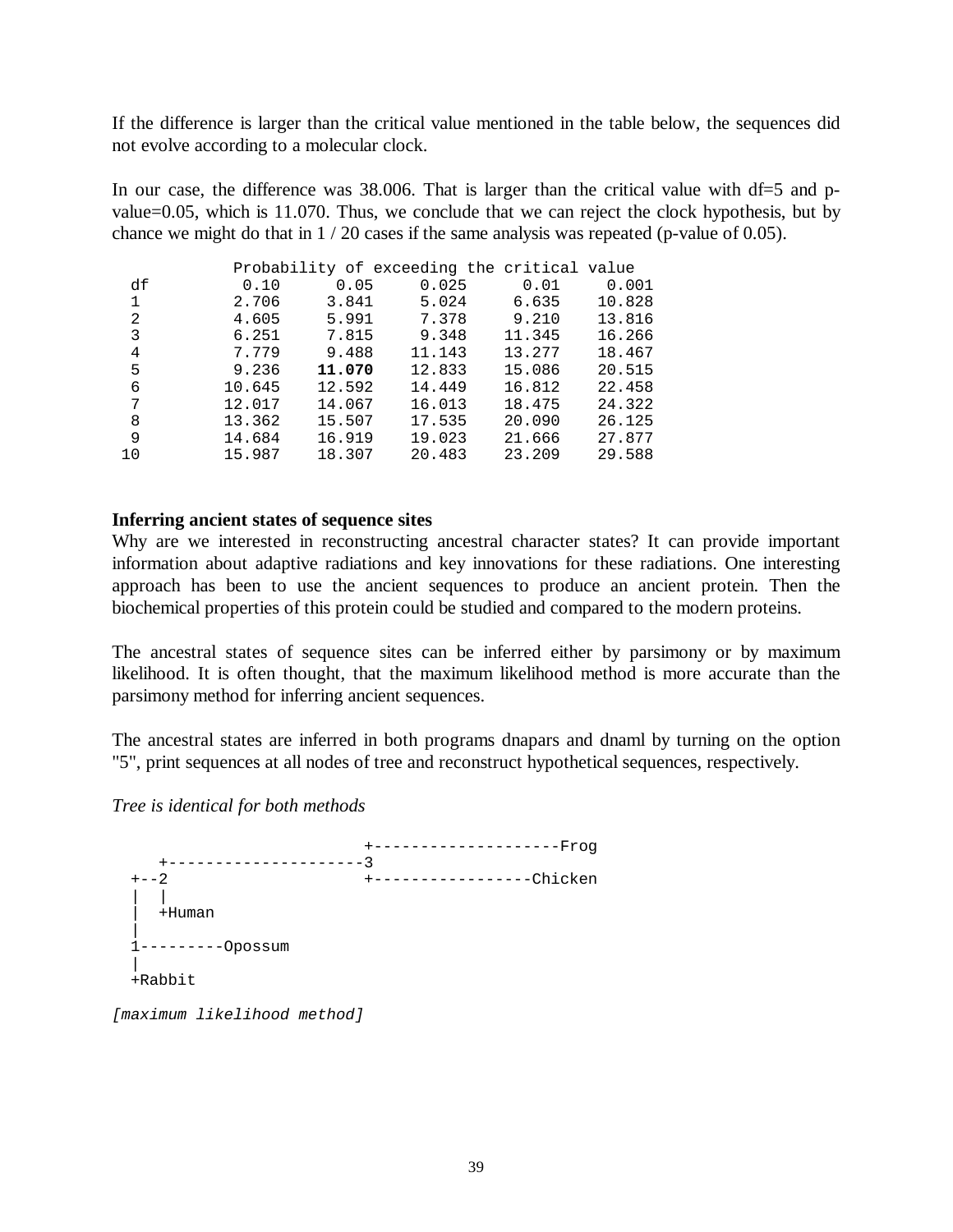If the difference is larger than the critical value mentioned in the table below, the sequences did not evolve according to a molecular clock.

In our case, the difference was 38.006. That is larger than the critical value with df=5 and p-value=0.05, which is 11.070. Thus, we conclude that we can reject the clock hypothesis, but by chance we might do that in 1 / 20 cases if the same analysis was repeated (p-value of 0.05).

| | Probability of exceeding the critical value | | | | |
|---|---|---|---|---|---|
| df | 0.10 | 0.05 | 0.025 | 0.01 | 0.001 |
| 1 | 2.706 | 3.841 | 5.024 | 6.635 | 10.828 |
| 2 | 4.605 | 5.991 | 7.378 | 9.210 | 13.816 |
| 3 | 6.251 | 7.815 | 9.348 | 11.345 | 16.266 |
| 4 | 7.779 | 9.488 | 11.143 | 13.277 | 18.467 |
| 5 | 9.236 | **11.070** | 12.833 | 15.086 | 20.515 |
| 6 | 10.645 | 12.592 | 14.449 | 16.812 | 22.458 |
| 7 | 12.017 | 14.067 | 16.013 | 18.475 | 24.322 |
| 8 | 13.362 | 15.507 | 17.535 | 20.090 | 26.125 |
| 9 | 14.684 | 16.919 | 19.023 | 21.666 | 27.877 |
| 10 | 15.987 | 18.307 | 20.483 | 23.209 | 29.588 |

**Inferring ancient states of sequence sites**

Why are we interested in reconstructing ancestral character states? It can provide important information about adaptive radiations and key innovations for these radiations. One interesting approach has been to use the ancient sequences to produce an ancient protein. Then the biochemical properties of this protein could be studied and compared to the modern proteins.

The ancestral states of sequence sites can be inferred either by parsimony or by maximum likelihood. It is often thought, that the maximum likelihood method is more accurate than the parsimony method for inferring ancient sequences.

The ancestral states are inferred in both programs dnapars and dnaml by turning on the option "5", print sequences at all nodes of tree and reconstruct hypothetical sequences, respectively.

*Tree is identical for both methods*

```
                        +--------------------Frog
    +---------------------3
  +--2                  +-----------------Chicken
  |  |
  |  +Human
  |
  1---------Opossum
  |
  +Rabbit
```

*[maximum likelihood method]*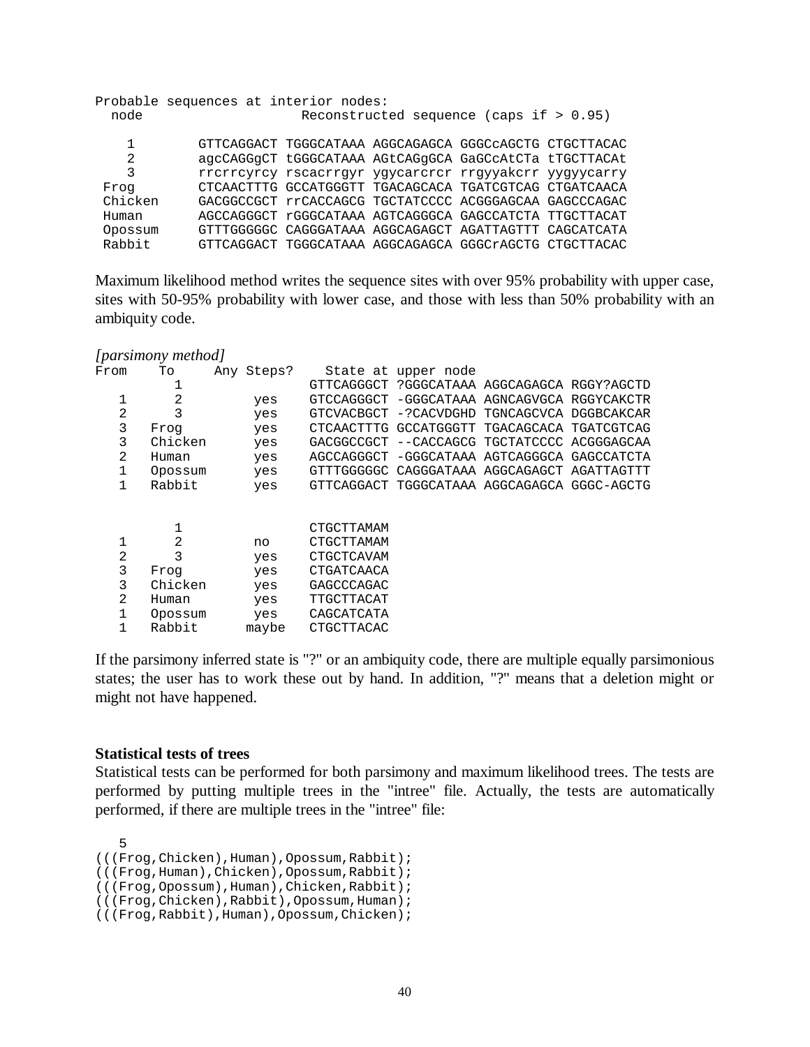```
Probable sequences at interior nodes:
  node                    Reconstructed sequence (caps if > 0.95)

    1        GTTCAGGACT TGGGCATAAA AGGCAGAGCA GGGCcAGCTG CTGCTTACAC
    2        agcCAGGgCT tGGGCATAAA AGtCAGgGCA GaGCcAtCTa tTGCTTACAt
    3        rrcrrcyrcy rscacrrgyr ygycarcrcr rrgyyakcrr yygyycarry
 Frog        CTCAACTTTG GCCATGGGTT TGACAGCACA TGATCGTCAG CTGATCAACA
 Chicken     GACGGCCGCT rrCACCAGCG TGCTATCCCC ACGGGAGCAA GAGCCCAGAC
 Human       AGCCAGGGCT rGGGCATAAA AGTCAGGGCA GAGCCATCTA TTGCTTACAT
 Opossum     GTTTGGGGGC CAGGGATAAA AGGCAGAGCT AGATTAGTTT CAGCATCATA
 Rabbit      GTTCAGGACT TGGGCATAAA AGGCAGAGCA GGGCrAGCTG CTGCTTACAC
```

Maximum likelihood method writes the sequence sites with over 95% probability with upper case, sites with 50-95% probability with lower case, and those with less than 50% probability with an ambiquity code.

*[parsimony method]*

```
From    To      Any Steps?    State at upper node
         1                    GTTCAGGGCT ?GGGCATAAA AGGCAGAGCA RGGY?AGCTD
   1     2         yes        GTCCAGGGCT -GGGCATAAA AGNCAGVGCA RGGYCAKCTR
   2     3         yes        GTCVACBGCT -?CACVDGHD TGNCAGCVCA DGGBCAKCAR
   3    Frog       yes        CTCAACTTTG GCCATGGGTT TGACAGCACA TGATCGTCAG
   3    Chicken    yes        GACGGCCGCT --CACCAGCG TGCTATCCCC ACGGGAGCAA
   2    Human      yes        AGCCAGGGCT -GGGCATAAA AGTCAGGGCA GAGCCATCTA
   1    Opossum    yes        GTTTGGGGGC CAGGGATAAA AGGCAGAGCT AGATTAGTTT
   1    Rabbit     yes        GTTCAGGACT TGGGCATAAA AGGCAGAGCA GGGC-AGCTG


         1                    CTGCTTAMAM
   1     2         no         CTGCTTAMAM
   2     3         yes        CTGCTCAVAM
   3    Frog       yes        CTGATCAACA
   3    Chicken    yes        GAGCCCAGAC
   2    Human      yes        TTGCTTACAT
   1    Opossum    yes        CAGCATCATA
   1    Rabbit    maybe       CTGCTTACAC
```

If the parsimony inferred state is "?" or an ambiquity code, there are multiple equally parsimonious states; the user has to work these out by hand. In addition, "?" means that a deletion might or might not have happened.

**Statistical tests of trees**

Statistical tests can be performed for both parsimony and maximum likelihood trees. The tests are performed by putting multiple trees in the "intree" file. Actually, the tests are automatically performed, if there are multiple trees in the "intree" file:

```
   5
(((Frog,Chicken),Human),Opossum,Rabbit);
(((Frog,Human),Chicken),Opossum,Rabbit);
(((Frog,Opossum),Human),Chicken,Rabbit);
(((Frog,Chicken),Rabbit),Opossum,Human);
(((Frog,Rabbit),Human),Opossum,Chicken);
```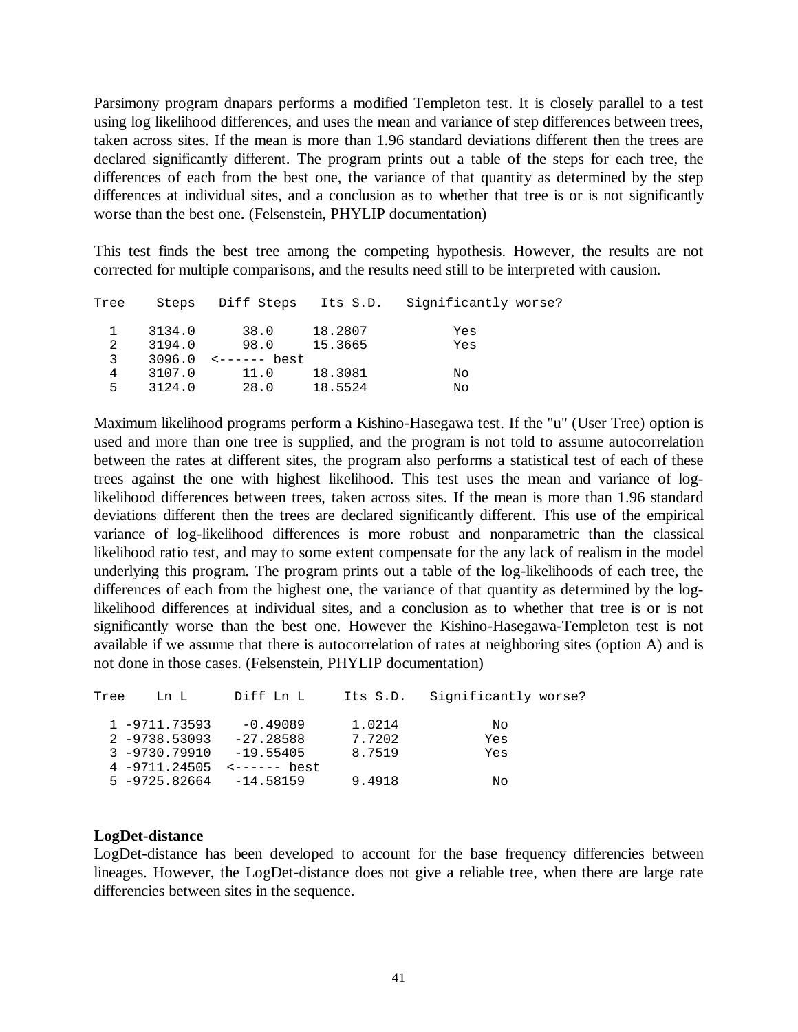Parsimony program dnapars performs a modified Templeton test. It is closely parallel to a test using log likelihood differences, and uses the mean and variance of step differences between trees, taken across sites. If the mean is more than 1.96 standard deviations different then the trees are declared significantly different. The program prints out a table of the steps for each tree, the differences of each from the best one, the variance of that quantity as determined by the step differences at individual sites, and a conclusion as to whether that tree is or is not significantly worse than the best one. (Felsenstein, PHYLIP documentation)

This test finds the best tree among the competing hypothesis. However, the results are not corrected for multiple comparisons, and the results need still to be interpreted with causion.

```
Tree    Steps   Diff Steps   Its S.D.   Significantly worse?

  1    3134.0      38.0     18.2807           Yes
  2    3194.0      98.0     15.3665           Yes
  3    3096.0  <------ best
  4    3107.0      11.0     18.3081           No
  5    3124.0      28.0     18.5524           No
```

Maximum likelihood programs perform a Kishino-Hasegawa test. If the "u" (User Tree) option is used and more than one tree is supplied, and the program is not told to assume autocorrelation between the rates at different sites, the program also performs a statistical test of each of these trees against the one with highest likelihood. This test uses the mean and variance of log-likelihood differences between trees, taken across sites. If the mean is more than 1.96 standard deviations different then the trees are declared significantly different. This use of the empirical variance of log-likelihood differences is more robust and nonparametric than the classical likelihood ratio test, and may to some extent compensate for the any lack of realism in the model underlying this program. The program prints out a table of the log-likelihoods of each tree, the differences of each from the highest one, the variance of that quantity as determined by the log-likelihood differences at individual sites, and a conclusion as to whether that tree is or is not significantly worse than the best one. However the Kishino-Hasegawa-Templeton test is not available if we assume that there is autocorrelation of rates at neighboring sites (option A) and is not done in those cases. (Felsenstein, PHYLIP documentation)

```
Tree    Ln L        Diff Ln L     Its S.D.   Significantly worse?

  1 -9711.73593    -0.49089      1.0214           No
  2 -9738.53093   -27.28588      7.7202          Yes
  3 -9730.79910   -19.55405      8.7519          Yes
  4 -9711.24505  <------ best
  5 -9725.82664   -14.58159      9.4918           No
```

**LogDet-distance**

LogDet-distance has been developed to account for the base frequency differencies between lineages. However, the LogDet-distance does not give a reliable tree, when there are large rate differencies between sites in the sequence.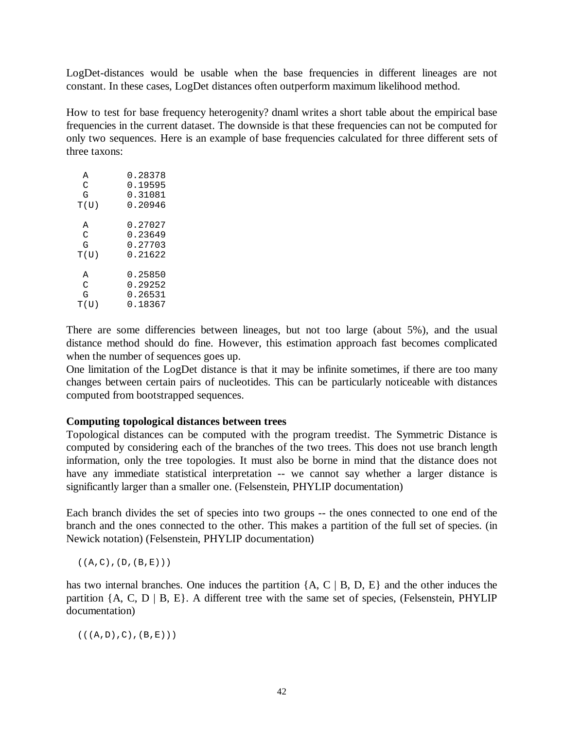LogDet-distances would be usable when the base frequencies in different lineages are not constant. In these cases, LogDet distances often outperform maximum likelihood method.

How to test for base frequency heterogenity? dnaml writes a short table about the empirical base frequencies in the current dataset. The downside is that these frequencies can not be computed for only two sequences. Here is an example of base frequencies calculated for three different sets of three taxons:

```
   A       0.28378
   C       0.19595
   G       0.31081
  T(U)     0.20946

   A       0.27027
   C       0.23649
   G       0.27703
  T(U)     0.21622

   A       0.25850
   C       0.29252
   G       0.26531
  T(U)     0.18367
```

There are some differencies between lineages, but not too large (about 5%), and the usual distance method should do fine. However, this estimation approach fast becomes complicated when the number of sequences goes up.
One limitation of the LogDet distance is that it may be infinite sometimes, if there are too many changes between certain pairs of nucleotides. This can be particularly noticeable with distances computed from bootstrapped sequences.

**Computing topological distances between trees**
Topological distances can be computed with the program treedist. The Symmetric Distance is computed by considering each of the branches of the two trees. This does not use branch length information, only the tree topologies. It must also be borne in mind that the distance does not have any immediate statistical interpretation -- we cannot say whether a larger distance is significantly larger than a smaller one. (Felsenstein, PHYLIP documentation)

Each branch divides the set of species into two groups -- the ones connected to one end of the branch and the ones connected to the other. This makes a partition of the full set of species. (in Newick notation) (Felsenstein, PHYLIP documentation)

```
((A,C),(D,(B,E)))
```

has two internal branches. One induces the partition {A, C | B, D, E} and the other induces the partition {A, C, D | B, E}. A different tree with the same set of species, (Felsenstein, PHYLIP documentation)

```
(((A,D),C),(B,E)))
```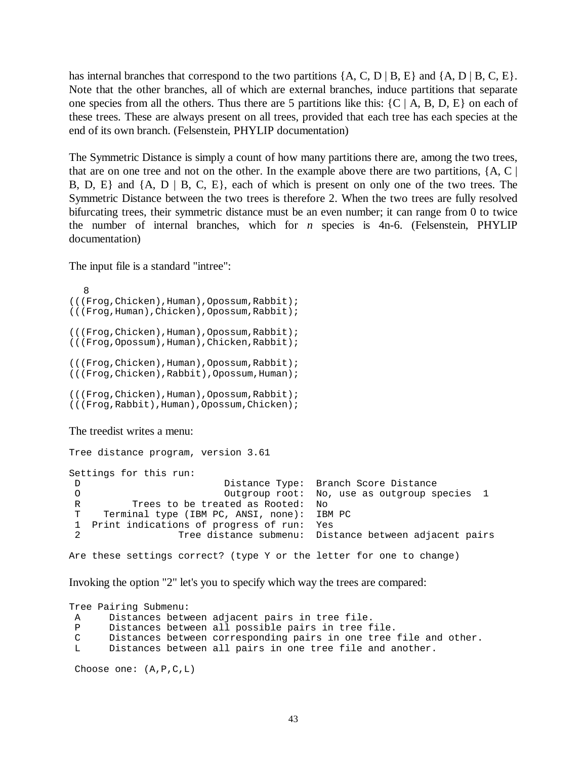has internal branches that correspond to the two partitions {A, C, D | B, E} and {A, D | B, C, E}. Note that the other branches, all of which are external branches, induce partitions that separate one species from all the others. Thus there are 5 partitions like this: {C | A, B, D, E} on each of these trees. These are always present on all trees, provided that each tree has each species at the end of its own branch. (Felsenstein, PHYLIP documentation)

The Symmetric Distance is simply a count of how many partitions there are, among the two trees, that are on one tree and not on the other. In the example above there are two partitions, {A, C | B, D, E} and {A, D | B, C, E}, each of which is present on only one of the two trees. The Symmetric Distance between the two trees is therefore 2. When the two trees are fully resolved bifurcating trees, their symmetric distance must be an even number; it can range from 0 to twice the number of internal branches, which for *n* species is 4n-6. (Felsenstein, PHYLIP documentation)

The input file is a standard "intree":

```
   8
(((Frog,Chicken),Human),Opossum,Rabbit);
(((Frog,Human),Chicken),Opossum,Rabbit);

(((Frog,Chicken),Human),Opossum,Rabbit);
(((Frog,Opossum),Human),Chicken,Rabbit);

(((Frog,Chicken),Human),Opossum,Rabbit);
(((Frog,Chicken),Rabbit),Opossum,Human);

(((Frog,Chicken),Human),Opossum,Rabbit);
(((Frog,Rabbit),Human),Opossum,Chicken);
```

The treedist writes a menu:

```
Tree distance program, version 3.61

Settings for this run:
 D                         Distance Type:  Branch Score Distance
 O                         Outgroup root:  No, use as outgroup species  1
 R         Trees to be treated as Rooted:  No
 T    Terminal type (IBM PC, ANSI, none):  IBM PC
 1  Print indications of progress of run:  Yes
 2                 Tree distance submenu:  Distance between adjacent pairs

Are these settings correct? (type Y or the letter for one to change)
```

Invoking the option "2" let's you to specify which way the trees are compared:

```
Tree Pairing Submenu:
 A     Distances between adjacent pairs in tree file.
 P     Distances between all possible pairs in tree file.
 C     Distances between corresponding pairs in one tree file and other.
 L     Distances between all pairs in one tree file and another.

 Choose one: (A,P,C,L)
```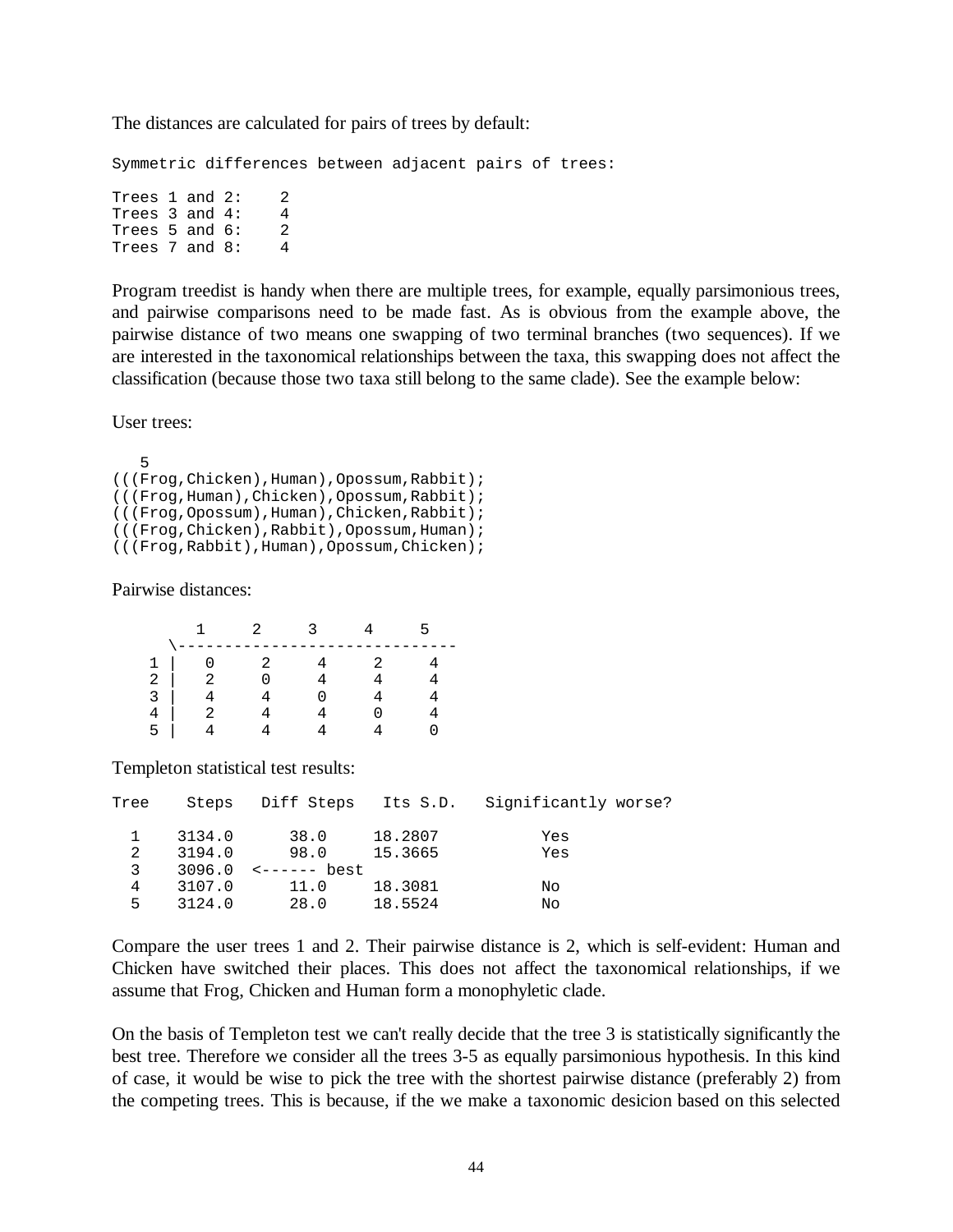The distances are calculated for pairs of trees by default:

```
Symmetric differences between adjacent pairs of trees:

Trees 1 and 2:    2
Trees 3 and 4:    4
Trees 5 and 6:    2
Trees 7 and 8:    4
```

Program treedist is handy when there are multiple trees, for example, equally parsimonious trees, and pairwise comparisons need to be made fast. As is obvious from the example above, the pairwise distance of two means one swapping of two terminal branches (two sequences). If we are interested in the taxonomical relationships between the taxa, this swapping does not affect the classification (because those two taxa still belong to the same clade). See the example below:

User trees:

```
   5
(((Frog,Chicken),Human),Opossum,Rabbit);
(((Frog,Human),Chicken),Opossum,Rabbit);
(((Frog,Opossum),Human),Chicken,Rabbit);
(((Frog,Chicken),Rabbit),Opossum,Human);
(((Frog,Rabbit),Human),Opossum,Chicken);
```

Pairwise distances:

```
        1     2     3     4     5
     \------------------------------
   1 |   0     2     4     2     4
   2 |   2     0     4     4     4
   3 |   4     4     0     4     4
   4 |   2     4     4     0     4
   5 |   4     4     4     4     0
```

Templeton statistical test results:

```
Tree    Steps   Diff Steps   Its S.D.   Significantly worse?

  1    3134.0      38.0     18.2807           Yes
  2    3194.0      98.0     15.3665           Yes
  3    3096.0  <------ best
  4    3107.0      11.0     18.3081           No
  5    3124.0      28.0     18.5524           No
```

Compare the user trees 1 and 2. Their pairwise distance is 2, which is self-evident: Human and Chicken have switched their places. This does not affect the taxonomical relationships, if we assume that Frog, Chicken and Human form a monophyletic clade.

On the basis of Templeton test we can't really decide that the tree 3 is statistically significantly the best tree. Therefore we consider all the trees 3-5 as equally parsimonious hypothesis. In this kind of case, it would be wise to pick the tree with the shortest pairwise distance (preferably 2) from the competing trees. This is because, if the we make a taxonomic desicion based on this selected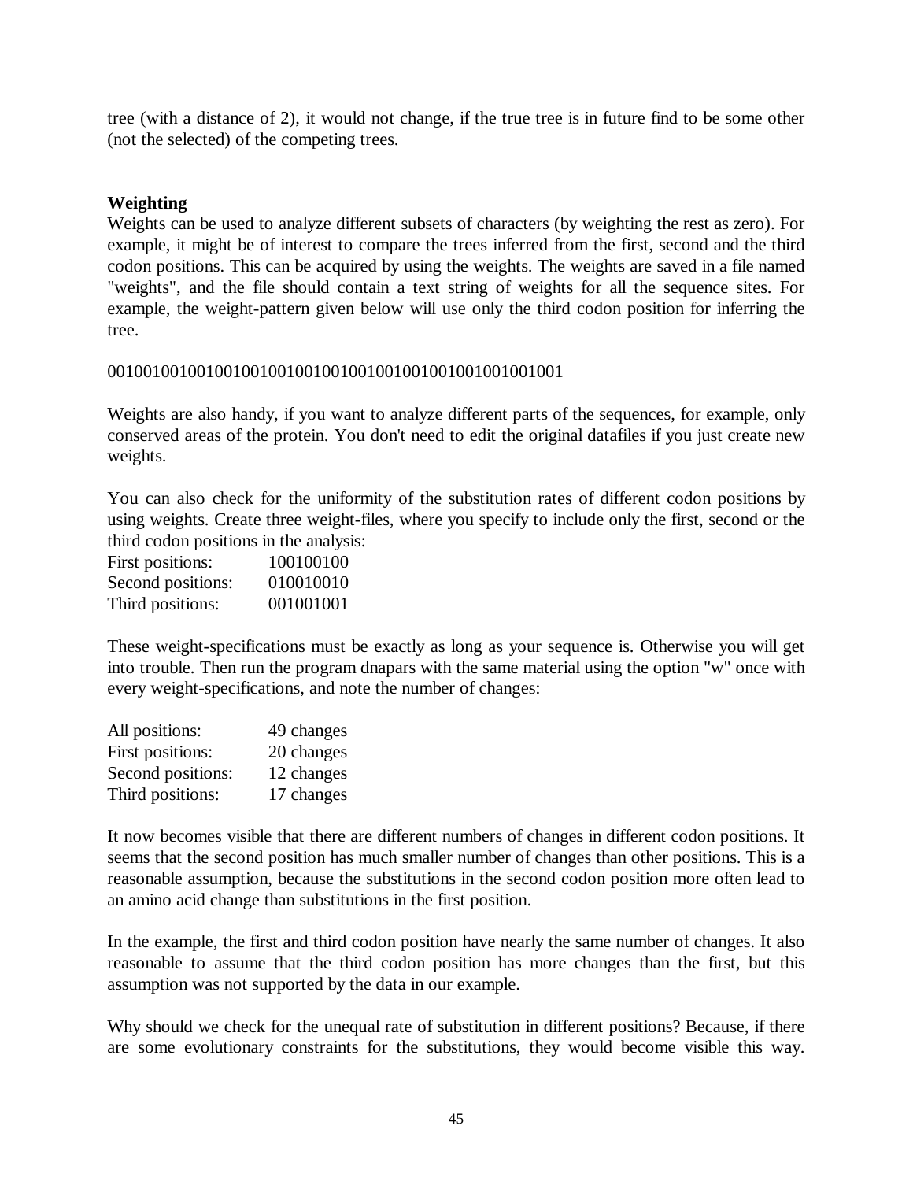tree (with a distance of 2), it would not change, if the true tree is in future find to be some other (not the selected) of the competing trees.

**Weighting**

Weights can be used to analyze different subsets of characters (by weighting the rest as zero). For example, it might be of interest to compare the trees inferred from the first, second and the third codon positions. This can be acquired by using the weights. The weights are saved in a file named "weights", and the file should contain a text string of weights for all the sequence sites. For example, the weight-pattern given below will use only the third codon position for inferring the tree.

001001001001001001001001001001001001001001001001001

Weights are also handy, if you want to analyze different parts of the sequences, for example, only conserved areas of the protein. You don't need to edit the original datafiles if you just create new weights.

You can also check for the uniformity of the substitution rates of different codon positions by using weights. Create three weight-files, where you specify to include only the first, second or the third codon positions in the analysis:

| | |
|---|---|
| First positions: | 100100100 |
| Second positions: | 010010010 |
| Third positions: | 001001001 |

These weight-specifications must be exactly as long as your sequence is. Otherwise you will get into trouble. Then run the program dnapars with the same material using the option "w" once with every weight-specifications, and note the number of changes:

| | |
|---|---|
| All positions: | 49 changes |
| First positions: | 20 changes |
| Second positions: | 12 changes |
| Third positions: | 17 changes |

It now becomes visible that there are different numbers of changes in different codon positions. It seems that the second position has much smaller number of changes than other positions. This is a reasonable assumption, because the substitutions in the second codon position more often lead to an amino acid change than substitutions in the first position.

In the example, the first and third codon position have nearly the same number of changes. It also reasonable to assume that the third codon position has more changes than the first, but this assumption was not supported by the data in our example.

Why should we check for the unequal rate of substitution in different positions? Because, if there are some evolutionary constraints for the substitutions, they would become visible this way.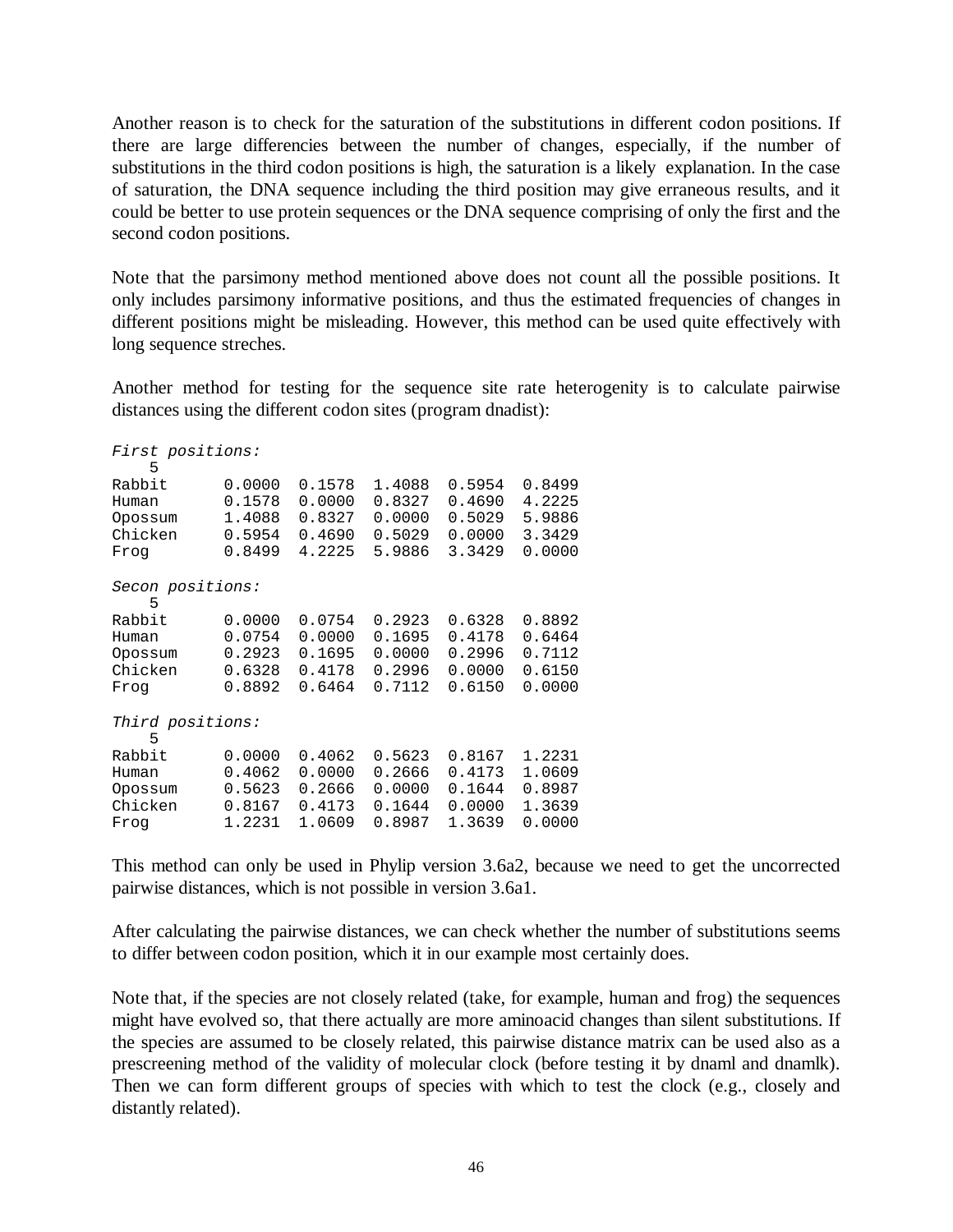Another reason is to check for the saturation of the substitutions in different codon positions. If there are large differencies between the number of changes, especially, if the number of substitutions in the third codon positions is high, the saturation is a likely explanation. In the case of saturation, the DNA sequence including the third position may give erraneous results, and it could be better to use protein sequences or the DNA sequence comprising of only the first and the second codon positions.

Note that the parsimony method mentioned above does not count all the possible positions. It only includes parsimony informative positions, and thus the estimated frequencies of changes in different positions might be misleading. However, this method can be used quite effectively with long sequence streches.

Another method for testing for the sequence site rate heterogenity is to calculate pairwise distances using the different codon sites (program dnadist):

```
First positions:
    5
Rabbit      0.0000  0.1578  1.4088  0.5954  0.8499
Human       0.1578  0.0000  0.8327  0.4690  4.2225
Opossum     1.4088  0.8327  0.0000  0.5029  5.9886
Chicken     0.5954  0.4690  0.5029  0.0000  3.3429
Frog        0.8499  4.2225  5.9886  3.3429  0.0000

Secon positions:
    5
Rabbit      0.0000  0.0754  0.2923  0.6328  0.8892
Human       0.0754  0.0000  0.1695  0.4178  0.6464
Opossum     0.2923  0.1695  0.0000  0.2996  0.7112
Chicken     0.6328  0.4178  0.2996  0.0000  0.6150
Frog        0.8892  0.6464  0.7112  0.6150  0.0000

Third positions:
    5
Rabbit      0.0000  0.4062  0.5623  0.8167  1.2231
Human       0.4062  0.0000  0.2666  0.4173  1.0609
Opossum     0.5623  0.2666  0.0000  0.1644  0.8987
Chicken     0.8167  0.4173  0.1644  0.0000  1.3639
Frog        1.2231  1.0609  0.8987  1.3639  0.0000
```

This method can only be used in Phylip version 3.6a2, because we need to get the uncorrected pairwise distances, which is not possible in version 3.6a1.

After calculating the pairwise distances, we can check whether the number of substitutions seems to differ between codon position, which it in our example most certainly does.

Note that, if the species are not closely related (take, for example, human and frog) the sequences might have evolved so, that there actually are more aminoacid changes than silent substitutions. If the species are assumed to be closely related, this pairwise distance matrix can be used also as a prescreening method of the validity of molecular clock (before testing it by dnaml and dnamlk). Then we can form different groups of species with which to test the clock (e.g., closely and distantly related).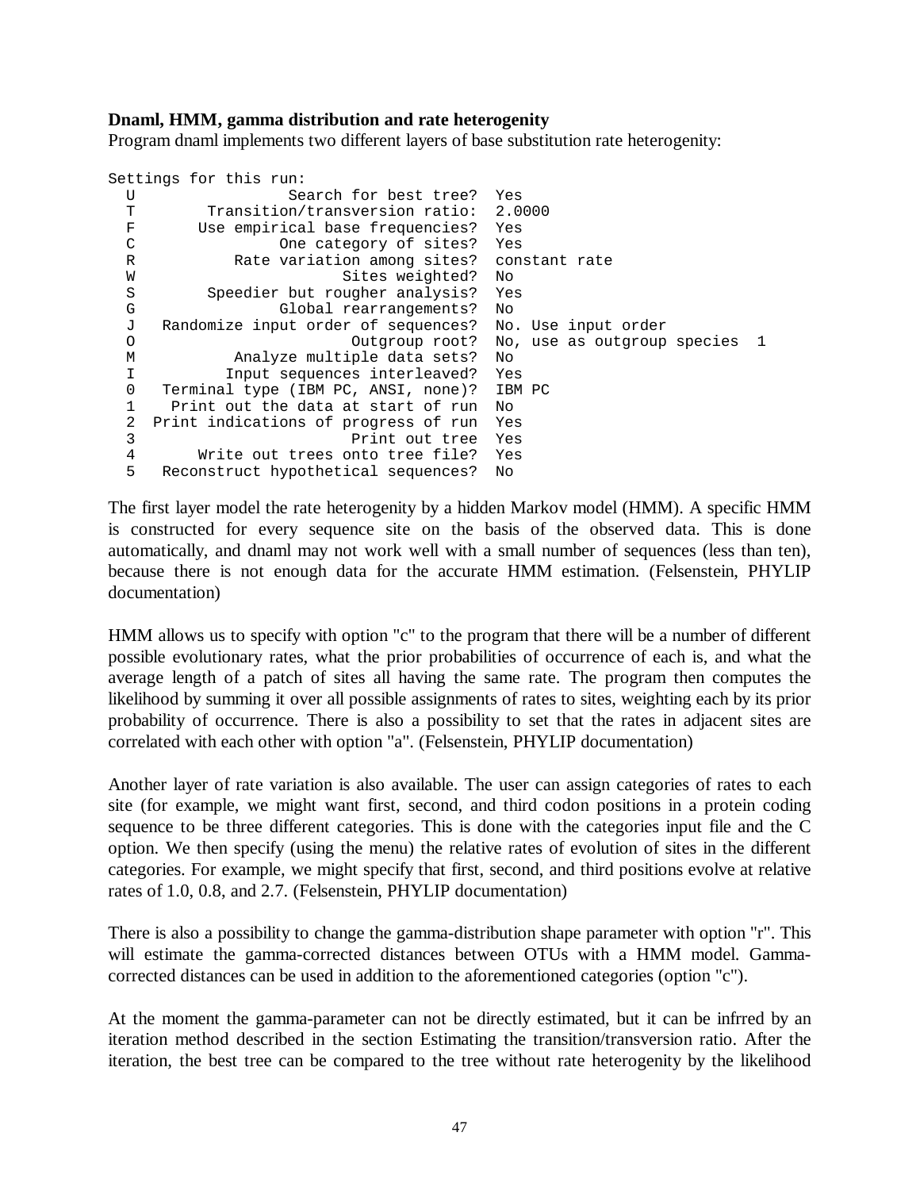**Dnaml, HMM, gamma distribution and rate heterogenity**

Program dnaml implements two different layers of base substitution rate heterogenity:

```
Settings for this run:
  U                 Search for best tree?  Yes
  T        Transition/transversion ratio:  2.0000
  F       Use empirical base frequencies?  Yes
  C             One category of sites?  Yes
  R           Rate variation among sites?  constant rate
  W                       Sites weighted?  No
  S        Speedier but rougher analysis?  Yes
  G                Global rearrangements?  No
  J   Randomize input order of sequences?  No. Use input order
  O                        Outgroup root?  No, use as outgroup species  1
  M           Analyze multiple data sets?  No
  I          Input sequences interleaved?  Yes
  0   Terminal type (IBM PC, ANSI, none)?  IBM PC
  1    Print out the data at start of run  No
  2  Print indications of progress of run  Yes
  3                        Print out tree  Yes
  4       Write out trees onto tree file?  Yes
  5   Reconstruct hypothetical sequences?  No
```

The first layer model the rate heterogenity by a hidden Markov model (HMM). A specific HMM is constructed for every sequence site on the basis of the observed data. This is done automatically, and dnaml may not work well with a small number of sequences (less than ten), because there is not enough data for the accurate HMM estimation. (Felsenstein, PHYLIP documentation)

HMM allows us to specify with option "c" to the program that there will be a number of different possible evolutionary rates, what the prior probabilities of occurrence of each is, and what the average length of a patch of sites all having the same rate. The program then computes the likelihood by summing it over all possible assignments of rates to sites, weighting each by its prior probability of occurrence. There is also a possibility to set that the rates in adjacent sites are correlated with each other with option "a". (Felsenstein, PHYLIP documentation)

Another layer of rate variation is also available. The user can assign categories of rates to each site (for example, we might want first, second, and third codon positions in a protein coding sequence to be three different categories. This is done with the categories input file and the C option. We then specify (using the menu) the relative rates of evolution of sites in the different categories. For example, we might specify that first, second, and third positions evolve at relative rates of 1.0, 0.8, and 2.7. (Felsenstein, PHYLIP documentation)

There is also a possibility to change the gamma-distribution shape parameter with option "r". This will estimate the gamma-corrected distances between OTUs with a HMM model. Gamma-corrected distances can be used in addition to the aforementioned categories (option "c").

At the moment the gamma-parameter can not be directly estimated, but it can be infrred by an iteration method described in the section Estimating the transition/transversion ratio. After the iteration, the best tree can be compared to the tree without rate heterogenity by the likelihood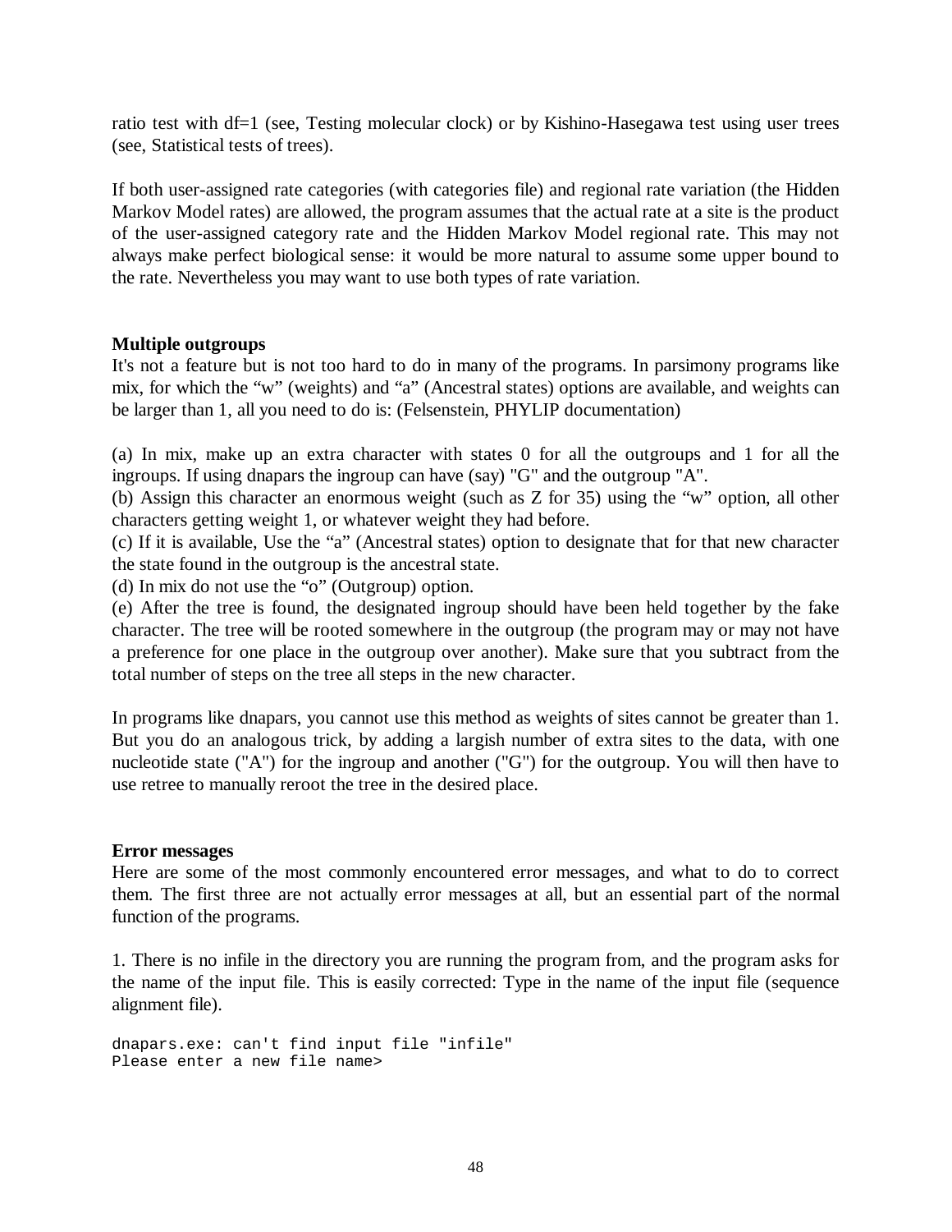ratio test with df=1 (see, Testing molecular clock) or by Kishino-Hasegawa test using user trees (see, Statistical tests of trees).

If both user-assigned rate categories (with categories file) and regional rate variation (the Hidden Markov Model rates) are allowed, the program assumes that the actual rate at a site is the product of the user-assigned category rate and the Hidden Markov Model regional rate. This may not always make perfect biological sense: it would be more natural to assume some upper bound to the rate. Nevertheless you may want to use both types of rate variation.

**Multiple outgroups**

It's not a feature but is not too hard to do in many of the programs. In parsimony programs like mix, for which the “w” (weights) and “a” (Ancestral states) options are available, and weights can be larger than 1, all you need to do is: (Felsenstein, PHYLIP documentation)

(a) In mix, make up an extra character with states 0 for all the outgroups and 1 for all the ingroups. If using dnapars the ingroup can have (say) "G" and the outgroup "A".

(b) Assign this character an enormous weight (such as Z for 35) using the “w” option, all other characters getting weight 1, or whatever weight they had before.

(c) If it is available, Use the “a” (Ancestral states) option to designate that for that new character the state found in the outgroup is the ancestral state.

(d) In mix do not use the “o” (Outgroup) option.

(e) After the tree is found, the designated ingroup should have been held together by the fake character. The tree will be rooted somewhere in the outgroup (the program may or may not have a preference for one place in the outgroup over another). Make sure that you subtract from the total number of steps on the tree all steps in the new character.

In programs like dnapars, you cannot use this method as weights of sites cannot be greater than 1. But you do an analogous trick, by adding a largish number of extra sites to the data, with one nucleotide state ("A") for the ingroup and another ("G") for the outgroup. You will then have to use retree to manually reroot the tree in the desired place.

**Error messages**

Here are some of the most commonly encountered error messages, and what to do to correct them. The first three are not actually error messages at all, but an essential part of the normal function of the programs.

1. There is no infile in the directory you are running the program from, and the program asks for the name of the input file. This is easily corrected: Type in the name of the input file (sequence alignment file).

```
dnapars.exe: can't find input file "infile"
Please enter a new file name>
```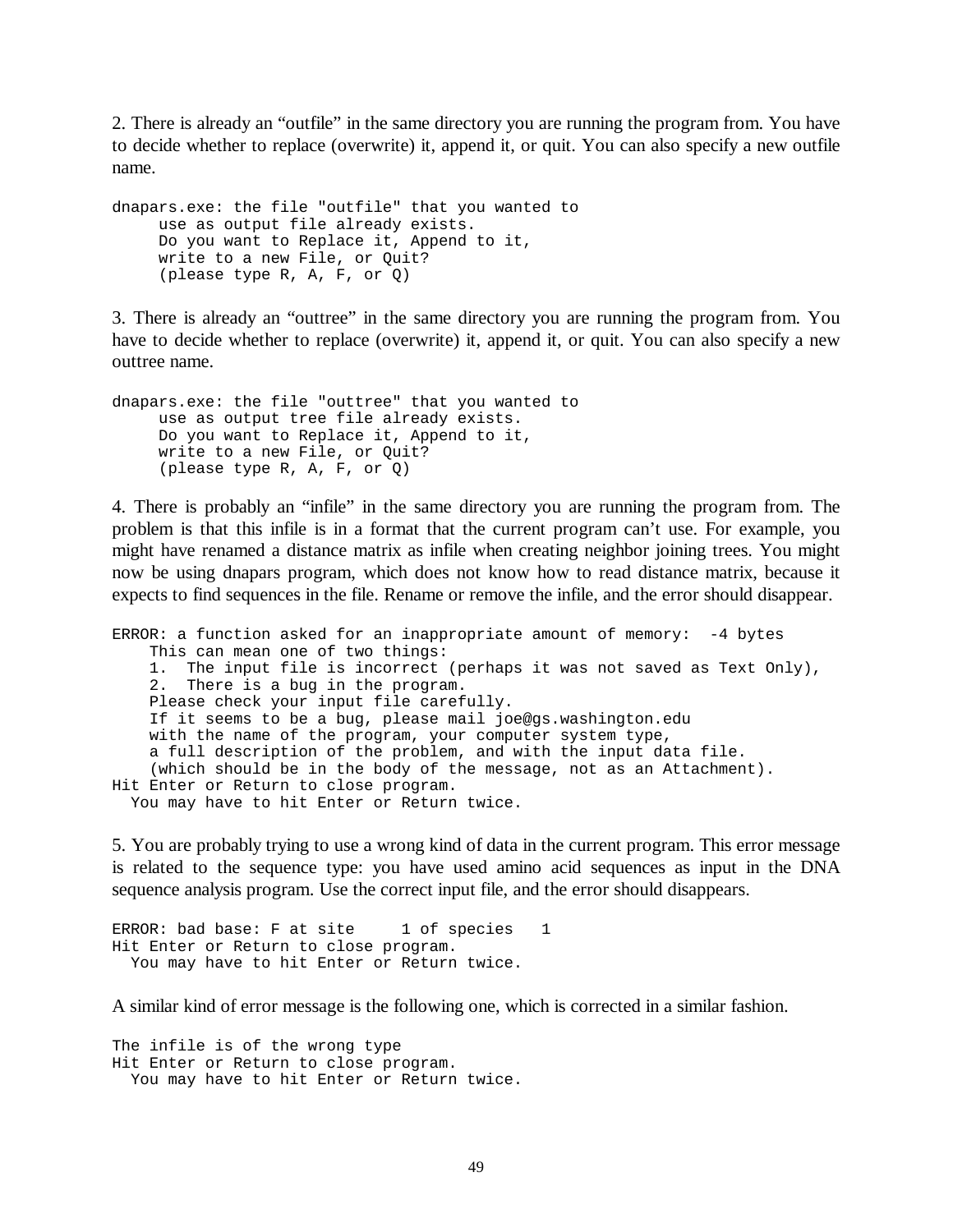2. There is already an “outfile” in the same directory you are running the program from. You have to decide whether to replace (overwrite) it, append it, or quit. You can also specify a new outfile name.

```
dnapars.exe: the file "outfile" that you wanted to
     use as output file already exists.
     Do you want to Replace it, Append to it,
     write to a new File, or Quit?
     (please type R, A, F, or Q)
```

3. There is already an “outtree” in the same directory you are running the program from. You have to decide whether to replace (overwrite) it, append it, or quit. You can also specify a new outtree name.

```
dnapars.exe: the file "outtree" that you wanted to
     use as output tree file already exists.
     Do you want to Replace it, Append to it,
     write to a new File, or Quit?
     (please type R, A, F, or Q)
```

4. There is probably an “infile” in the same directory you are running the program from. The problem is that this infile is in a format that the current program can’t use. For example, you might have renamed a distance matrix as infile when creating neighbor joining trees. You might now be using dnapars program, which does not know how to read distance matrix, because it expects to find sequences in the file. Rename or remove the infile, and the error should disappear.

```
ERROR: a function asked for an inappropriate amount of memory:  -4 bytes
    This can mean one of two things:
    1.  The input file is incorrect (perhaps it was not saved as Text Only),
    2.  There is a bug in the program.
    Please check your input file carefully.
    If it seems to be a bug, please mail joe@gs.washington.edu
    with the name of the program, your computer system type,
    a full description of the problem, and with the input data file.
    (which should be in the body of the message, not as an Attachment).
Hit Enter or Return to close program.
  You may have to hit Enter or Return twice.
```

5. You are probably trying to use a wrong kind of data in the current program. This error message is related to the sequence type: you have used amino acid sequences as input in the DNA sequence analysis program. Use the correct input file, and the error should disappears.

```
ERROR: bad base: F at site     1 of species   1
Hit Enter or Return to close program.
  You may have to hit Enter or Return twice.
```

A similar kind of error message is the following one, which is corrected in a similar fashion.

```
The infile is of the wrong type
Hit Enter or Return to close program.
  You may have to hit Enter or Return twice.
```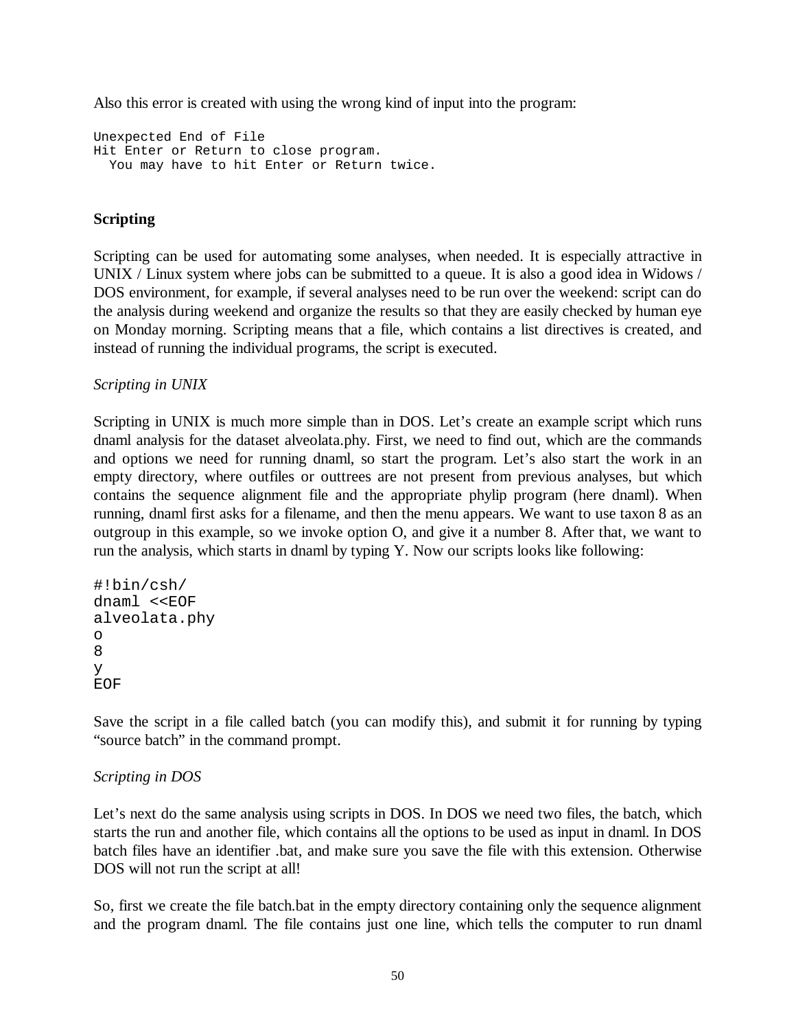Also this error is created with using the wrong kind of input into the program:

```
Unexpected End of File
Hit Enter or Return to close program.
  You may have to hit Enter or Return twice.
```

**Scripting**

Scripting can be used for automating some analyses, when needed. It is especially attractive in UNIX / Linux system where jobs can be submitted to a queue. It is also a good idea in Widows / DOS environment, for example, if several analyses need to be run over the weekend: script can do the analysis during weekend and organize the results so that they are easily checked by human eye on Monday morning. Scripting means that a file, which contains a list directives is created, and instead of running the individual programs, the script is executed.

*Scripting in UNIX*

Scripting in UNIX is much more simple than in DOS. Let's create an example script which runs dnaml analysis for the dataset alveolata.phy. First, we need to find out, which are the commands and options we need for running dnaml, so start the program. Let's also start the work in an empty directory, where outfiles or outtrees are not present from previous analyses, but which contains the sequence alignment file and the appropriate phylip program (here dnaml). When running, dnaml first asks for a filename, and then the menu appears. We want to use taxon 8 as an outgroup in this example, so we invoke option O, and give it a number 8. After that, we want to run the analysis, which starts in dnaml by typing Y. Now our scripts looks like following:

```
#!bin/csh/
dnaml <<EOF
alveolata.phy
o
8
y
EOF
```

Save the script in a file called batch (you can modify this), and submit it for running by typing "source batch" in the command prompt.

*Scripting in DOS*

Let's next do the same analysis using scripts in DOS. In DOS we need two files, the batch, which starts the run and another file, which contains all the options to be used as input in dnaml. In DOS batch files have an identifier .bat, and make sure you save the file with this extension. Otherwise DOS will not run the script at all!

So, first we create the file batch.bat in the empty directory containing only the sequence alignment and the program dnaml. The file contains just one line, which tells the computer to run dnaml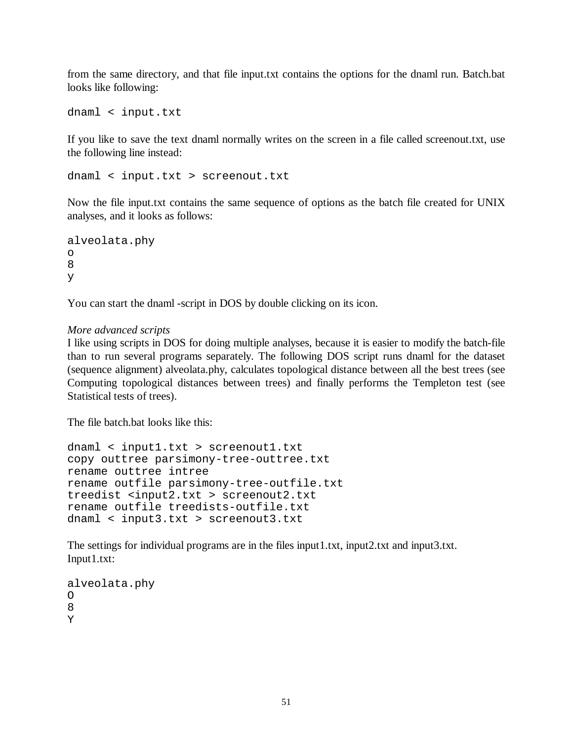from the same directory, and that file input.txt contains the options for the dnaml run. Batch.bat looks like following:

```
dnaml < input.txt
```

If you like to save the text dnaml normally writes on the screen in a file called screenout.txt, use the following line instead:

```
dnaml < input.txt > screenout.txt
```

Now the file input.txt contains the same sequence of options as the batch file created for UNIX analyses, and it looks as follows:

```
alveolata.phy
o
8
y
```

You can start the dnaml -script in DOS by double clicking on its icon.

*More advanced scripts*

I like using scripts in DOS for doing multiple analyses, because it is easier to modify the batch-file than to run several programs separately. The following DOS script runs dnaml for the dataset (sequence alignment) alveolata.phy, calculates topological distance between all the best trees (see Computing topological distances between trees) and finally performs the Templeton test (see Statistical tests of trees).

The file batch.bat looks like this:

```
dnaml < input1.txt > screenout1.txt
copy outtree parsimony-tree-outtree.txt
rename outtree intree
rename outfile parsimony-tree-outfile.txt
treedist <input2.txt > screenout2.txt
rename outfile treedists-outfile.txt
dnaml < input3.txt > screenout3.txt
```

The settings for individual programs are in the files input1.txt, input2.txt and input3.txt.
Input1.txt:

```
alveolata.phy
O
8
Y
```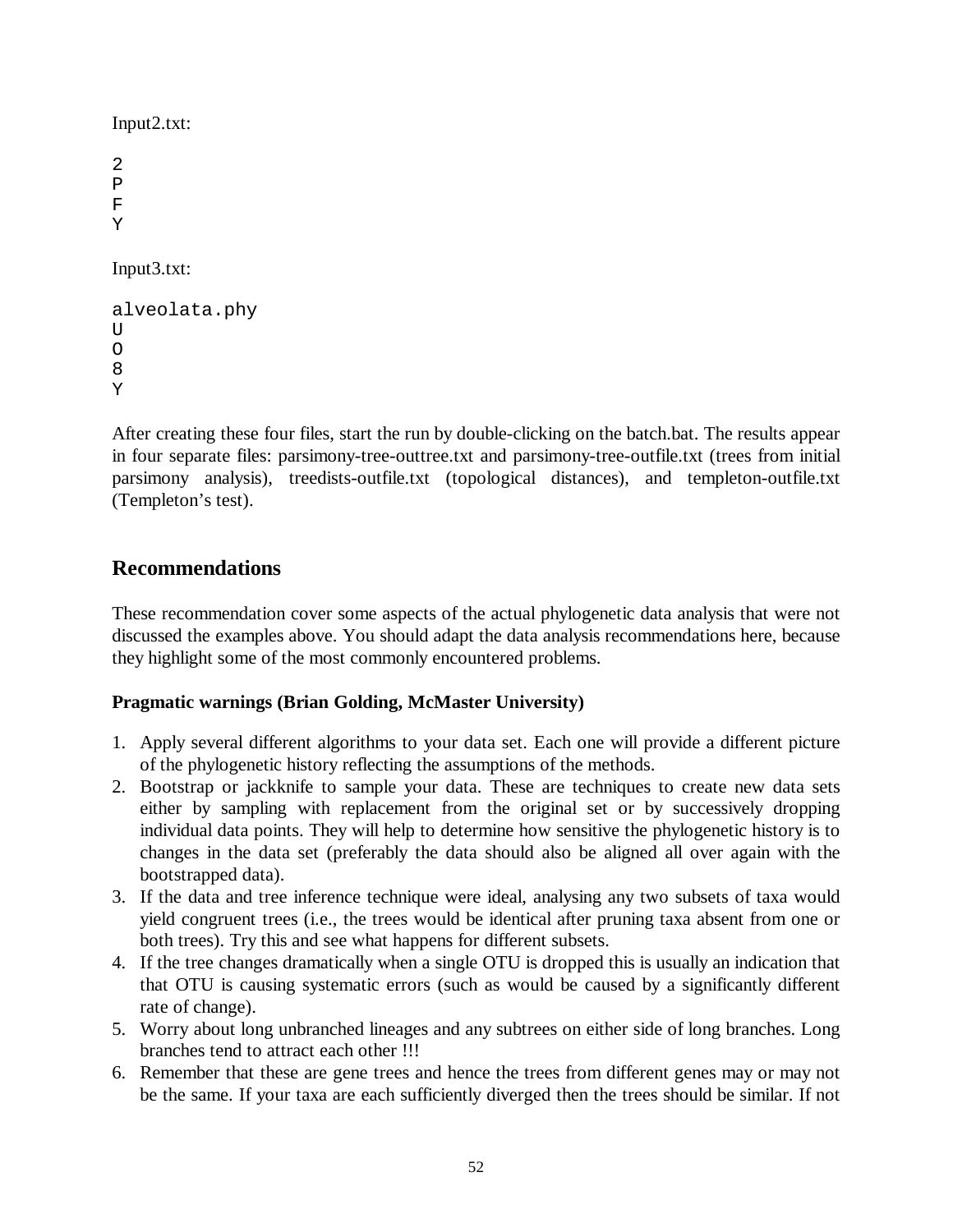Input2.txt:

```
2
P
F
Y
```

Input3.txt:

```
alveolata.phy
U
O
8
Y
```

After creating these four files, start the run by double-clicking on the batch.bat. The results appear in four separate files: parsimony-tree-outtree.txt and parsimony-tree-outfile.txt (trees from initial parsimony analysis), treedists-outfile.txt (topological distances), and templeton-outfile.txt (Templeton's test).

## Recommendations

These recommendation cover some aspects of the actual phylogenetic data analysis that were not discussed the examples above. You should adapt the data analysis recommendations here, because they highlight some of the most commonly encountered problems.

### Pragmatic warnings (Brian Golding, McMaster University)

1. Apply several different algorithms to your data set. Each one will provide a different picture of the phylogenetic history reflecting the assumptions of the methods.
2. Bootstrap or jackknife to sample your data. These are techniques to create new data sets either by sampling with replacement from the original set or by successively dropping individual data points. They will help to determine how sensitive the phylogenetic history is to changes in the data set (preferably the data should also be aligned all over again with the bootstrapped data).
3. If the data and tree inference technique were ideal, analysing any two subsets of taxa would yield congruent trees (i.e., the trees would be identical after pruning taxa absent from one or both trees). Try this and see what happens for different subsets.
4. If the tree changes dramatically when a single OTU is dropped this is usually an indication that that OTU is causing systematic errors (such as would be caused by a significantly different rate of change).
5. Worry about long unbranched lineages and any subtrees on either side of long branches. Long branches tend to attract each other !!!
6. Remember that these are gene trees and hence the trees from different genes may or may not be the same. If your taxa are each sufficiently diverged then the trees should be similar. If not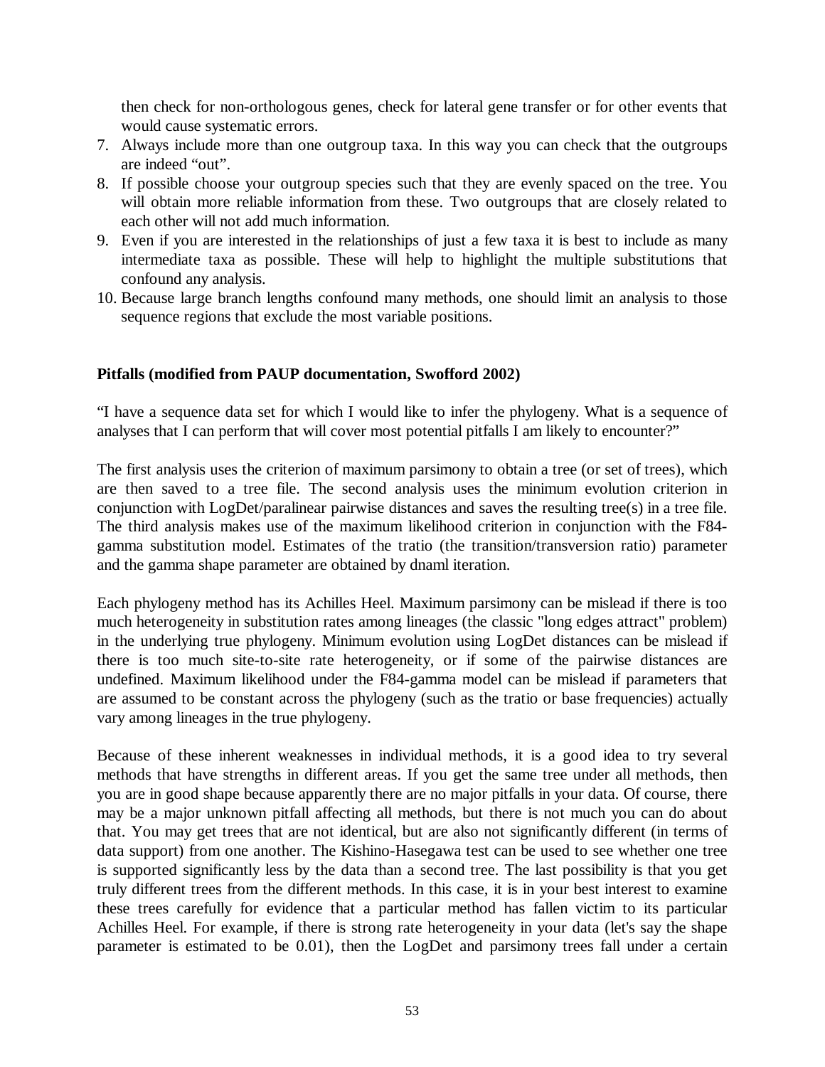then check for non-orthologous genes, check for lateral gene transfer or for other events that would cause systematic errors.

7. Always include more than one outgroup taxa. In this way you can check that the outgroups are indeed "out".
8. If possible choose your outgroup species such that they are evenly spaced on the tree. You will obtain more reliable information from these. Two outgroups that are closely related to each other will not add much information.
9. Even if you are interested in the relationships of just a few taxa it is best to include as many intermediate taxa as possible. These will help to highlight the multiple substitutions that confound any analysis.
10. Because large branch lengths confound many methods, one should limit an analysis to those sequence regions that exclude the most variable positions.

**Pitfalls (modified from PAUP documentation, Swofford 2002)**

"I have a sequence data set for which I would like to infer the phylogeny. What is a sequence of analyses that I can perform that will cover most potential pitfalls I am likely to encounter?"

The first analysis uses the criterion of maximum parsimony to obtain a tree (or set of trees), which are then saved to a tree file. The second analysis uses the minimum evolution criterion in conjunction with LogDet/paralinear pairwise distances and saves the resulting tree(s) in a tree file. The third analysis makes use of the maximum likelihood criterion in conjunction with the F84-gamma substitution model. Estimates of the tratio (the transition/transversion ratio) parameter and the gamma shape parameter are obtained by dnaml iteration.

Each phylogeny method has its Achilles Heel. Maximum parsimony can be mislead if there is too much heterogeneity in substitution rates among lineages (the classic "long edges attract" problem) in the underlying true phylogeny. Minimum evolution using LogDet distances can be mislead if there is too much site-to-site rate heterogeneity, or if some of the pairwise distances are undefined. Maximum likelihood under the F84-gamma model can be mislead if parameters that are assumed to be constant across the phylogeny (such as the tratio or base frequencies) actually vary among lineages in the true phylogeny.

Because of these inherent weaknesses in individual methods, it is a good idea to try several methods that have strengths in different areas. If you get the same tree under all methods, then you are in good shape because apparently there are no major pitfalls in your data. Of course, there may be a major unknown pitfall affecting all methods, but there is not much you can do about that. You may get trees that are not identical, but are also not significantly different (in terms of data support) from one another. The Kishino-Hasegawa test can be used to see whether one tree is supported significantly less by the data than a second tree. The last possibility is that you get truly different trees from the different methods. In this case, it is in your best interest to examine these trees carefully for evidence that a particular method has fallen victim to its particular Achilles Heel. For example, if there is strong rate heterogeneity in your data (let's say the shape parameter is estimated to be 0.01), then the LogDet and parsimony trees fall under a certain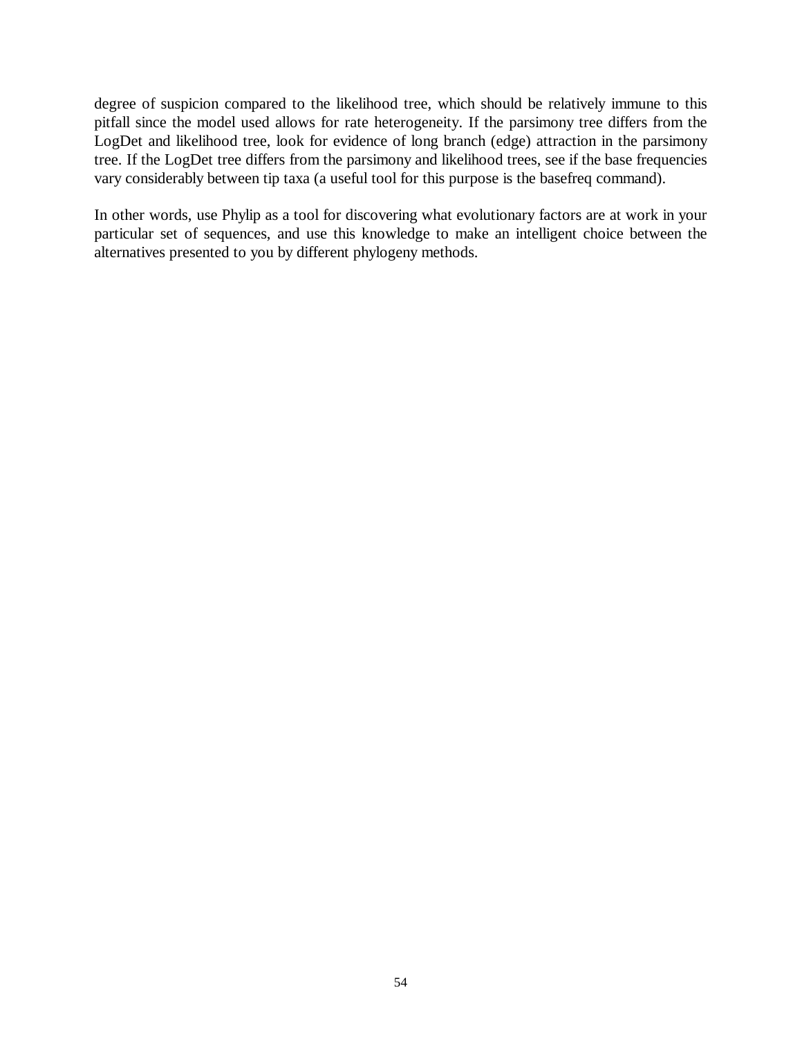degree of suspicion compared to the likelihood tree, which should be relatively immune to this pitfall since the model used allows for rate heterogeneity. If the parsimony tree differs from the LogDet and likelihood tree, look for evidence of long branch (edge) attraction in the parsimony tree. If the LogDet tree differs from the parsimony and likelihood trees, see if the base frequencies vary considerably between tip taxa (a useful tool for this purpose is the basefreq command).

In other words, use Phylip as a tool for discovering what evolutionary factors are at work in your particular set of sequences, and use this knowledge to make an intelligent choice between the alternatives presented to you by different phylogeny methods.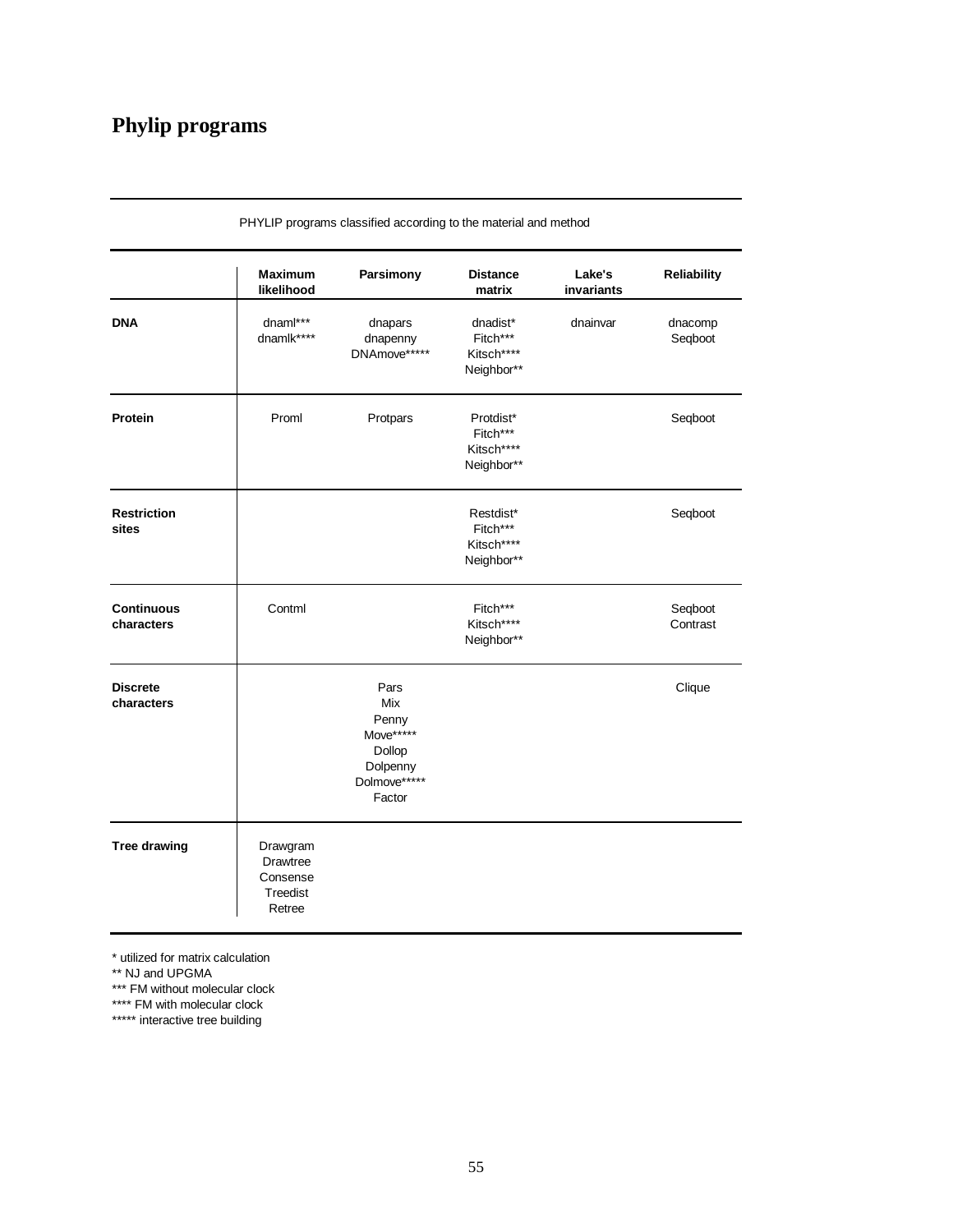# Phylip programs

PHYLIP programs classified according to the material and method

| | Maximum likelihood | Parsimony | Distance matrix | Lake's invariants | Reliability |
|---|---|---|---|---|---|
| **DNA** | dnaml***<br>dnamlk**** | dnapars<br>dnapenny<br>DNAmove***** | dnadist*<br>Fitch***<br>Kitsch****<br>Neighbor** | dnainvar | dnacomp<br>Seqboot |
| **Protein** | Proml | Protpars | Protdist*<br>Fitch***<br>Kitsch****<br>Neighbor** | | Seqboot |
| **Restriction sites** | | | Restdist*<br>Fitch***<br>Kitsch****<br>Neighbor** | | Seqboot |
| **Continuous characters** | Contml | | Fitch***<br>Kitsch****<br>Neighbor** | | Seqboot<br>Contrast |
| **Discrete characters** | | Pars<br>Mix<br>Penny<br>Move*****<br>Dollop<br>Dolpenny<br>Dolmove*****<br>Factor | | | Clique |
| **Tree drawing** | Drawgram<br>Drawtree<br>Consense<br>Treedist<br>Retree | | | | |

\* utilized for matrix calculation
** NJ and UPGMA
*** FM without molecular clock
**** FM with molecular clock
***** interactive tree building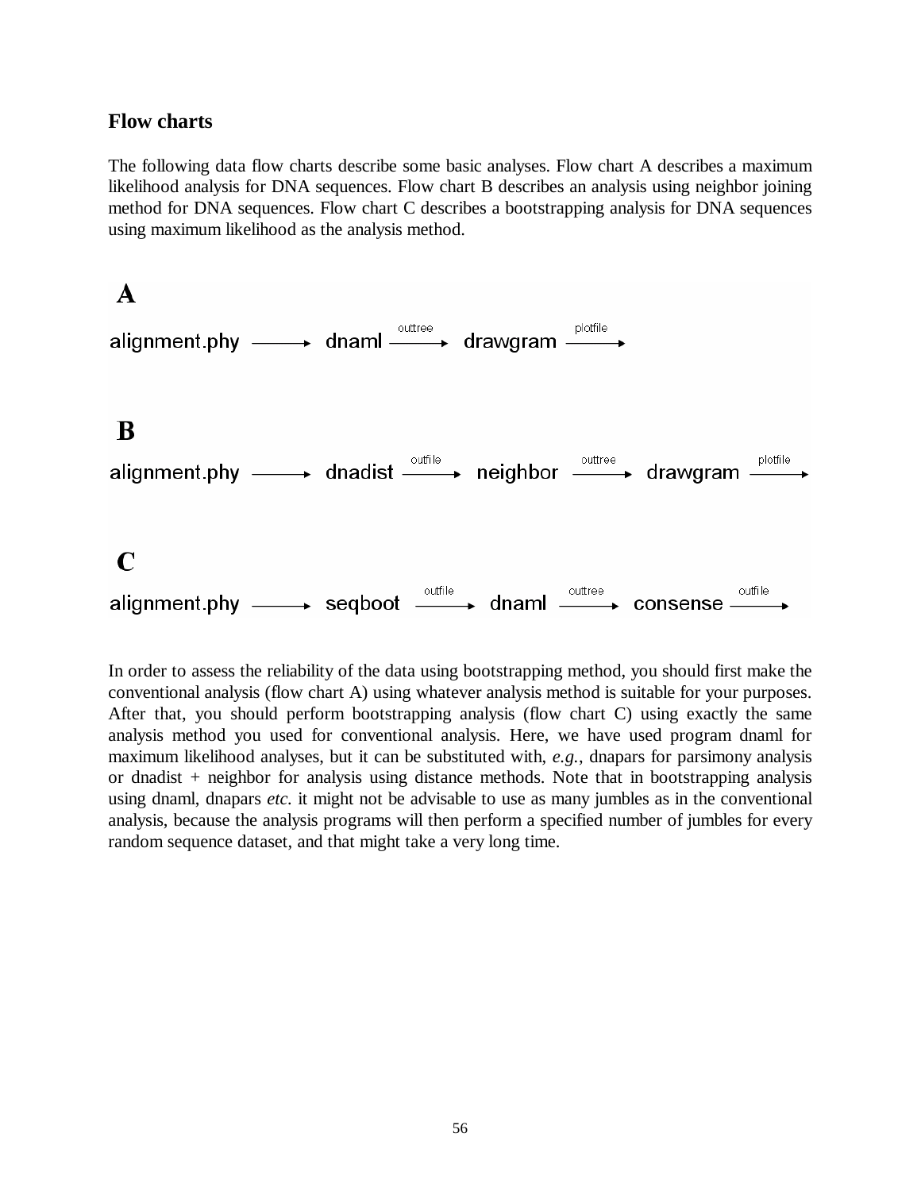## Flow charts

The following data flow charts describe some basic analyses. Flow chart A describes a maximum likelihood analysis for DNA sequences. Flow chart B describes an analysis using neighbor joining method for DNA sequences. Flow chart C describes a bootstrapping analysis for DNA sequences using maximum likelihood as the analysis method.

**A**

alignment.phy ⟶ dnaml —outtree⟶ drawgram —plotfile⟶

**B**

alignment.phy ⟶ dnadist —outfile⟶ neighbor —outtree⟶ drawgram —plotfile⟶

**C**

alignment.phy ⟶ seqboot —outfile⟶ dnaml —outtree⟶ consense —outfile⟶

In order to assess the reliability of the data using bootstrapping method, you should first make the conventional analysis (flow chart A) using whatever analysis method is suitable for your purposes. After that, you should perform bootstrapping analysis (flow chart C) using exactly the same analysis method you used for conventional analysis. Here, we have used program dnaml for maximum likelihood analyses, but it can be substituted with, *e.g.*, dnapars for parsimony analysis or dnadist + neighbor for analysis using distance methods. Note that in bootstrapping analysis using dnaml, dnapars *etc.* it might not be advisable to use as many jumbles as in the conventional analysis, because the analysis programs will then perform a specified number of jumbles for every random sequence dataset, and that might take a very long time.